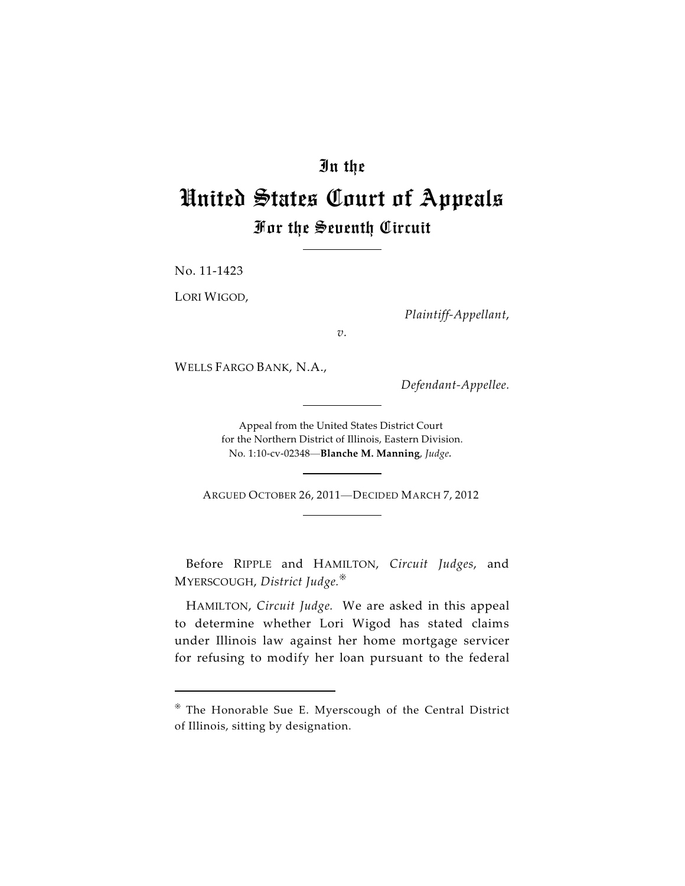# In the
# United States Court of Appeals
## For the Seventh Circuit

No. 11-1423

LORI WIGOD,

*Plaintiff-Appellant,*

*v.*

WELLS FARGO BANK, N.A.,

*Defendant-Appellee.*

Appeal from the United States District Court
for the Northern District of Illinois, Eastern Division.
No. 1:10-cv-02348—**Blanche M. Manning**, *Judge*.

ARGUED OCTOBER 26, 2011—DECIDED MARCH 7, 2012

Before RIPPLE and HAMILTON, *Circuit Judges*, and MYERSCOUGH, *District Judge.*[*]

HAMILTON, *Circuit Judge.* We are asked in this appeal to determine whether Lori Wigod has stated claims under Illinois law against her home mortgage servicer for refusing to modify her loan pursuant to the federal

[*] The Honorable Sue E. Myerscough of the Central District of Illinois, sitting by designation.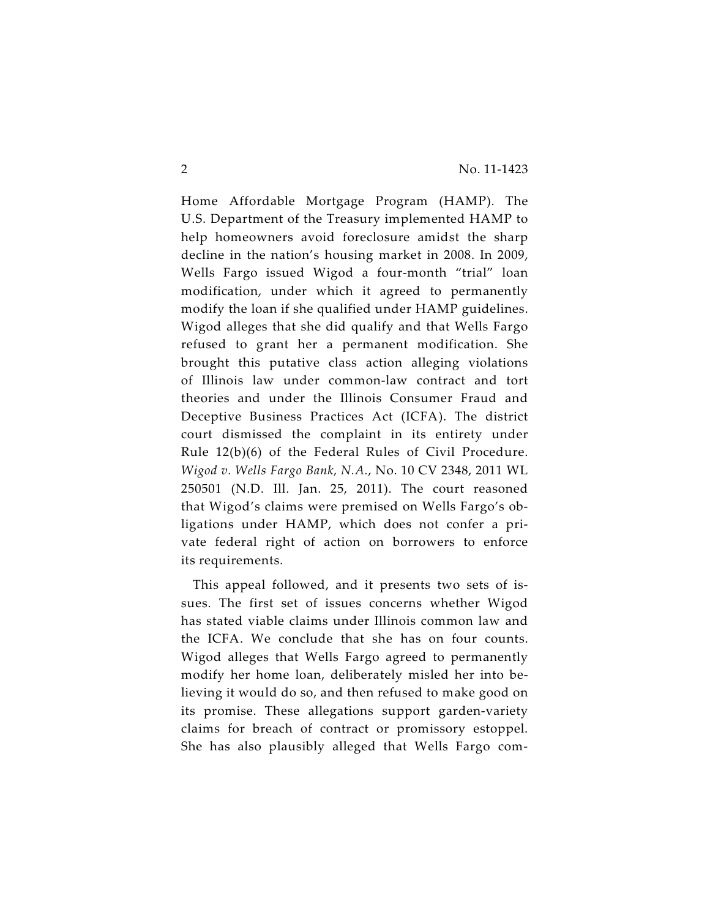Home Affordable Mortgage Program (HAMP). The U.S. Department of the Treasury implemented HAMP to help homeowners avoid foreclosure amidst the sharp decline in the nation's housing market in 2008. In 2009, Wells Fargo issued Wigod a four-month "trial" loan modification, under which it agreed to permanently modify the loan if she qualified under HAMP guidelines. Wigod alleges that she did qualify and that Wells Fargo refused to grant her a permanent modification. She brought this putative class action alleging violations of Illinois law under common-law contract and tort theories and under the Illinois Consumer Fraud and Deceptive Business Practices Act (ICFA). The district court dismissed the complaint in its entirety under Rule 12(b)(6) of the Federal Rules of Civil Procedure. *Wigod v. Wells Fargo Bank, N.A.*, No. 10 CV 2348, 2011 WL 250501 (N.D. Ill. Jan. 25, 2011). The court reasoned that Wigod's claims were premised on Wells Fargo's obligations under HAMP, which does not confer a private federal right of action on borrowers to enforce its requirements.

This appeal followed, and it presents two sets of issues. The first set of issues concerns whether Wigod has stated viable claims under Illinois common law and the ICFA. We conclude that she has on four counts. Wigod alleges that Wells Fargo agreed to permanently modify her home loan, deliberately misled her into believing it would do so, and then refused to make good on its promise. These allegations support garden-variety claims for breach of contract or promissory estoppel. She has also plausibly alleged that Wells Fargo com-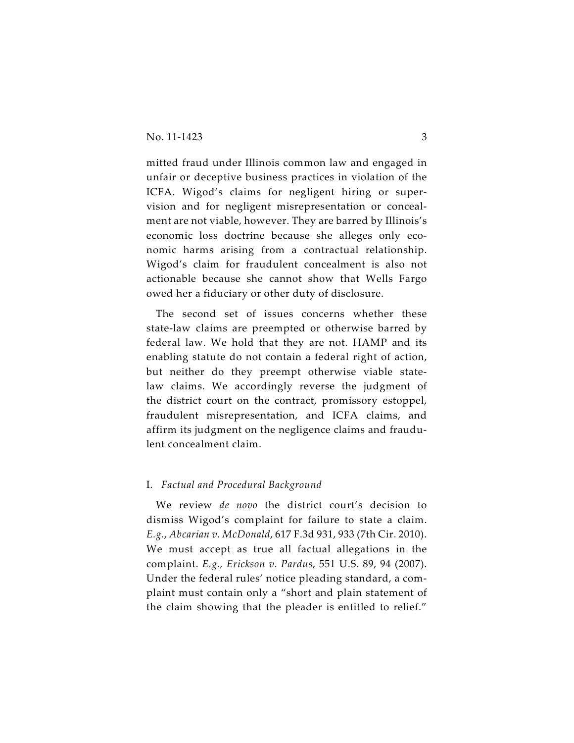mitted fraud under Illinois common law and engaged in unfair or deceptive business practices in violation of the ICFA. Wigod's claims for negligent hiring or supervision and for negligent misrepresentation or concealment are not viable, however. They are barred by Illinois's economic loss doctrine because she alleges only economic harms arising from a contractual relationship. Wigod's claim for fraudulent concealment is also not actionable because she cannot show that Wells Fargo owed her a fiduciary or other duty of disclosure.

The second set of issues concerns whether these state-law claims are preempted or otherwise barred by federal law. We hold that they are not. HAMP and its enabling statute do not contain a federal right of action, but neither do they preempt otherwise viable state-law claims. We accordingly reverse the judgment of the district court on the contract, promissory estoppel, fraudulent misrepresentation, and ICFA claims, and affirm its judgment on the negligence claims and fraudulent concealment claim.

## I. *Factual and Procedural Background*

We review *de novo* the district court's decision to dismiss Wigod's complaint for failure to state a claim. *E.g.*, *Abcarian v. McDonald*, 617 F.3d 931, 933 (7th Cir. 2010). We must accept as true all factual allegations in the complaint. *E.g., Erickson v. Pardus*, 551 U.S. 89, 94 (2007). Under the federal rules' notice pleading standard, a complaint must contain only a "short and plain statement of the claim showing that the pleader is entitled to relief."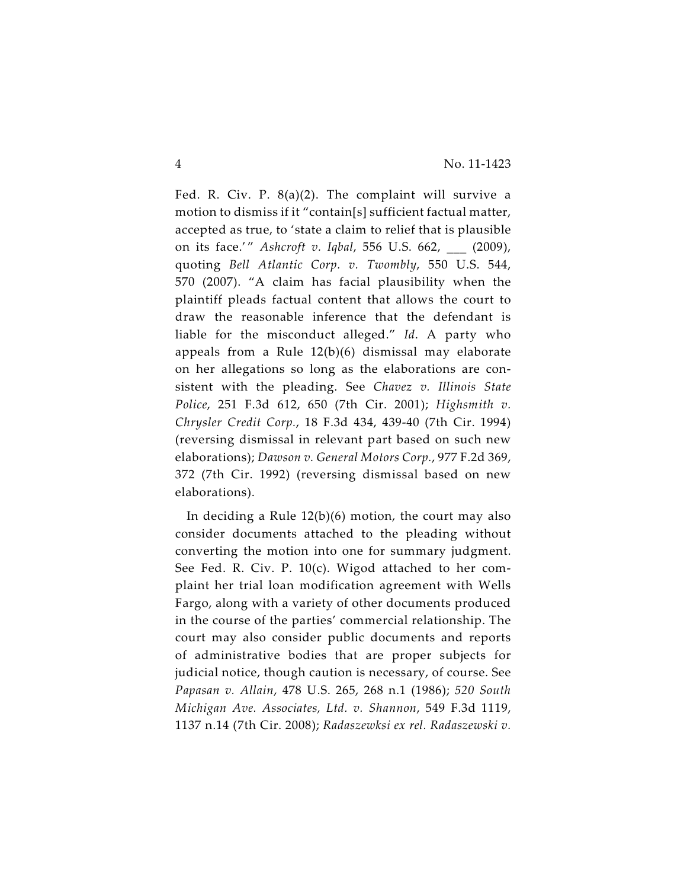Fed. R. Civ. P. 8(a)(2). The complaint will survive a motion to dismiss if it "contain[s] sufficient factual matter, accepted as true, to 'state a claim to relief that is plausible on its face.'" *Ashcroft v. Iqbal*, 556 U.S. 662, ___ (2009), quoting *Bell Atlantic Corp. v. Twombly*, 550 U.S. 544, 570 (2007). "A claim has facial plausibility when the plaintiff pleads factual content that allows the court to draw the reasonable inference that the defendant is liable for the misconduct alleged." *Id*. A party who appeals from a Rule 12(b)(6) dismissal may elaborate on her allegations so long as the elaborations are consistent with the pleading. See *Chavez v. Illinois State Police*, 251 F.3d 612, 650 (7th Cir. 2001); *Highsmith v. Chrysler Credit Corp.*, 18 F.3d 434, 439-40 (7th Cir. 1994) (reversing dismissal in relevant part based on such new elaborations); *Dawson v. General Motors Corp.*, 977 F.2d 369, 372 (7th Cir. 1992) (reversing dismissal based on new elaborations).

In deciding a Rule 12(b)(6) motion, the court may also consider documents attached to the pleading without converting the motion into one for summary judgment. See Fed. R. Civ. P. 10(c). Wigod attached to her complaint her trial loan modification agreement with Wells Fargo, along with a variety of other documents produced in the course of the parties' commercial relationship. The court may also consider public documents and reports of administrative bodies that are proper subjects for judicial notice, though caution is necessary, of course. See *Papasan v. Allain*, 478 U.S. 265, 268 n.1 (1986); *520 South Michigan Ave. Associates, Ltd. v. Shannon*, 549 F.3d 1119, 1137 n.14 (7th Cir. 2008); *Radaszewksi ex rel. Radaszewski v.*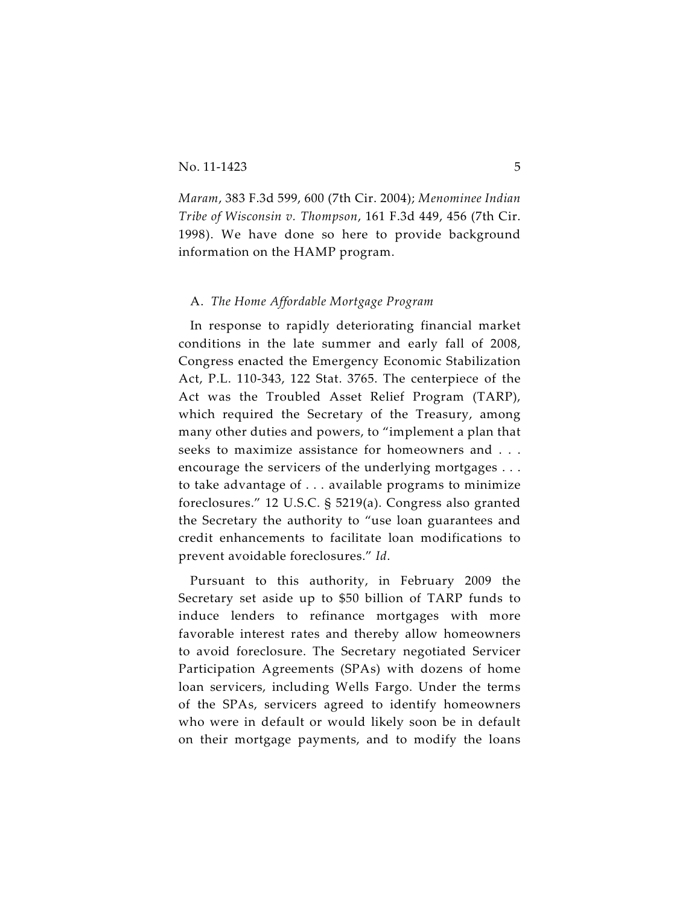*Maram*, 383 F.3d 599, 600 (7th Cir. 2004); *Menominee Indian Tribe of Wisconsin v. Thompson*, 161 F.3d 449, 456 (7th Cir. 1998). We have done so here to provide background information on the HAMP program.

### A. *The Home Affordable Mortgage Program*

In response to rapidly deteriorating financial market conditions in the late summer and early fall of 2008, Congress enacted the Emergency Economic Stabilization Act, P.L. 110-343, 122 Stat. 3765. The centerpiece of the Act was the Troubled Asset Relief Program (TARP), which required the Secretary of the Treasury, among many other duties and powers, to "implement a plan that seeks to maximize assistance for homeowners and . . . encourage the servicers of the underlying mortgages . . . to take advantage of . . . available programs to minimize foreclosures." 12 U.S.C. § 5219(a). Congress also granted the Secretary the authority to "use loan guarantees and credit enhancements to facilitate loan modifications to prevent avoidable foreclosures." *Id.*

Pursuant to this authority, in February 2009 the Secretary set aside up to $50 billion of TARP funds to induce lenders to refinance mortgages with more favorable interest rates and thereby allow homeowners to avoid foreclosure. The Secretary negotiated Servicer Participation Agreements (SPAs) with dozens of home loan servicers, including Wells Fargo. Under the terms of the SPAs, servicers agreed to identify homeowners who were in default or would likely soon be in default on their mortgage payments, and to modify the loans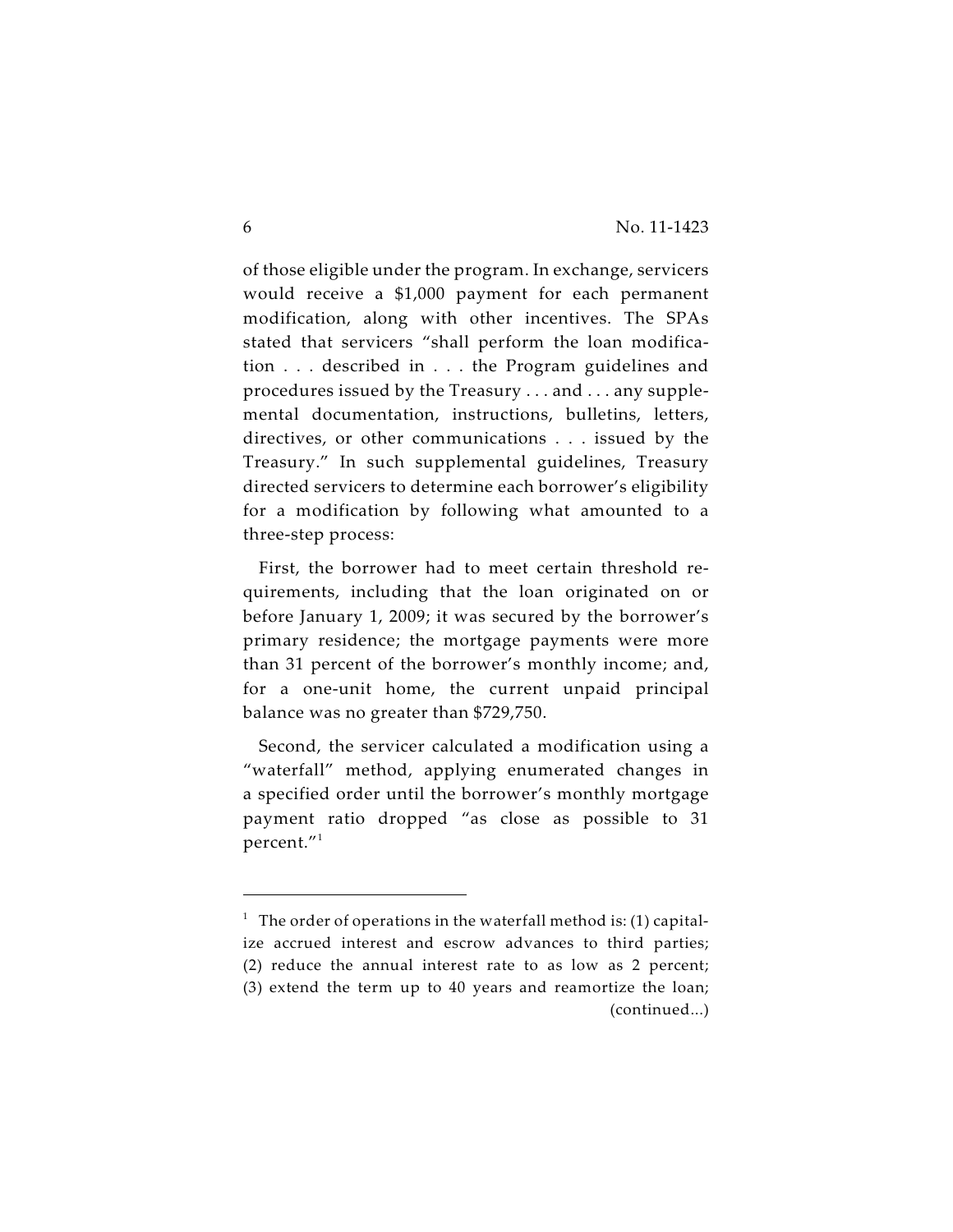of those eligible under the program. In exchange, servicers would receive a $1,000 payment for each permanent modification, along with other incentives. The SPAs stated that servicers "shall perform the loan modification . . . described in . . . the Program guidelines and procedures issued by the Treasury . . . and . . . any supplemental documentation, instructions, bulletins, letters, directives, or other communications . . . issued by the Treasury." In such supplemental guidelines, Treasury directed servicers to determine each borrower's eligibility for a modification by following what amounted to a three-step process:

First, the borrower had to meet certain threshold requirements, including that the loan originated on or before January 1, 2009; it was secured by the borrower's primary residence; the mortgage payments were more than 31 percent of the borrower's monthly income; and, for a one-unit home, the current unpaid principal balance was no greater than $729,750.

Second, the servicer calculated a modification using a "waterfall" method, applying enumerated changes in a specified order until the borrower's monthly mortgage payment ratio dropped "as close as possible to 31 percent."[1]

---

[1] The order of operations in the waterfall method is: (1) capitalize accrued interest and escrow advances to third parties; (2) reduce the annual interest rate to as low as 2 percent; (3) extend the term up to 40 years and reamortize the loan; (continued...)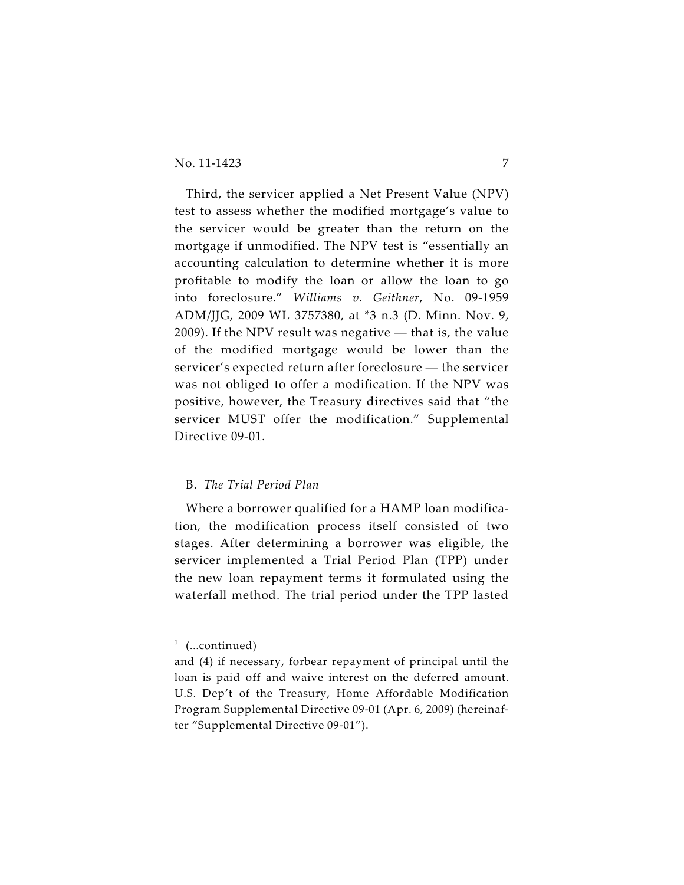Third, the servicer applied a Net Present Value (NPV) test to assess whether the modified mortgage's value to the servicer would be greater than the return on the mortgage if unmodified. The NPV test is "essentially an accounting calculation to determine whether it is more profitable to modify the loan or allow the loan to go into foreclosure." *Williams v. Geithner*, No. 09-1959 ADM/JJG, 2009 WL 3757380, at *3 n.3 (D. Minn. Nov. 9, 2009). If the NPV result was negative — that is, the value of the modified mortgage would be lower than the servicer's expected return after foreclosure — the servicer was not obliged to offer a modification. If the NPV was positive, however, the Treasury directives said that "the servicer MUST offer the modification." Supplemental Directive 09-01.

B. *The Trial Period Plan*

Where a borrower qualified for a HAMP loan modification, the modification process itself consisted of two stages. After determining a borrower was eligible, the servicer implemented a Trial Period Plan (TPP) under the new loan repayment terms it formulated using the waterfall method. The trial period under the TPP lasted

---

[1] (...continued)

and (4) if necessary, forbear repayment of principal until the loan is paid off and waive interest on the deferred amount. U.S. Dep't of the Treasury, Home Affordable Modification Program Supplemental Directive 09-01 (Apr. 6, 2009) (hereinafter "Supplemental Directive 09-01").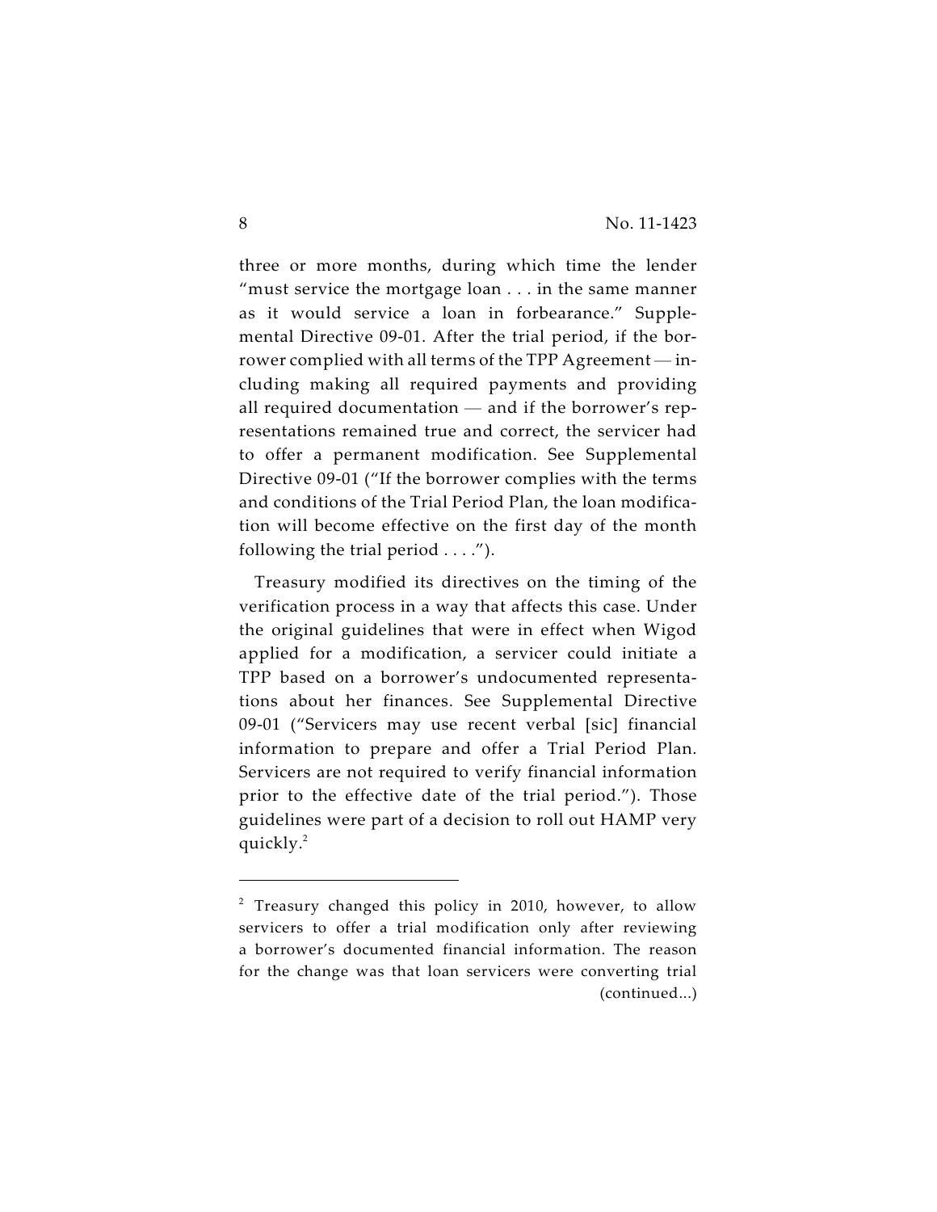three or more months, during which time the lender "must service the mortgage loan . . . in the same manner as it would service a loan in forbearance." Supplemental Directive 09-01. After the trial period, if the borrower complied with all terms of the TPP Agreement — including making all required payments and providing all required documentation — and if the borrower's representations remained true and correct, the servicer had to offer a permanent modification. See Supplemental Directive 09-01 ("If the borrower complies with the terms and conditions of the Trial Period Plan, the loan modification will become effective on the first day of the month following the trial period . . . .").

Treasury modified its directives on the timing of the verification process in a way that affects this case. Under the original guidelines that were in effect when Wigod applied for a modification, a servicer could initiate a TPP based on a borrower's undocumented representations about her finances. See Supplemental Directive 09-01 ("Servicers may use recent verbal [sic] financial information to prepare and offer a Trial Period Plan. Servicers are not required to verify financial information prior to the effective date of the trial period."). Those guidelines were part of a decision to roll out HAMP very quickly.[2]

---

[2] Treasury changed this policy in 2010, however, to allow servicers to offer a trial modification only after reviewing a borrower's documented financial information. The reason for the change was that loan servicers were converting trial (continued...)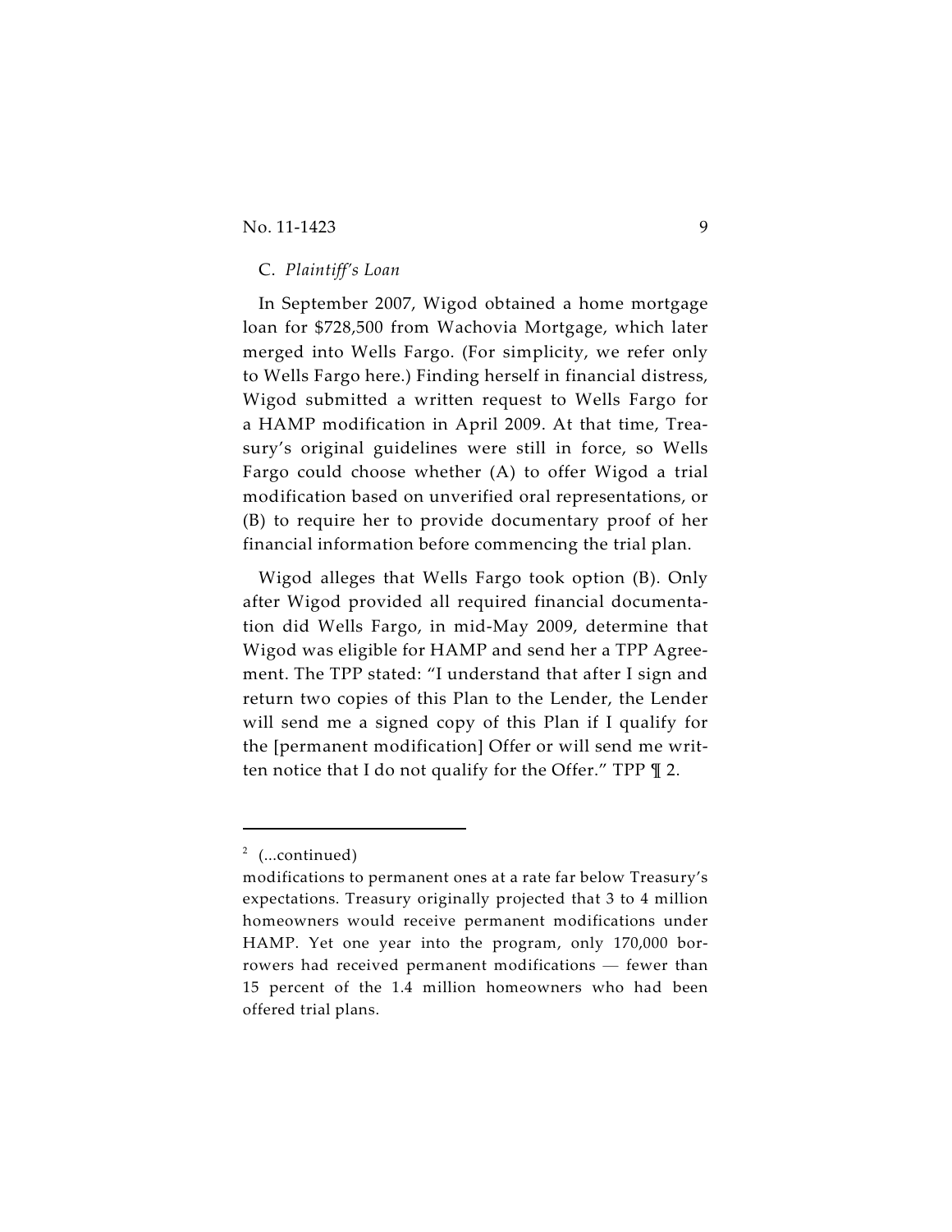### C. *Plaintiff's Loan*

In September 2007, Wigod obtained a home mortgage loan for $728,500 from Wachovia Mortgage, which later merged into Wells Fargo. (For simplicity, we refer only to Wells Fargo here.) Finding herself in financial distress, Wigod submitted a written request to Wells Fargo for a HAMP modification in April 2009. At that time, Treasury's original guidelines were still in force, so Wells Fargo could choose whether (A) to offer Wigod a trial modification based on unverified oral representations, or (B) to require her to provide documentary proof of her financial information before commencing the trial plan.

Wigod alleges that Wells Fargo took option (B). Only after Wigod provided all required financial documentation did Wells Fargo, in mid-May 2009, determine that Wigod was eligible for HAMP and send her a TPP Agreement. The TPP stated: "I understand that after I sign and return two copies of this Plan to the Lender, the Lender will send me a signed copy of this Plan if I qualify for the [permanent modification] Offer or will send me written notice that I do not qualify for the Offer." TPP ¶ 2.

---

[2] (...continued)
modifications to permanent ones at a rate far below Treasury's expectations. Treasury originally projected that 3 to 4 million homeowners would receive permanent modifications under HAMP. Yet one year into the program, only 170,000 borrowers had received permanent modifications — fewer than 15 percent of the 1.4 million homeowners who had been offered trial plans.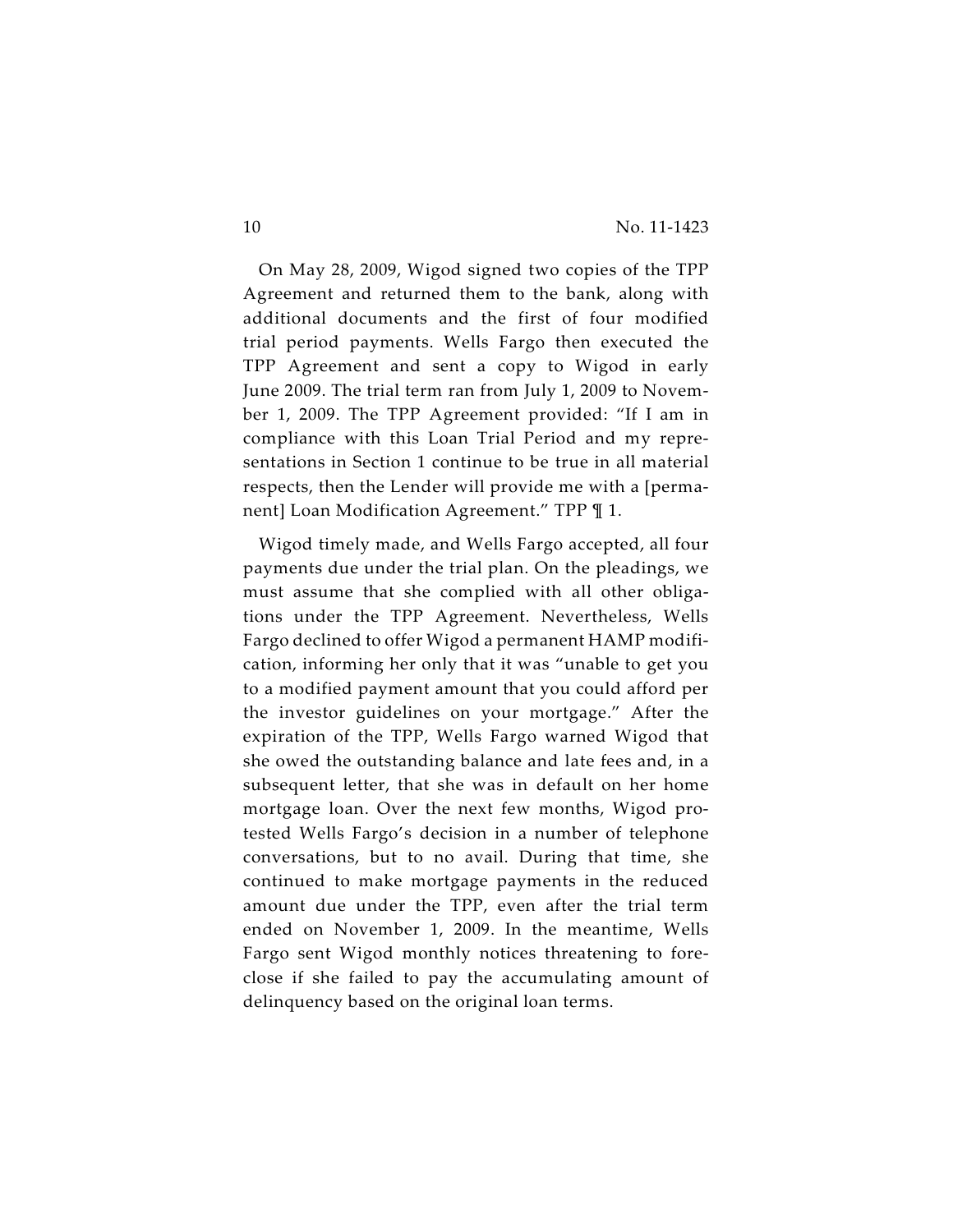On May 28, 2009, Wigod signed two copies of the TPP Agreement and returned them to the bank, along with additional documents and the first of four modified trial period payments. Wells Fargo then executed the TPP Agreement and sent a copy to Wigod in early June 2009. The trial term ran from July 1, 2009 to November 1, 2009. The TPP Agreement provided: "If I am in compliance with this Loan Trial Period and my representations in Section 1 continue to be true in all material respects, then the Lender will provide me with a [permanent] Loan Modification Agreement." TPP ¶ 1.

Wigod timely made, and Wells Fargo accepted, all four payments due under the trial plan. On the pleadings, we must assume that she complied with all other obligations under the TPP Agreement. Nevertheless, Wells Fargo declined to offer Wigod a permanent HAMP modification, informing her only that it was "unable to get you to a modified payment amount that you could afford per the investor guidelines on your mortgage." After the expiration of the TPP, Wells Fargo warned Wigod that she owed the outstanding balance and late fees and, in a subsequent letter, that she was in default on her home mortgage loan. Over the next few months, Wigod protested Wells Fargo's decision in a number of telephone conversations, but to no avail. During that time, she continued to make mortgage payments in the reduced amount due under the TPP, even after the trial term ended on November 1, 2009. In the meantime, Wells Fargo sent Wigod monthly notices threatening to foreclose if she failed to pay the accumulating amount of delinquency based on the original loan terms.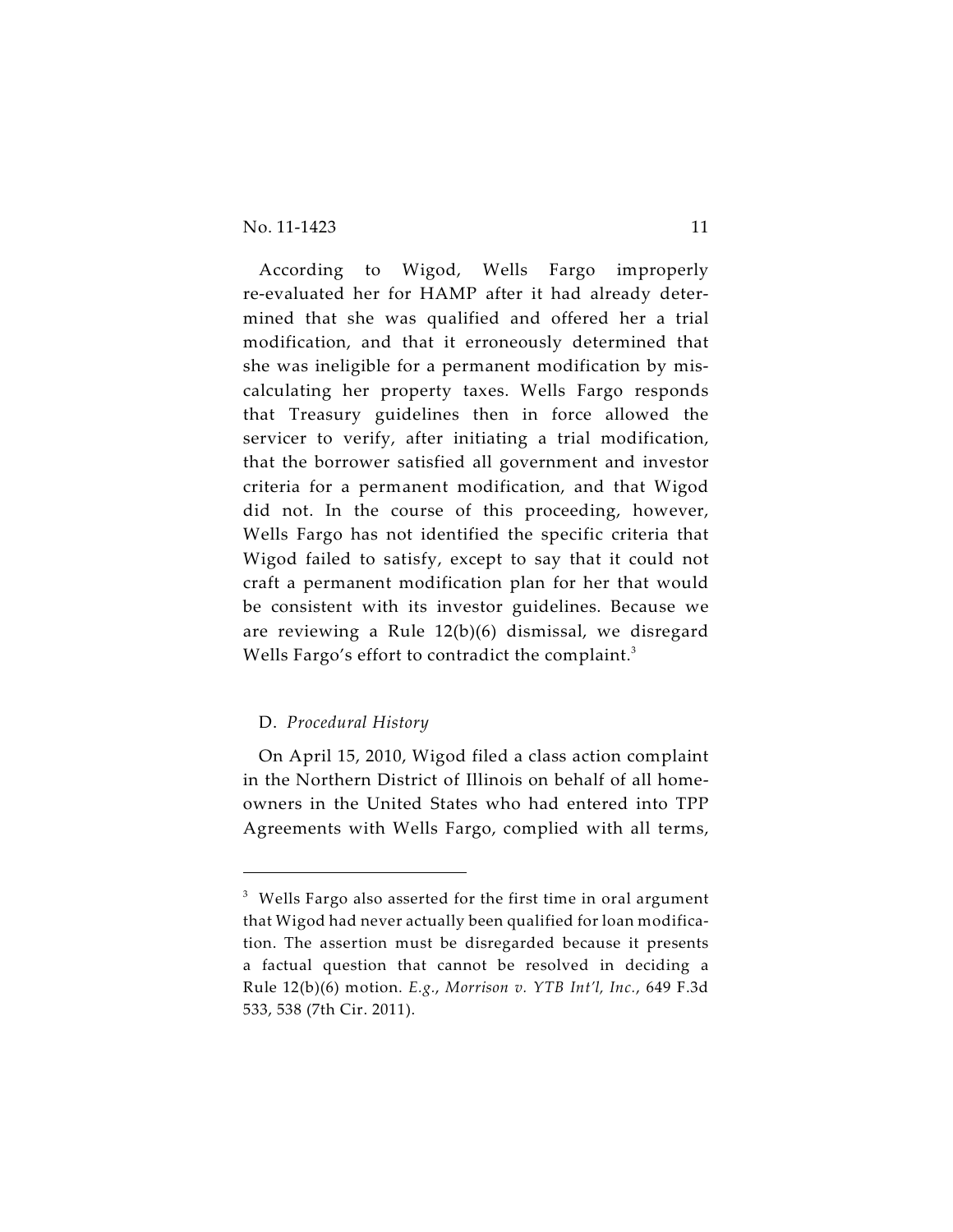According to Wigod, Wells Fargo improperly re-evaluated her for HAMP after it had already determined that she was qualified and offered her a trial modification, and that it erroneously determined that she was ineligible for a permanent modification by miscalculating her property taxes. Wells Fargo responds that Treasury guidelines then in force allowed the servicer to verify, after initiating a trial modification, that the borrower satisfied all government and investor criteria for a permanent modification, and that Wigod did not. In the course of this proceeding, however, Wells Fargo has not identified the specific criteria that Wigod failed to satisfy, except to say that it could not craft a permanent modification plan for her that would be consistent with its investor guidelines. Because we are reviewing a Rule 12(b)(6) dismissal, we disregard Wells Fargo's effort to contradict the complaint.[3]

D. *Procedural History*

On April 15, 2010, Wigod filed a class action complaint in the Northern District of Illinois on behalf of all homeowners in the United States who had entered into TPP Agreements with Wells Fargo, complied with all terms,

---

[3] Wells Fargo also asserted for the first time in oral argument that Wigod had never actually been qualified for loan modification. The assertion must be disregarded because it presents a factual question that cannot be resolved in deciding a Rule 12(b)(6) motion. *E.g.*, *Morrison v. YTB Int'l, Inc.*, 649 F.3d 533, 538 (7th Cir. 2011).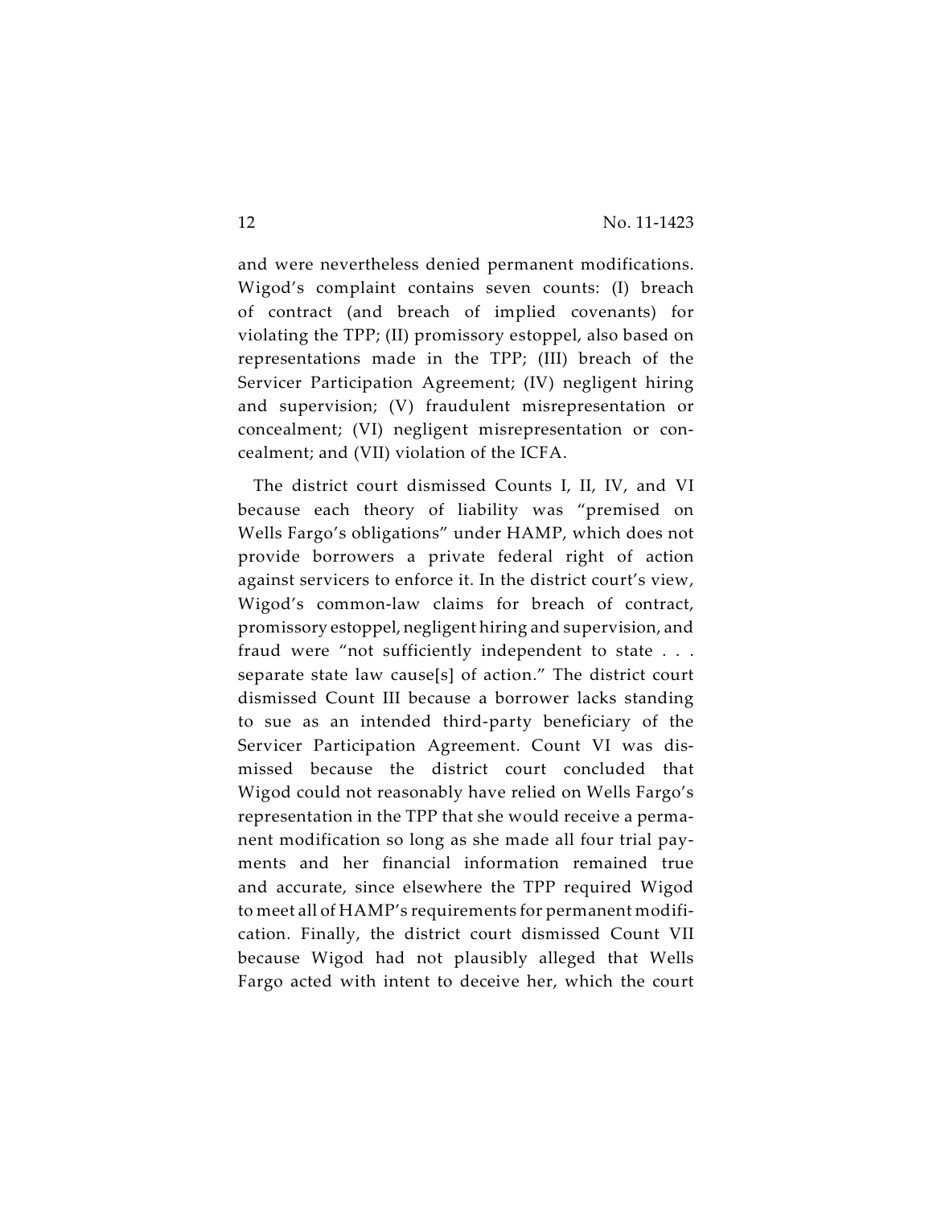and were nevertheless denied permanent modifications. Wigod's complaint contains seven counts: (I) breach of contract (and breach of implied covenants) for violating the TPP; (II) promissory estoppel, also based on representations made in the TPP; (III) breach of the Servicer Participation Agreement; (IV) negligent hiring and supervision; (V) fraudulent misrepresentation or concealment; (VI) negligent misrepresentation or concealment; and (VII) violation of the ICFA.

The district court dismissed Counts I, II, IV, and VI because each theory of liability was "premised on Wells Fargo's obligations" under HAMP, which does not provide borrowers a private federal right of action against servicers to enforce it. In the district court's view, Wigod's common-law claims for breach of contract, promissory estoppel, negligent hiring and supervision, and fraud were "not sufficiently independent to state . . . separate state law cause[s] of action." The district court dismissed Count III because a borrower lacks standing to sue as an intended third-party beneficiary of the Servicer Participation Agreement. Count VI was dismissed because the district court concluded that Wigod could not reasonably have relied on Wells Fargo's representation in the TPP that she would receive a permanent modification so long as she made all four trial payments and her financial information remained true and accurate, since elsewhere the TPP required Wigod to meet all of HAMP's requirements for permanent modification. Finally, the district court dismissed Count VII because Wigod had not plausibly alleged that Wells Fargo acted with intent to deceive her, which the court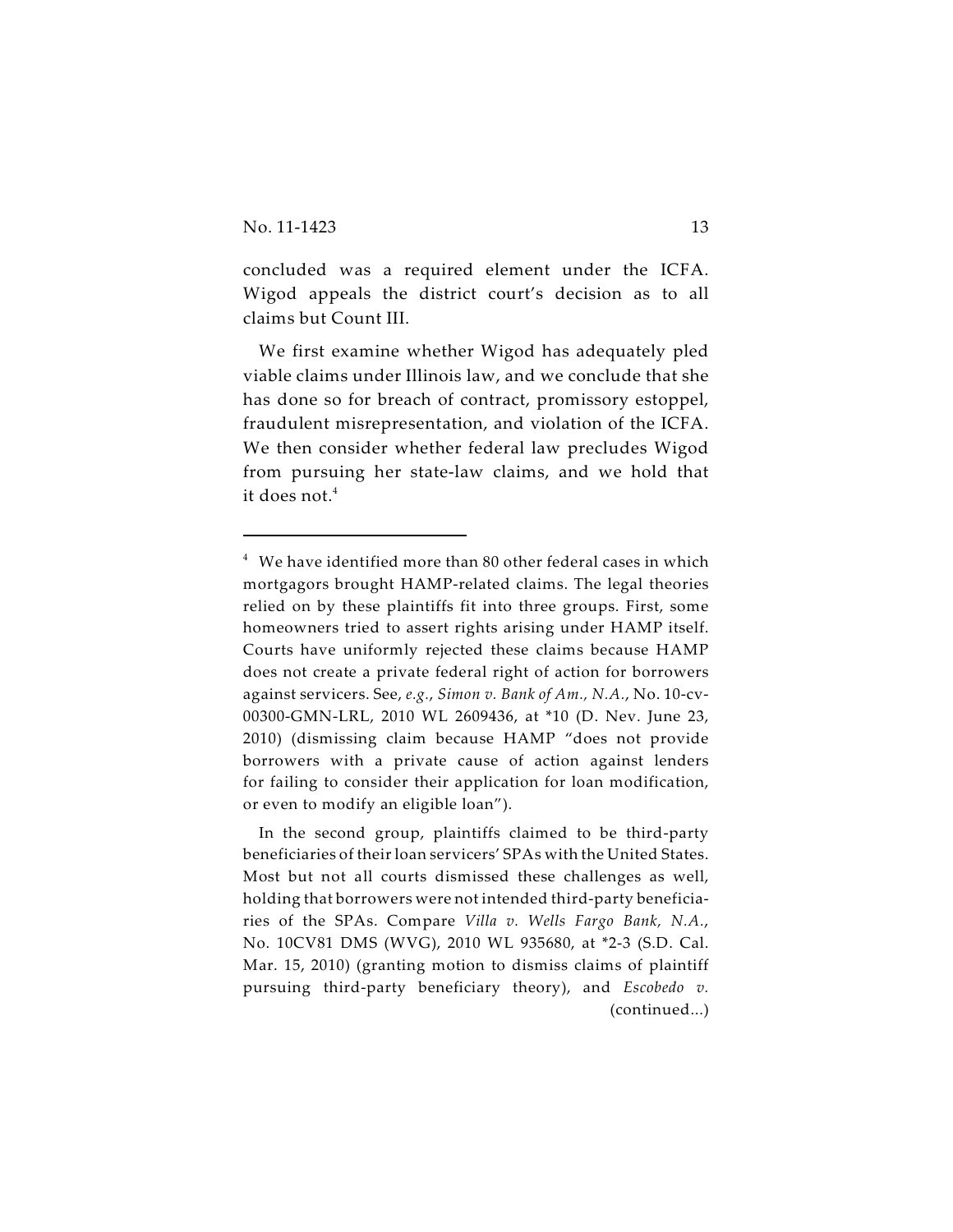concluded was a required element under the ICFA. Wigod appeals the district court's decision as to all claims but Count III.

We first examine whether Wigod has adequately pled viable claims under Illinois law, and we conclude that she has done so for breach of contract, promissory estoppel, fraudulent misrepresentation, and violation of the ICFA. We then consider whether federal law precludes Wigod from pursuing her state-law claims, and we hold that it does not.[4]

---

[4] We have identified more than 80 other federal cases in which mortgagors brought HAMP-related claims. The legal theories relied on by these plaintiffs fit into three groups. First, some homeowners tried to assert rights arising under HAMP itself. Courts have uniformly rejected these claims because HAMP does not create a private federal right of action for borrowers against servicers. See, *e.g.*, *Simon v. Bank of Am., N.A.*, No. 10-cv-00300-GMN-LRL, 2010 WL 2609436, at *10 (D. Nev. June 23, 2010) (dismissing claim because HAMP "does not provide borrowers with a private cause of action against lenders for failing to consider their application for loan modification, or even to modify an eligible loan").

In the second group, plaintiffs claimed to be third-party beneficiaries of their loan servicers' SPAs with the United States. Most but not all courts dismissed these challenges as well, holding that borrowers were not intended third-party beneficiaries of the SPAs. Compare *Villa v. Wells Fargo Bank, N.A.*, No. 10CV81 DMS (WVG), 2010 WL 935680, at *2-3 (S.D. Cal. Mar. 15, 2010) (granting motion to dismiss claims of plaintiff pursuing third-party beneficiary theory), and *Escobedo v.* (continued...)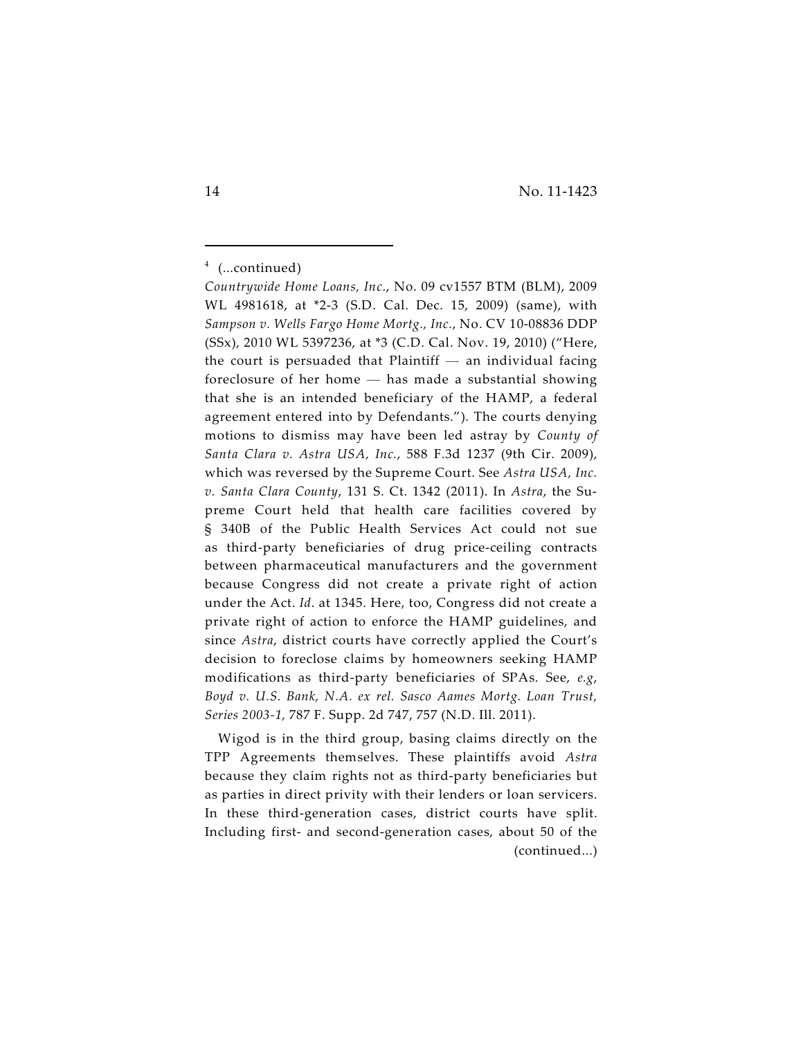[4] (...continued)

*Countrywide Home Loans, Inc.*, No. 09 cv1557 BTM (BLM), 2009 WL 4981618, at *2-3 (S.D. Cal. Dec. 15, 2009) (same), with *Sampson v. Wells Fargo Home Mortg., Inc.*, No. CV 10-08836 DDP (SSx), 2010 WL 5397236, at *3 (C.D. Cal. Nov. 19, 2010) ("Here, the court is persuaded that Plaintiff — an individual facing foreclosure of her home — has made a substantial showing that she is an intended beneficiary of the HAMP, a federal agreement entered into by Defendants."). The courts denying motions to dismiss may have been led astray by *County of Santa Clara v. Astra USA, Inc.*, 588 F.3d 1237 (9th Cir. 2009), which was reversed by the Supreme Court. See *Astra USA, Inc. v. Santa Clara County*, 131 S. Ct. 1342 (2011). In *Astra*, the Supreme Court held that health care facilities covered by § 340B of the Public Health Services Act could not sue as third-party beneficiaries of drug price-ceiling contracts between pharmaceutical manufacturers and the government because Congress did not create a private right of action under the Act. *Id*. at 1345. Here, too, Congress did not create a private right of action to enforce the HAMP guidelines, and since *Astra*, district courts have correctly applied the Court's decision to foreclose claims by homeowners seeking HAMP modifications as third-party beneficiaries of SPAs. See, *e.g*, *Boyd v. U.S. Bank, N.A. ex rel. Sasco Aames Mortg. Loan Trust, Series 2003-1,* 787 F. Supp. 2d 747, 757 (N.D. Ill. 2011).

Wigod is in the third group, basing claims directly on the TPP Agreements themselves. These plaintiffs avoid *Astra* because they claim rights not as third-party beneficiaries but as parties in direct privity with their lenders or loan servicers. In these third-generation cases, district courts have split. Including first- and second-generation cases, about 50 of the (continued...)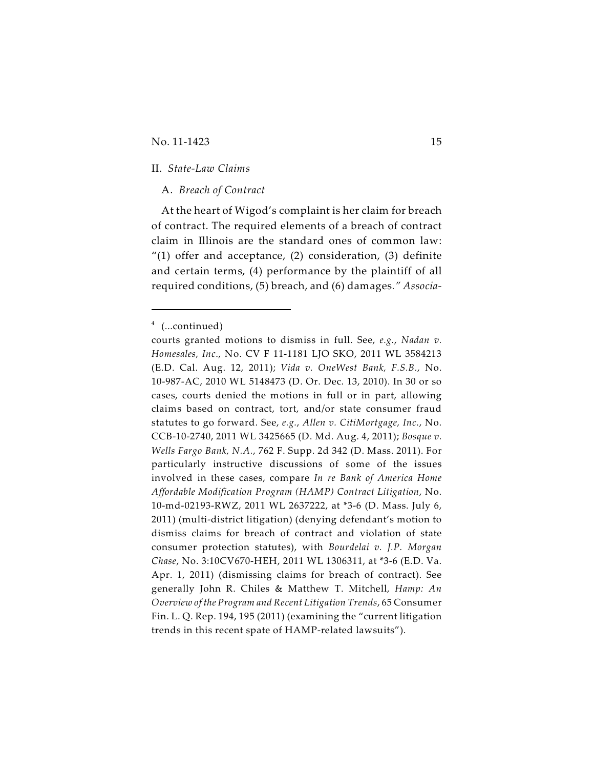## II. *State-Law Claims*

### A. *Breach of Contract*

At the heart of Wigod's complaint is her claim for breach of contract. The required elements of a breach of contract claim in Illinois are the standard ones of common law: "(1) offer and acceptance, (2) consideration, (3) definite and certain terms, (4) performance by the plaintiff of all required conditions, (5) breach, and (6) damages." *Associa-*

---

[4] (...continued)

courts granted motions to dismiss in full. See, *e.g.*, *Nadan v. Homesales, Inc.*, No. CV F 11-1181 LJO SKO, 2011 WL 3584213 (E.D. Cal. Aug. 12, 2011); *Vida v. OneWest Bank, F.S.B.*, No. 10-987-AC, 2010 WL 5148473 (D. Or. Dec. 13, 2010). In 30 or so cases, courts denied the motions in full or in part, allowing claims based on contract, tort, and/or state consumer fraud statutes to go forward. See, *e.g.*, *Allen v. CitiMortgage, Inc.*, No. CCB-10-2740, 2011 WL 3425665 (D. Md. Aug. 4, 2011); *Bosque v. Wells Fargo Bank, N.A.*, 762 F. Supp. 2d 342 (D. Mass. 2011). For particularly instructive discussions of some of the issues involved in these cases, compare *In re Bank of America Home Affordable Modification Program (HAMP) Contract Litigation*, No. 10-md-02193-RWZ, 2011 WL 2637222, at *3-6 (D. Mass. July 6, 2011) (multi-district litigation) (denying defendant's motion to dismiss claims for breach of contract and violation of state consumer protection statutes), with *Bourdelai v. J.P. Morgan Chase*, No. 3:10CV670-HEH, 2011 WL 1306311, at *3-6 (E.D. Va. Apr. 1, 2011) (dismissing claims for breach of contract). See generally John R. Chiles & Matthew T. Mitchell, *Hamp: An Overview of the Program and Recent Litigation Trends*, 65 Consumer Fin. L. Q. Rep. 194, 195 (2011) (examining the "current litigation trends in this recent spate of HAMP-related lawsuits").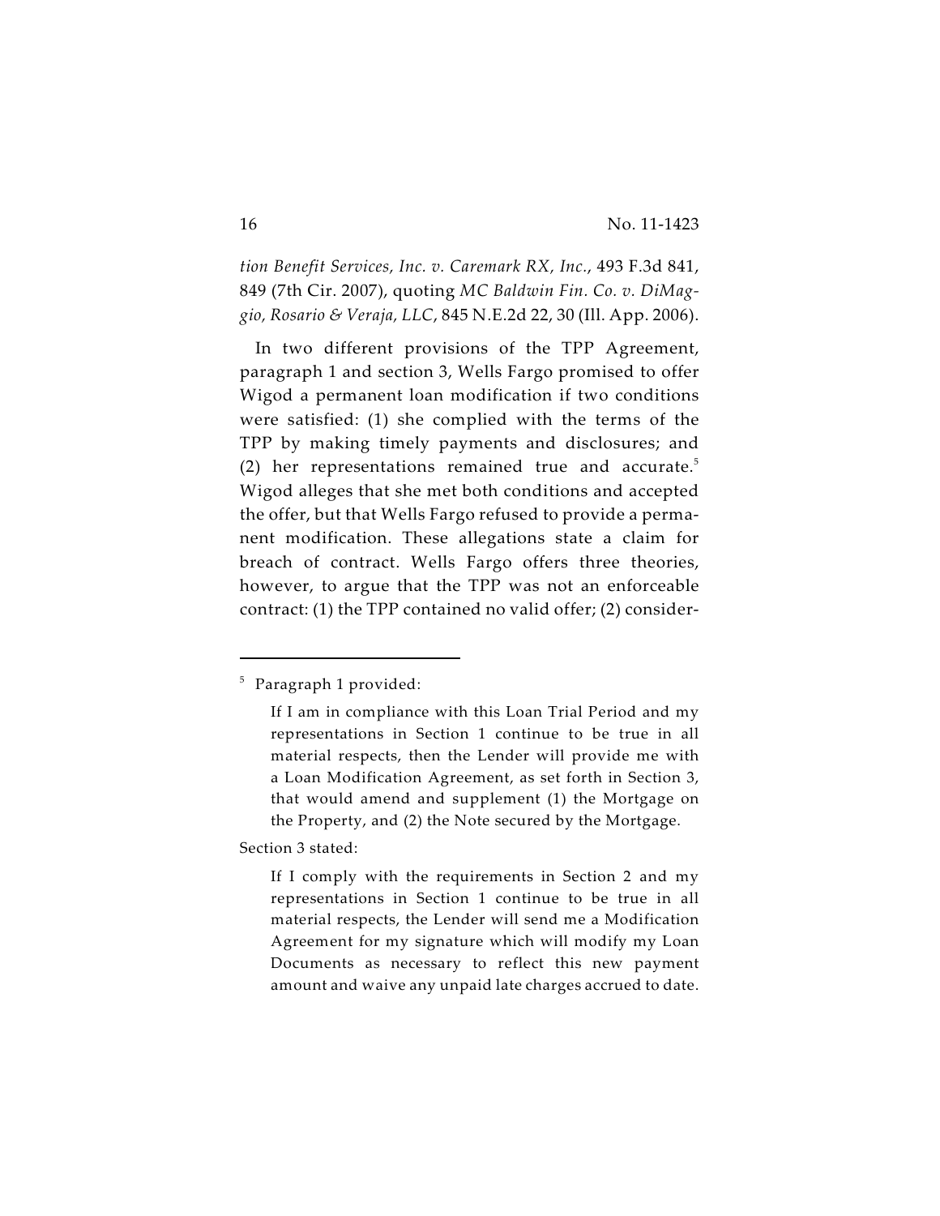*tion Benefit Services, Inc. v. Caremark RX, Inc.*, 493 F.3d 841, 849 (7th Cir. 2007), quoting *MC Baldwin Fin. Co. v. DiMaggio, Rosario & Veraja, LLC*, 845 N.E.2d 22, 30 (Ill. App. 2006).

In two different provisions of the TPP Agreement, paragraph 1 and section 3, Wells Fargo promised to offer Wigod a permanent loan modification if two conditions were satisfied: (1) she complied with the terms of the TPP by making timely payments and disclosures; and (2) her representations remained true and accurate.[5] Wigod alleges that she met both conditions and accepted the offer, but that Wells Fargo refused to provide a permanent modification. These allegations state a claim for breach of contract. Wells Fargo offers three theories, however, to argue that the TPP was not an enforceable contract: (1) the TPP contained no valid offer; (2) consider-

---

[5] Paragraph 1 provided:

> If I am in compliance with this Loan Trial Period and my representations in Section 1 continue to be true in all material respects, then the Lender will provide me with a Loan Modification Agreement, as set forth in Section 3, that would amend and supplement (1) the Mortgage on the Property, and (2) the Note secured by the Mortgage.

Section 3 stated:

> If I comply with the requirements in Section 2 and my representations in Section 1 continue to be true in all material respects, the Lender will send me a Modification Agreement for my signature which will modify my Loan Documents as necessary to reflect this new payment amount and waive any unpaid late charges accrued to date.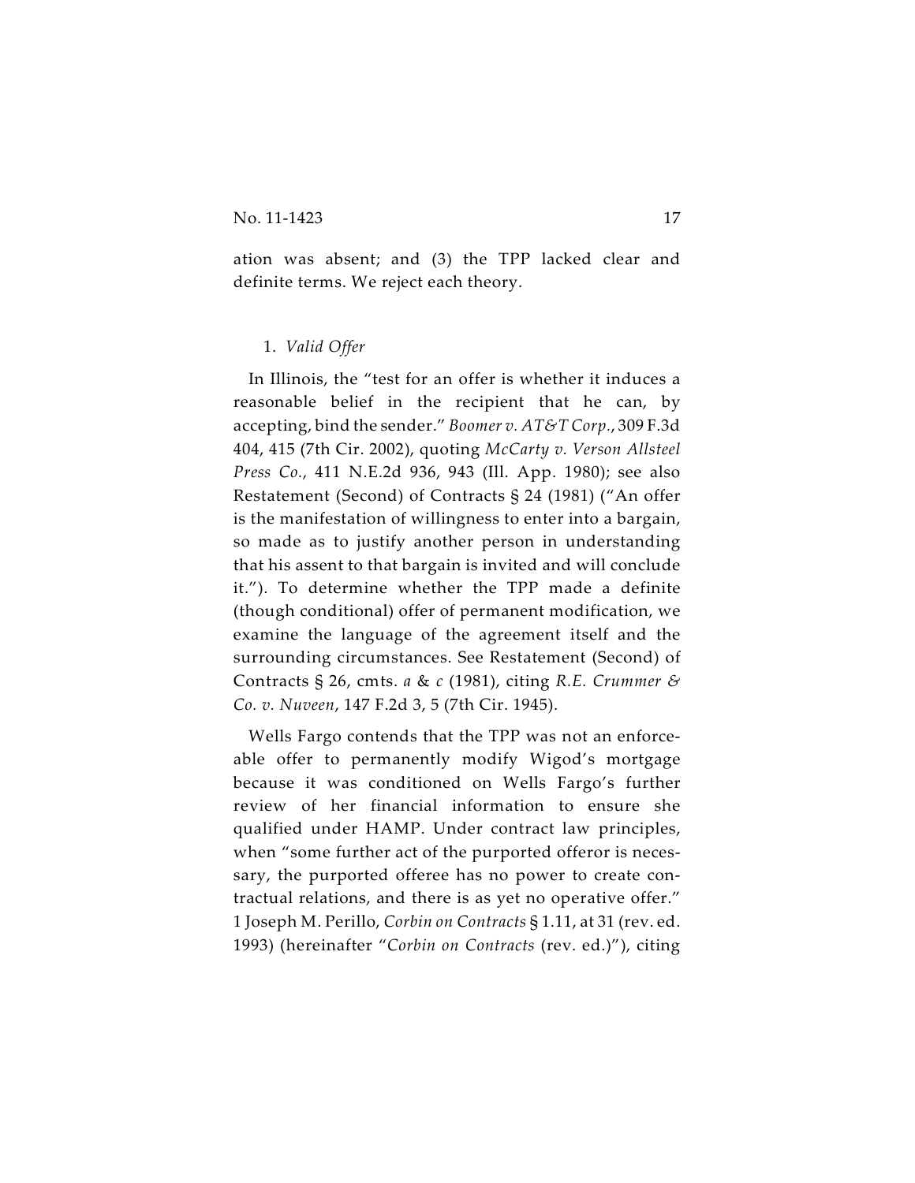ation was absent; and (3) the TPP lacked clear and definite terms. We reject each theory.

1. *Valid Offer*

In Illinois, the "test for an offer is whether it induces a reasonable belief in the recipient that he can, by accepting, bind the sender." *Boomer v. AT&T Corp.*, 309 F.3d 404, 415 (7th Cir. 2002), quoting *McCarty v. Verson Allsteel Press Co.*, 411 N.E.2d 936, 943 (Ill. App. 1980); see also Restatement (Second) of Contracts § 24 (1981) ("An offer is the manifestation of willingness to enter into a bargain, so made as to justify another person in understanding that his assent to that bargain is invited and will conclude it."). To determine whether the TPP made a definite (though conditional) offer of permanent modification, we examine the language of the agreement itself and the surrounding circumstances. See Restatement (Second) of Contracts § 26, cmts. *a* & *c* (1981), citing *R.E. Crummer & Co. v. Nuveen*, 147 F.2d 3, 5 (7th Cir. 1945).

Wells Fargo contends that the TPP was not an enforceable offer to permanently modify Wigod's mortgage because it was conditioned on Wells Fargo's further review of her financial information to ensure she qualified under HAMP. Under contract law principles, when "some further act of the purported offeror is necessary, the purported offeree has no power to create contractual relations, and there is as yet no operative offer." 1 Joseph M. Perillo, *Corbin on Contracts* § 1.11, at 31 (rev. ed. 1993) (hereinafter "*Corbin on Contracts* (rev. ed.)"), citing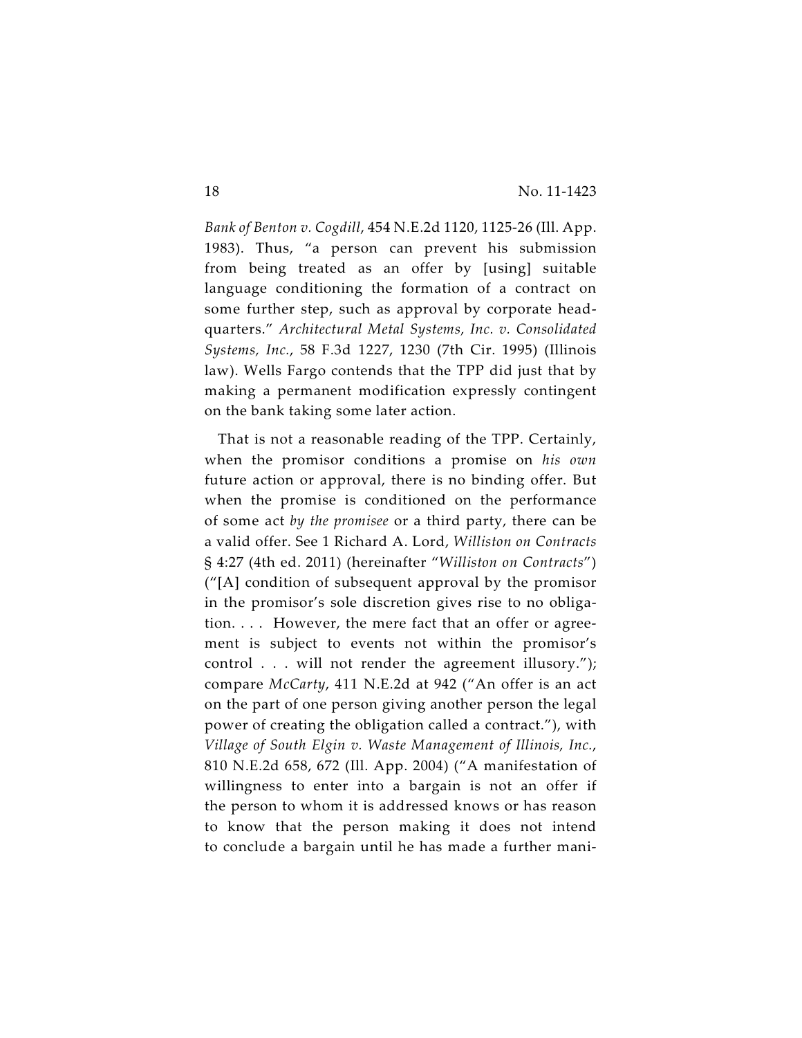*Bank of Benton v. Cogdill*, 454 N.E.2d 1120, 1125-26 (Ill. App. 1983). Thus, "a person can prevent his submission from being treated as an offer by [using] suitable language conditioning the formation of a contract on some further step, such as approval by corporate headquarters." *Architectural Metal Systems, Inc. v. Consolidated Systems, Inc.*, 58 F.3d 1227, 1230 (7th Cir. 1995) (Illinois law). Wells Fargo contends that the TPP did just that by making a permanent modification expressly contingent on the bank taking some later action.

That is not a reasonable reading of the TPP. Certainly, when the promisor conditions a promise on *his own* future action or approval, there is no binding offer. But when the promise is conditioned on the performance of some act *by the promisee* or a third party, there can be a valid offer. See 1 Richard A. Lord, *Williston on Contracts* § 4:27 (4th ed. 2011) (hereinafter "*Williston on Contracts*") ("[A] condition of subsequent approval by the promisor in the promisor's sole discretion gives rise to no obligation. . . . However, the mere fact that an offer or agreement is subject to events not within the promisor's control . . . will not render the agreement illusory."); compare *McCarty*, 411 N.E.2d at 942 ("An offer is an act on the part of one person giving another person the legal power of creating the obligation called a contract."), with *Village of South Elgin v. Waste Management of Illinois, Inc.*, 810 N.E.2d 658, 672 (Ill. App. 2004) ("A manifestation of willingness to enter into a bargain is not an offer if the person to whom it is addressed knows or has reason to know that the person making it does not intend to conclude a bargain until he has made a further mani-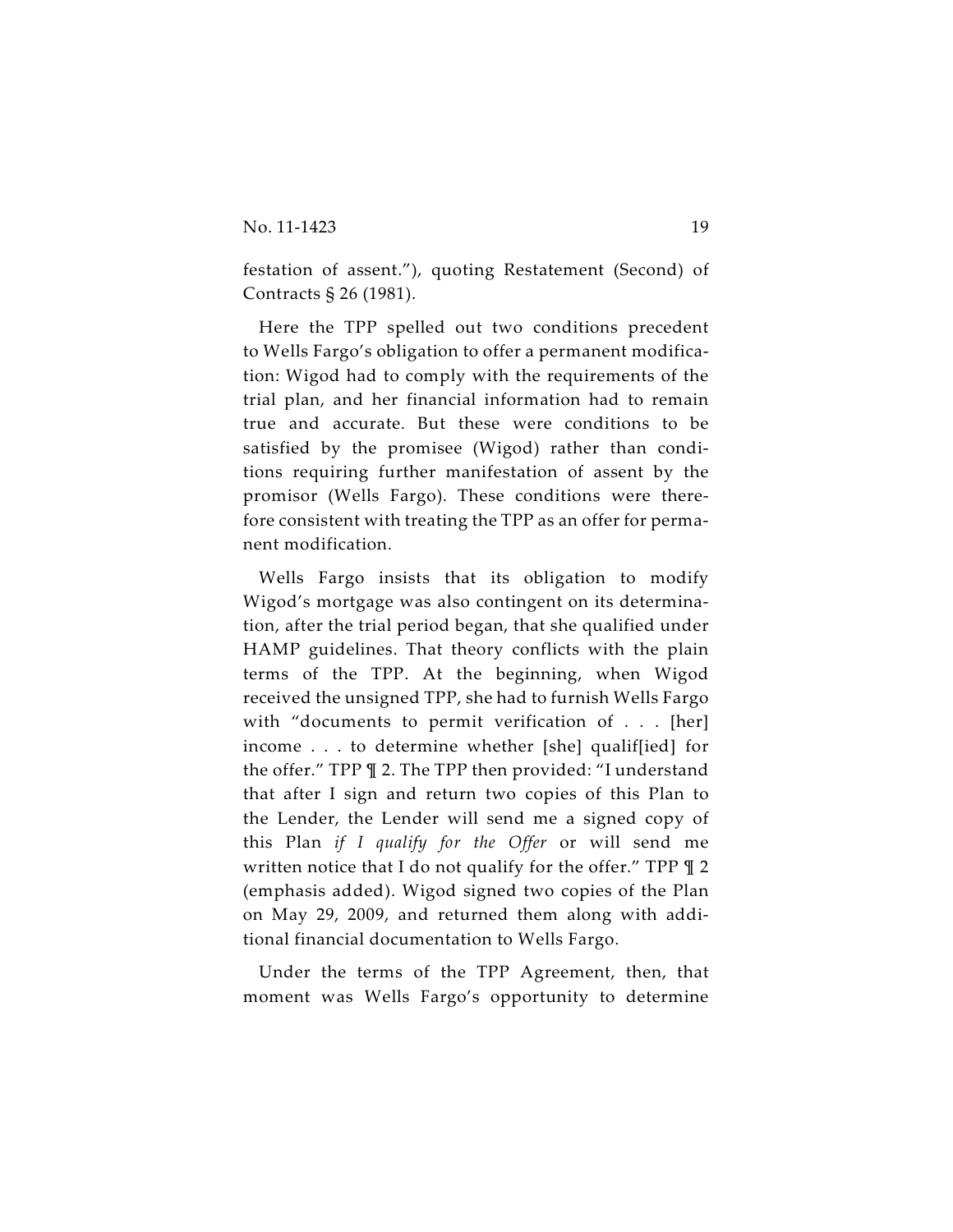festation of assent."), quoting Restatement (Second) of Contracts § 26 (1981).

Here the TPP spelled out two conditions precedent to Wells Fargo's obligation to offer a permanent modification: Wigod had to comply with the requirements of the trial plan, and her financial information had to remain true and accurate. But these were conditions to be satisfied by the promisee (Wigod) rather than conditions requiring further manifestation of assent by the promisor (Wells Fargo). These conditions were therefore consistent with treating the TPP as an offer for permanent modification.

Wells Fargo insists that its obligation to modify Wigod's mortgage was also contingent on its determination, after the trial period began, that she qualified under HAMP guidelines. That theory conflicts with the plain terms of the TPP. At the beginning, when Wigod received the unsigned TPP, she had to furnish Wells Fargo with "documents to permit verification of . . . [her] income . . . to determine whether [she] qualif[ied] for the offer." TPP ¶ 2. The TPP then provided: "I understand that after I sign and return two copies of this Plan to the Lender, the Lender will send me a signed copy of this Plan *if I qualify for the Offer* or will send me written notice that I do not qualify for the offer." TPP ¶ 2 (emphasis added). Wigod signed two copies of the Plan on May 29, 2009, and returned them along with additional financial documentation to Wells Fargo.

Under the terms of the TPP Agreement, then, that moment was Wells Fargo's opportunity to determine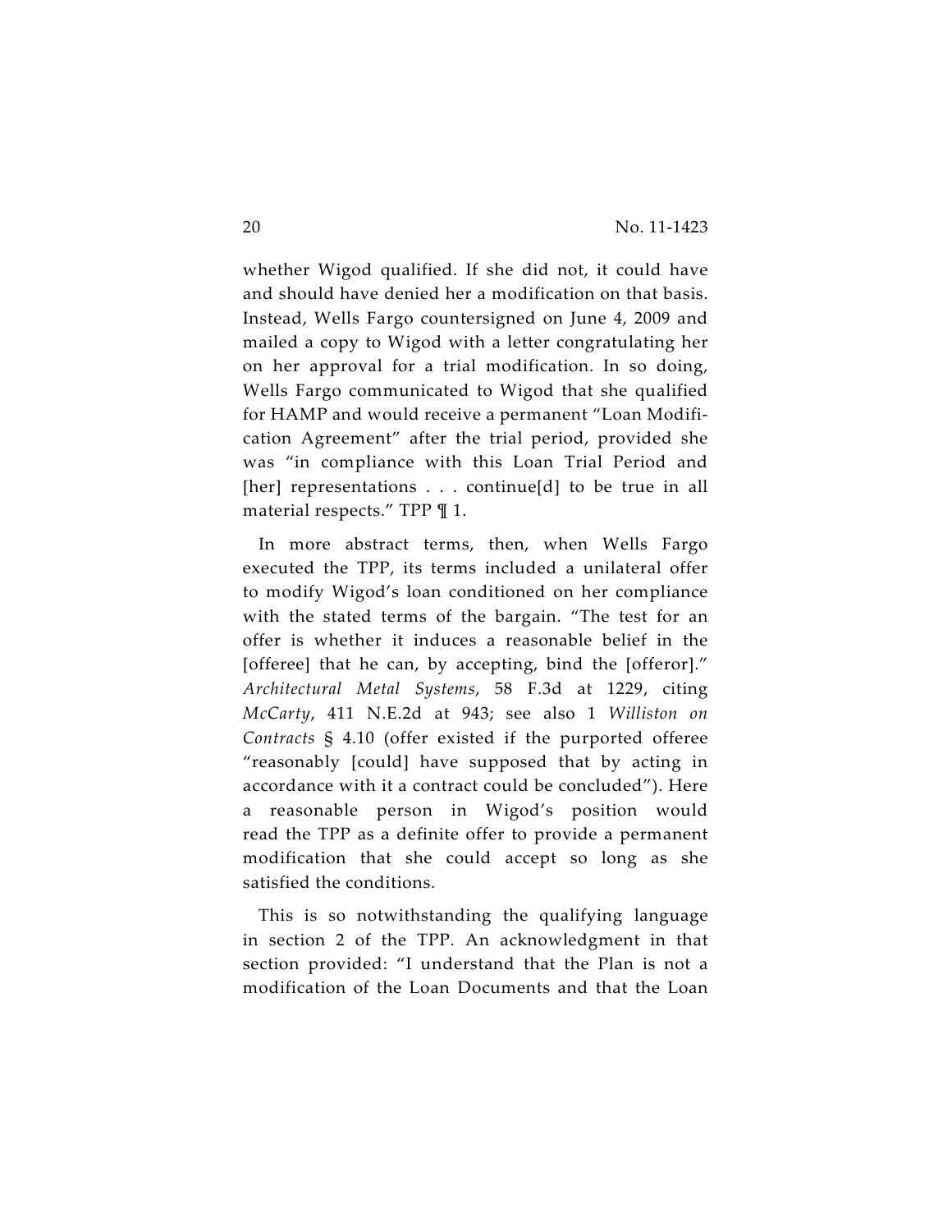whether Wigod qualified. If she did not, it could have and should have denied her a modification on that basis. Instead, Wells Fargo countersigned on June 4, 2009 and mailed a copy to Wigod with a letter congratulating her on her approval for a trial modification. In so doing, Wells Fargo communicated to Wigod that she qualified for HAMP and would receive a permanent "Loan Modification Agreement" after the trial period, provided she was "in compliance with this Loan Trial Period and [her] representations . . . continue[d] to be true in all material respects." TPP ¶ 1.

In more abstract terms, then, when Wells Fargo executed the TPP, its terms included a unilateral offer to modify Wigod's loan conditioned on her compliance with the stated terms of the bargain. "The test for an offer is whether it induces a reasonable belief in the [offeree] that he can, by accepting, bind the [offeror]." *Architectural Metal Systems*, 58 F.3d at 1229, citing *McCarty*, 411 N.E.2d at 943; see also 1 *Williston on Contracts* § 4.10 (offer existed if the purported offeree "reasonably [could] have supposed that by acting in accordance with it a contract could be concluded"). Here a reasonable person in Wigod's position would read the TPP as a definite offer to provide a permanent modification that she could accept so long as she satisfied the conditions.

This is so notwithstanding the qualifying language in section 2 of the TPP. An acknowledgment in that section provided: "I understand that the Plan is not a modification of the Loan Documents and that the Loan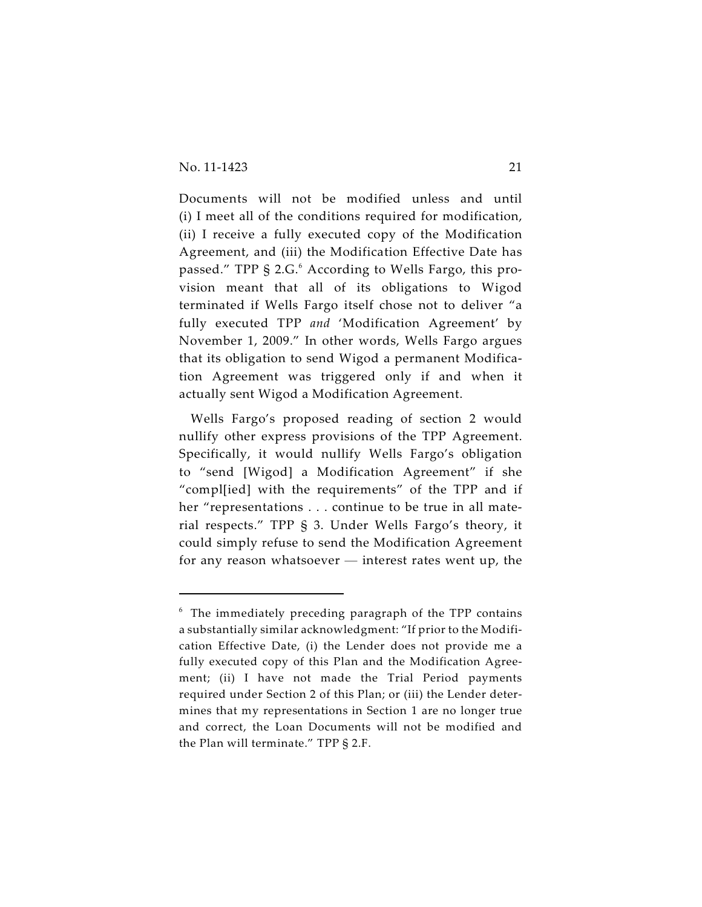Documents will not be modified unless and until (i) I meet all of the conditions required for modification, (ii) I receive a fully executed copy of the Modification Agreement, and (iii) the Modification Effective Date has passed." TPP § 2.G.[6] According to Wells Fargo, this provision meant that all of its obligations to Wigod terminated if Wells Fargo itself chose not to deliver "a fully executed TPP *and* 'Modification Agreement' by November 1, 2009." In other words, Wells Fargo argues that its obligation to send Wigod a permanent Modification Agreement was triggered only if and when it actually sent Wigod a Modification Agreement.

Wells Fargo's proposed reading of section 2 would nullify other express provisions of the TPP Agreement. Specifically, it would nullify Wells Fargo's obligation to "send [Wigod] a Modification Agreement" if she "compl[ied] with the requirements" of the TPP and if her "representations . . . continue to be true in all material respects." TPP § 3. Under Wells Fargo's theory, it could simply refuse to send the Modification Agreement for any reason whatsoever — interest rates went up, the

---

[6] The immediately preceding paragraph of the TPP contains a substantially similar acknowledgment: "If prior to the Modification Effective Date, (i) the Lender does not provide me a fully executed copy of this Plan and the Modification Agreement; (ii) I have not made the Trial Period payments required under Section 2 of this Plan; or (iii) the Lender determines that my representations in Section 1 are no longer true and correct, the Loan Documents will not be modified and the Plan will terminate." TPP § 2.F.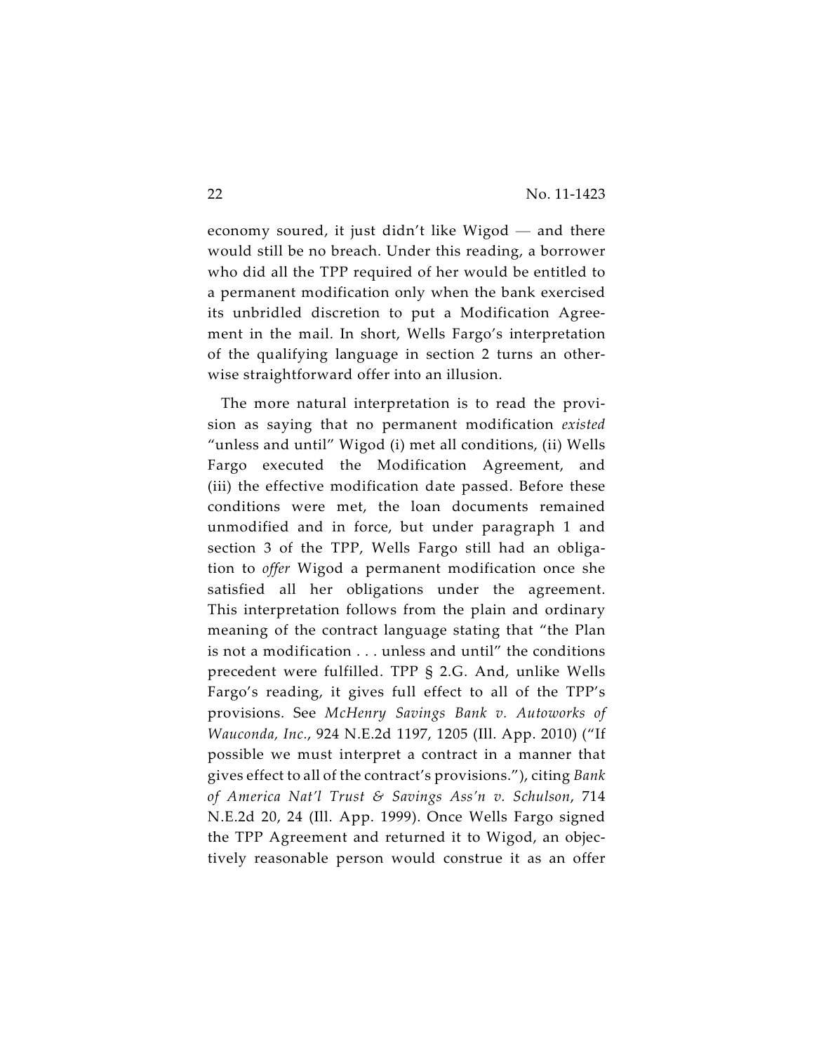economy soured, it just didn't like Wigod — and there would still be no breach. Under this reading, a borrower who did all the TPP required of her would be entitled to a permanent modification only when the bank exercised its unbridled discretion to put a Modification Agreement in the mail. In short, Wells Fargo's interpretation of the qualifying language in section 2 turns an otherwise straightforward offer into an illusion.

The more natural interpretation is to read the provision as saying that no permanent modification *existed* "unless and until" Wigod (i) met all conditions, (ii) Wells Fargo executed the Modification Agreement, and (iii) the effective modification date passed. Before these conditions were met, the loan documents remained unmodified and in force, but under paragraph 1 and section 3 of the TPP, Wells Fargo still had an obligation to *offer* Wigod a permanent modification once she satisfied all her obligations under the agreement. This interpretation follows from the plain and ordinary meaning of the contract language stating that "the Plan is not a modification . . . unless and until" the conditions precedent were fulfilled. TPP § 2.G. And, unlike Wells Fargo's reading, it gives full effect to all of the TPP's provisions. See *McHenry Savings Bank v. Autoworks of Wauconda, Inc.*, 924 N.E.2d 1197, 1205 (Ill. App. 2010) ("If possible we must interpret a contract in a manner that gives effect to all of the contract's provisions."), citing *Bank of America Nat'l Trust & Savings Ass'n v. Schulson*, 714 N.E.2d 20, 24 (Ill. App. 1999). Once Wells Fargo signed the TPP Agreement and returned it to Wigod, an objectively reasonable person would construe it as an offer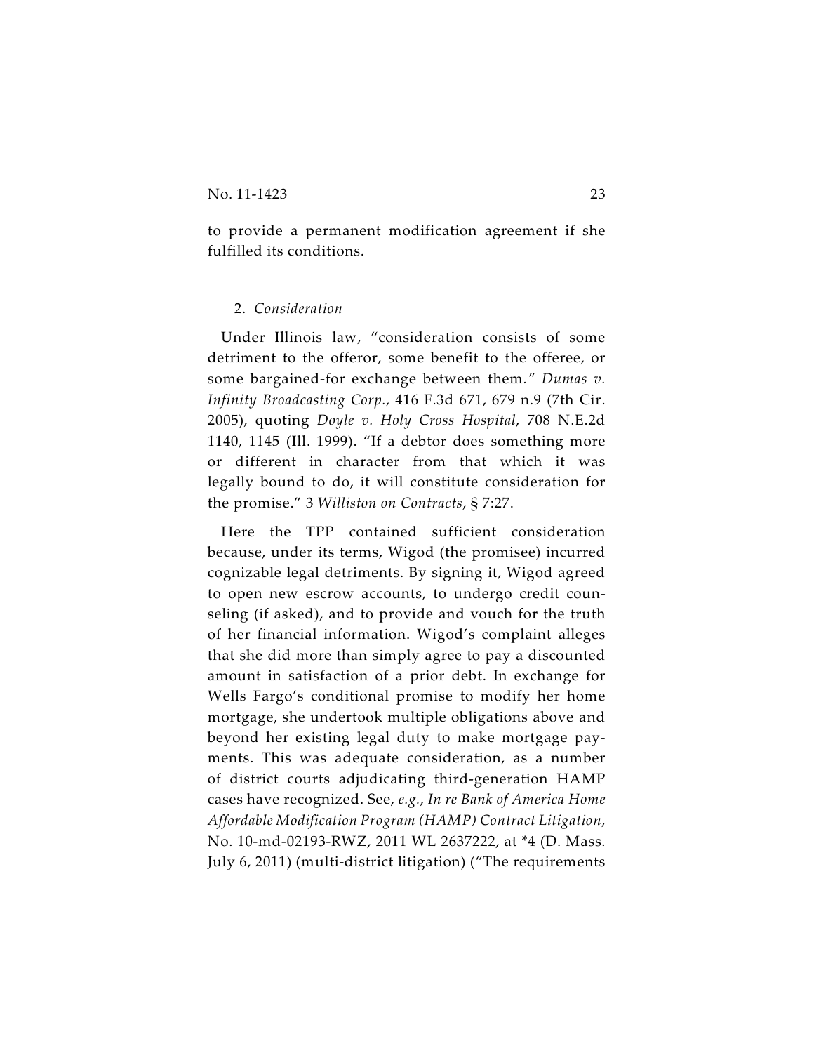to provide a permanent modification agreement if she fulfilled its conditions.

2. *Consideration*

Under Illinois law, "consideration consists of some detriment to the offeror, some benefit to the offeree, or some bargained-for exchange between them." *Dumas v. Infinity Broadcasting Corp.*, 416 F.3d 671, 679 n.9 (7th Cir. 2005), quoting *Doyle v. Holy Cross Hospital*, 708 N.E.2d 1140, 1145 (Ill. 1999). "If a debtor does something more or different in character from that which it was legally bound to do, it will constitute consideration for the promise." 3 *Williston on Contracts*, § 7:27.

Here the TPP contained sufficient consideration because, under its terms, Wigod (the promisee) incurred cognizable legal detriments. By signing it, Wigod agreed to open new escrow accounts, to undergo credit counseling (if asked), and to provide and vouch for the truth of her financial information. Wigod's complaint alleges that she did more than simply agree to pay a discounted amount in satisfaction of a prior debt. In exchange for Wells Fargo's conditional promise to modify her home mortgage, she undertook multiple obligations above and beyond her existing legal duty to make mortgage payments. This was adequate consideration, as a number of district courts adjudicating third-generation HAMP cases have recognized. See, *e.g.*, *In re Bank of America Home Affordable Modification Program (HAMP) Contract Litigation*, No. 10-md-02193-RWZ, 2011 WL 2637222, at *4 (D. Mass. July 6, 2011) (multi-district litigation) ("The requirements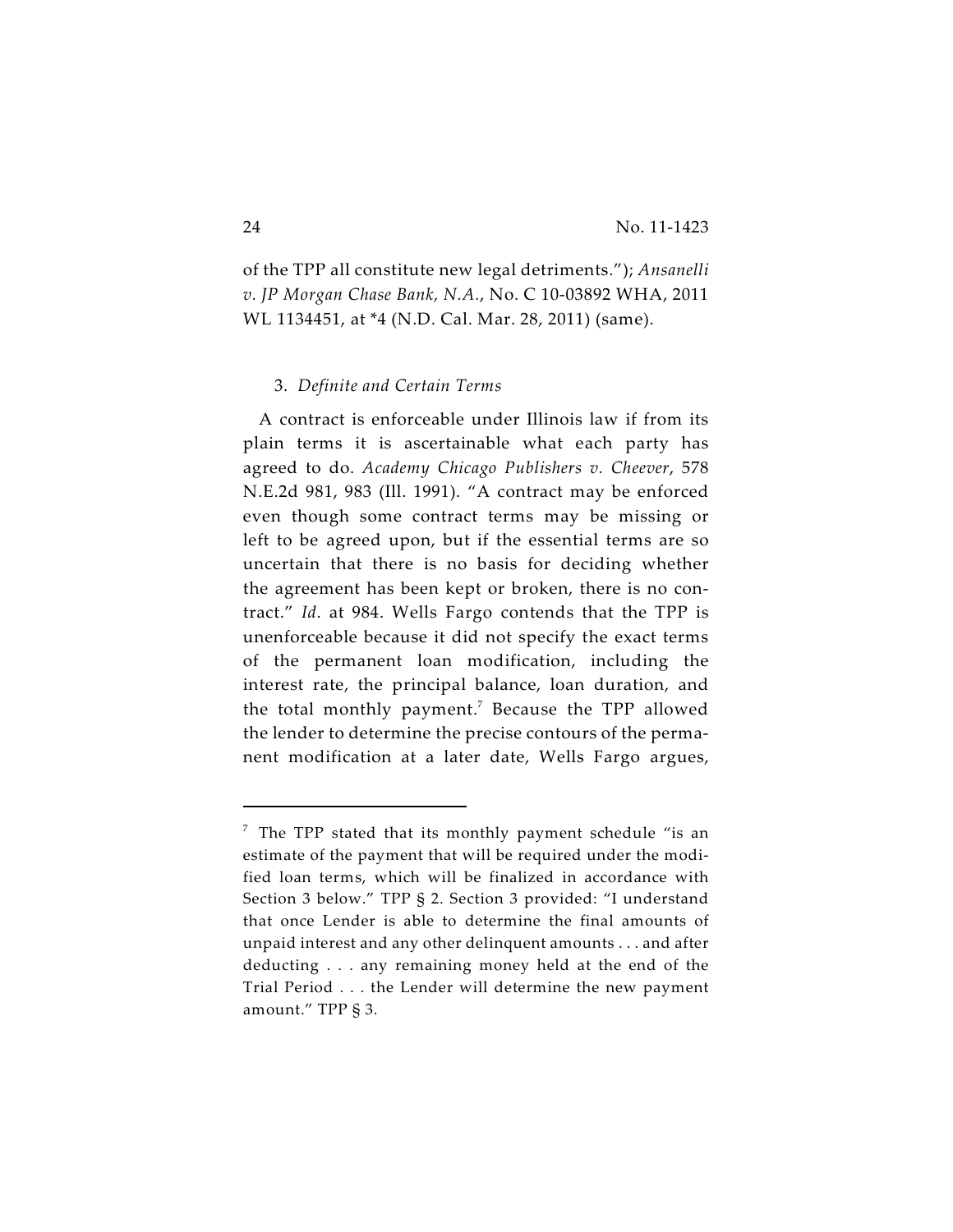of the TPP all constitute new legal detriments."); *Ansanelli v. JP Morgan Chase Bank, N.A.*, No. C 10-03892 WHA, 2011 WL 1134451, at *4 (N.D. Cal. Mar. 28, 2011) (same).

3. *Definite and Certain Terms*

A contract is enforceable under Illinois law if from its plain terms it is ascertainable what each party has agreed to do. *Academy Chicago Publishers v. Cheever*, 578 N.E.2d 981, 983 (Ill. 1991). "A contract may be enforced even though some contract terms may be missing or left to be agreed upon, but if the essential terms are so uncertain that there is no basis for deciding whether the agreement has been kept or broken, there is no contract." *Id*. at 984. Wells Fargo contends that the TPP is unenforceable because it did not specify the exact terms of the permanent loan modification, including the interest rate, the principal balance, loan duration, and the total monthly payment.[7] Because the TPP allowed the lender to determine the precise contours of the permanent modification at a later date, Wells Fargo argues,

---

[7] The TPP stated that its monthly payment schedule "is an estimate of the payment that will be required under the modified loan terms, which will be finalized in accordance with Section 3 below." TPP § 2. Section 3 provided: "I understand that once Lender is able to determine the final amounts of unpaid interest and any other delinquent amounts . . . and after deducting . . . any remaining money held at the end of the Trial Period . . . the Lender will determine the new payment amount." TPP § 3.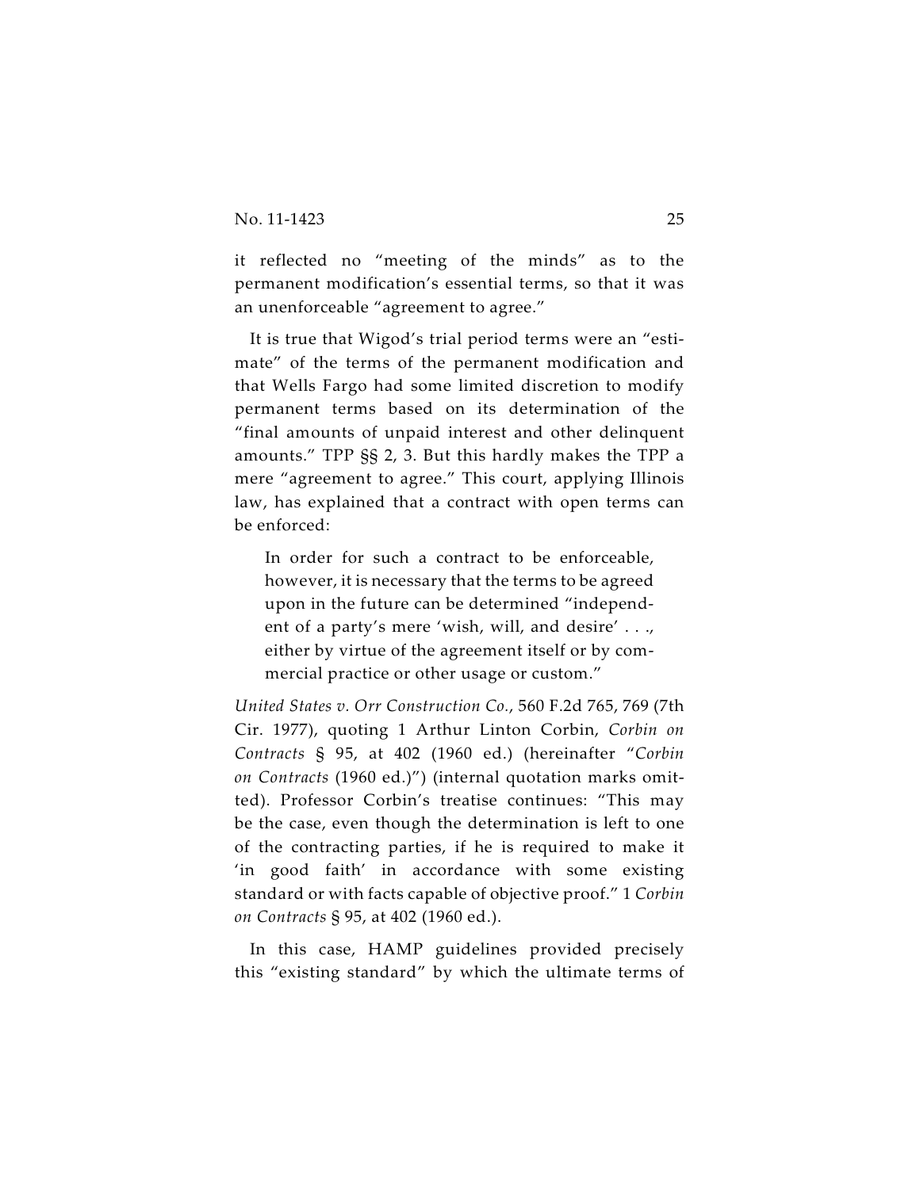it reflected no "meeting of the minds" as to the permanent modification's essential terms, so that it was an unenforceable "agreement to agree."

It is true that Wigod's trial period terms were an "estimate" of the terms of the permanent modification and that Wells Fargo had some limited discretion to modify permanent terms based on its determination of the "final amounts of unpaid interest and other delinquent amounts." TPP §§ 2, 3. But this hardly makes the TPP a mere "agreement to agree." This court, applying Illinois law, has explained that a contract with open terms can be enforced:

> In order for such a contract to be enforceable, however, it is necessary that the terms to be agreed upon in the future can be determined "independent of a party's mere 'wish, will, and desire' . . ., either by virtue of the agreement itself or by commercial practice or other usage or custom."

*United States v. Orr Construction Co.*, 560 F.2d 765, 769 (7th Cir. 1977), quoting 1 Arthur Linton Corbin, *Corbin on Contracts* § 95, at 402 (1960 ed.) (hereinafter "*Corbin on Contracts* (1960 ed.)") (internal quotation marks omitted). Professor Corbin's treatise continues: "This may be the case, even though the determination is left to one of the contracting parties, if he is required to make it 'in good faith' in accordance with some existing standard or with facts capable of objective proof." 1 *Corbin on Contracts* § 95, at 402 (1960 ed.).

In this case, HAMP guidelines provided precisely this "existing standard" by which the ultimate terms of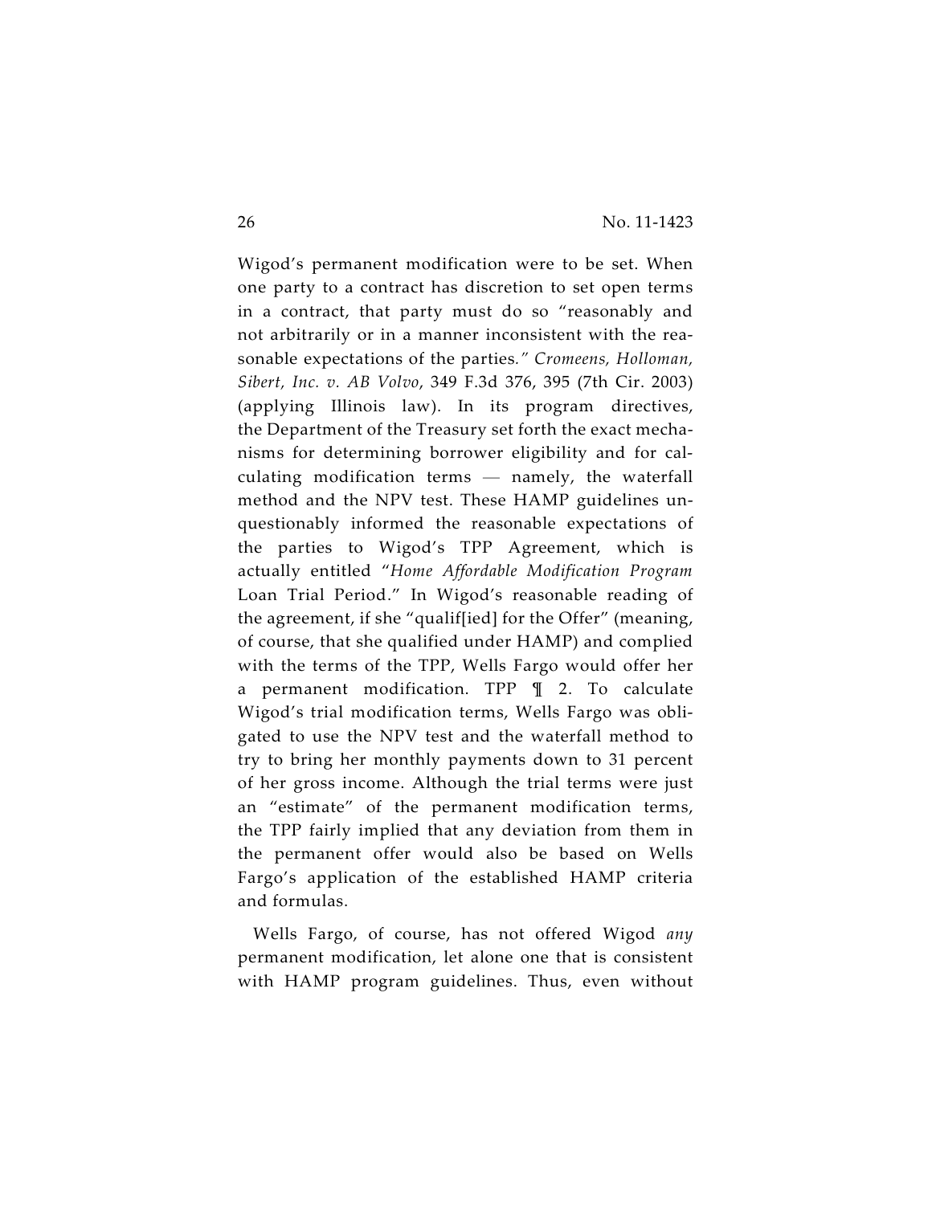Wigod's permanent modification were to be set. When one party to a contract has discretion to set open terms in a contract, that party must do so "reasonably and not arbitrarily or in a manner inconsistent with the reasonable expectations of the parties." *Cromeens, Holloman, Sibert, Inc. v. AB Volvo*, 349 F.3d 376, 395 (7th Cir. 2003) (applying Illinois law). In its program directives, the Department of the Treasury set forth the exact mechanisms for determining borrower eligibility and for calculating modification terms — namely, the waterfall method and the NPV test. These HAMP guidelines unquestionably informed the reasonable expectations of the parties to Wigod's TPP Agreement, which is actually entitled "*Home Affordable Modification Program* Loan Trial Period." In Wigod's reasonable reading of the agreement, if she "qualif[ied] for the Offer" (meaning, of course, that she qualified under HAMP) and complied with the terms of the TPP, Wells Fargo would offer her a permanent modification. TPP ¶ 2. To calculate Wigod's trial modification terms, Wells Fargo was obligated to use the NPV test and the waterfall method to try to bring her monthly payments down to 31 percent of her gross income. Although the trial terms were just an "estimate" of the permanent modification terms, the TPP fairly implied that any deviation from them in the permanent offer would also be based on Wells Fargo's application of the established HAMP criteria and formulas.

Wells Fargo, of course, has not offered Wigod *any* permanent modification, let alone one that is consistent with HAMP program guidelines. Thus, even without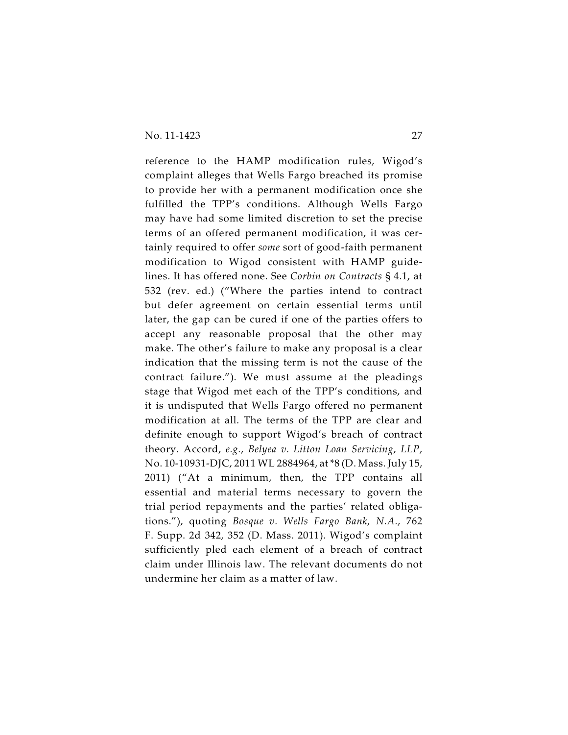reference to the HAMP modification rules, Wigod's complaint alleges that Wells Fargo breached its promise to provide her with a permanent modification once she fulfilled the TPP's conditions. Although Wells Fargo may have had some limited discretion to set the precise terms of an offered permanent modification, it was certainly required to offer *some* sort of good-faith permanent modification to Wigod consistent with HAMP guidelines. It has offered none. See *Corbin on Contracts* § 4.1, at 532 (rev. ed.) ("Where the parties intend to contract but defer agreement on certain essential terms until later, the gap can be cured if one of the parties offers to accept any reasonable proposal that the other may make. The other's failure to make any proposal is a clear indication that the missing term is not the cause of the contract failure."). We must assume at the pleadings stage that Wigod met each of the TPP's conditions, and it is undisputed that Wells Fargo offered no permanent modification at all. The terms of the TPP are clear and definite enough to support Wigod's breach of contract theory. Accord, *e.g.*, *Belyea v. Litton Loan Servicing, LLP*, No. 10-10931-DJC, 2011 WL 2884964, at *8 (D. Mass. July 15, 2011) ("At a minimum, then, the TPP contains all essential and material terms necessary to govern the trial period repayments and the parties' related obligations."), quoting *Bosque v. Wells Fargo Bank, N.A.*, 762 F. Supp. 2d 342, 352 (D. Mass. 2011). Wigod's complaint sufficiently pled each element of a breach of contract claim under Illinois law. The relevant documents do not undermine her claim as a matter of law.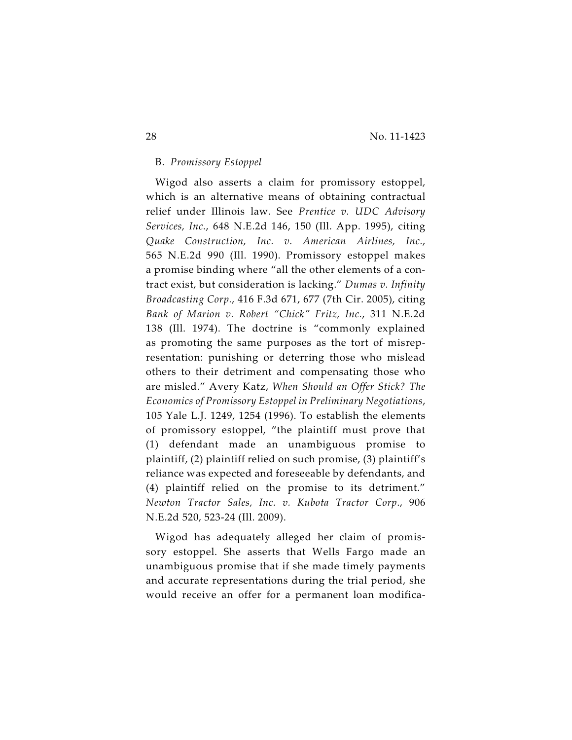### B. *Promissory Estoppel*

Wigod also asserts a claim for promissory estoppel, which is an alternative means of obtaining contractual relief under Illinois law. See *Prentice v. UDC Advisory Services, Inc.*, 648 N.E.2d 146, 150 (Ill. App. 1995), citing *Quake Construction, Inc. v. American Airlines, Inc.*, 565 N.E.2d 990 (Ill. 1990). Promissory estoppel makes a promise binding where "all the other elements of a contract exist, but consideration is lacking." *Dumas v. Infinity Broadcasting Corp.*, 416 F.3d 671, 677 (7th Cir. 2005), citing *Bank of Marion v. Robert "Chick" Fritz, Inc.*, 311 N.E.2d 138 (Ill. 1974). The doctrine is "commonly explained as promoting the same purposes as the tort of misrepresentation: punishing or deterring those who mislead others to their detriment and compensating those who are misled." Avery Katz, *When Should an Offer Stick? The Economics of Promissory Estoppel in Preliminary Negotiations*, 105 Yale L.J. 1249, 1254 (1996). To establish the elements of promissory estoppel, "the plaintiff must prove that (1) defendant made an unambiguous promise to plaintiff, (2) plaintiff relied on such promise, (3) plaintiff's reliance was expected and foreseeable by defendants, and (4) plaintiff relied on the promise to its detriment." *Newton Tractor Sales, Inc. v. Kubota Tractor Corp.*, 906 N.E.2d 520, 523-24 (Ill. 2009).

Wigod has adequately alleged her claim of promissory estoppel. She asserts that Wells Fargo made an unambiguous promise that if she made timely payments and accurate representations during the trial period, she would receive an offer for a permanent loan modifica-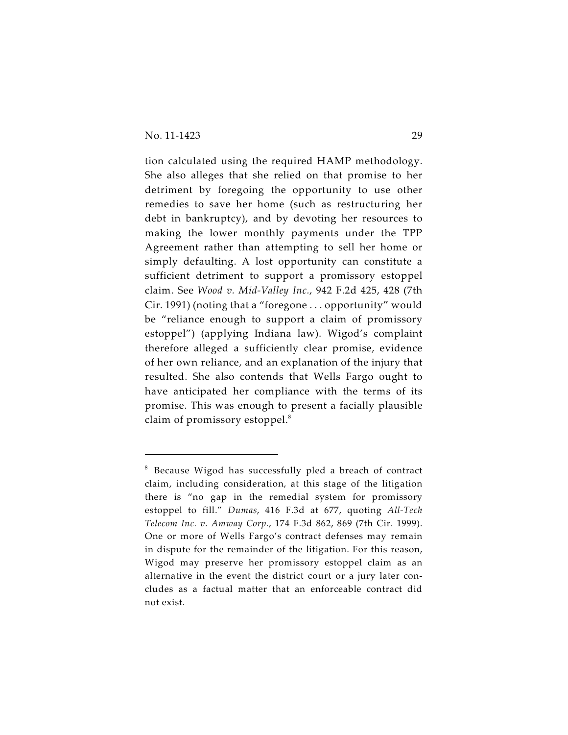tion calculated using the required HAMP methodology. She also alleges that she relied on that promise to her detriment by foregoing the opportunity to use other remedies to save her home (such as restructuring her debt in bankruptcy), and by devoting her resources to making the lower monthly payments under the TPP Agreement rather than attempting to sell her home or simply defaulting. A lost opportunity can constitute a sufficient detriment to support a promissory estoppel claim. See *Wood v. Mid-Valley Inc.*, 942 F.2d 425, 428 (7th Cir. 1991) (noting that a "foregone . . . opportunity" would be "reliance enough to support a claim of promissory estoppel") (applying Indiana law). Wigod's complaint therefore alleged a sufficiently clear promise, evidence of her own reliance, and an explanation of the injury that resulted. She also contends that Wells Fargo ought to have anticipated her compliance with the terms of its promise. This was enough to present a facially plausible claim of promissory estoppel.[8]

---

[8] Because Wigod has successfully pled a breach of contract claim, including consideration, at this stage of the litigation there is "no gap in the remedial system for promissory estoppel to fill." *Dumas*, 416 F.3d at 677, quoting *All-Tech Telecom Inc. v. Amway Corp.*, 174 F.3d 862, 869 (7th Cir. 1999). One or more of Wells Fargo's contract defenses may remain in dispute for the remainder of the litigation. For this reason, Wigod may preserve her promissory estoppel claim as an alternative in the event the district court or a jury later concludes as a factual matter that an enforceable contract did not exist.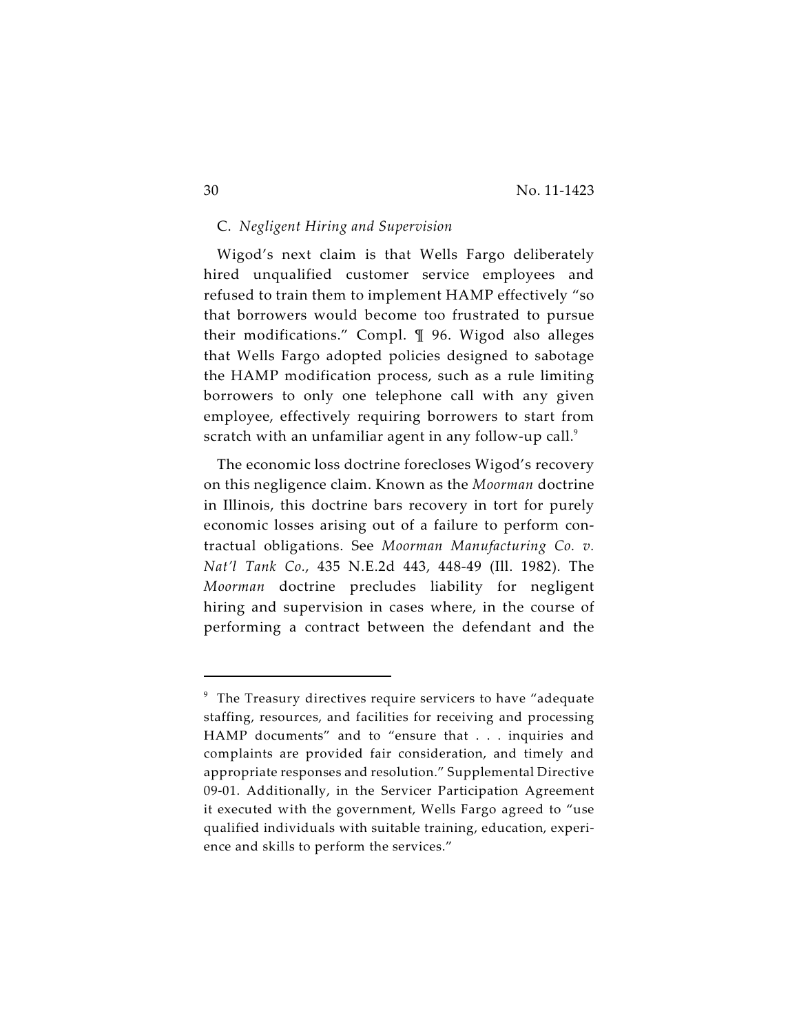### C. *Negligent Hiring and Supervision*

Wigod's next claim is that Wells Fargo deliberately hired unqualified customer service employees and refused to train them to implement HAMP effectively "so that borrowers would become too frustrated to pursue their modifications." Compl. ¶ 96. Wigod also alleges that Wells Fargo adopted policies designed to sabotage the HAMP modification process, such as a rule limiting borrowers to only one telephone call with any given employee, effectively requiring borrowers to start from scratch with an unfamiliar agent in any follow-up call.[9]

The economic loss doctrine forecloses Wigod's recovery on this negligence claim. Known as the *Moorman* doctrine in Illinois, this doctrine bars recovery in tort for purely economic losses arising out of a failure to perform contractual obligations. See *Moorman Manufacturing Co. v. Nat'l Tank Co.*, 435 N.E.2d 443, 448-49 (Ill. 1982). The *Moorman* doctrine precludes liability for negligent hiring and supervision in cases where, in the course of performing a contract between the defendant and the

---

[9] The Treasury directives require servicers to have "adequate staffing, resources, and facilities for receiving and processing HAMP documents" and to "ensure that . . . inquiries and complaints are provided fair consideration, and timely and appropriate responses and resolution." Supplemental Directive 09-01. Additionally, in the Servicer Participation Agreement it executed with the government, Wells Fargo agreed to "use qualified individuals with suitable training, education, experience and skills to perform the services."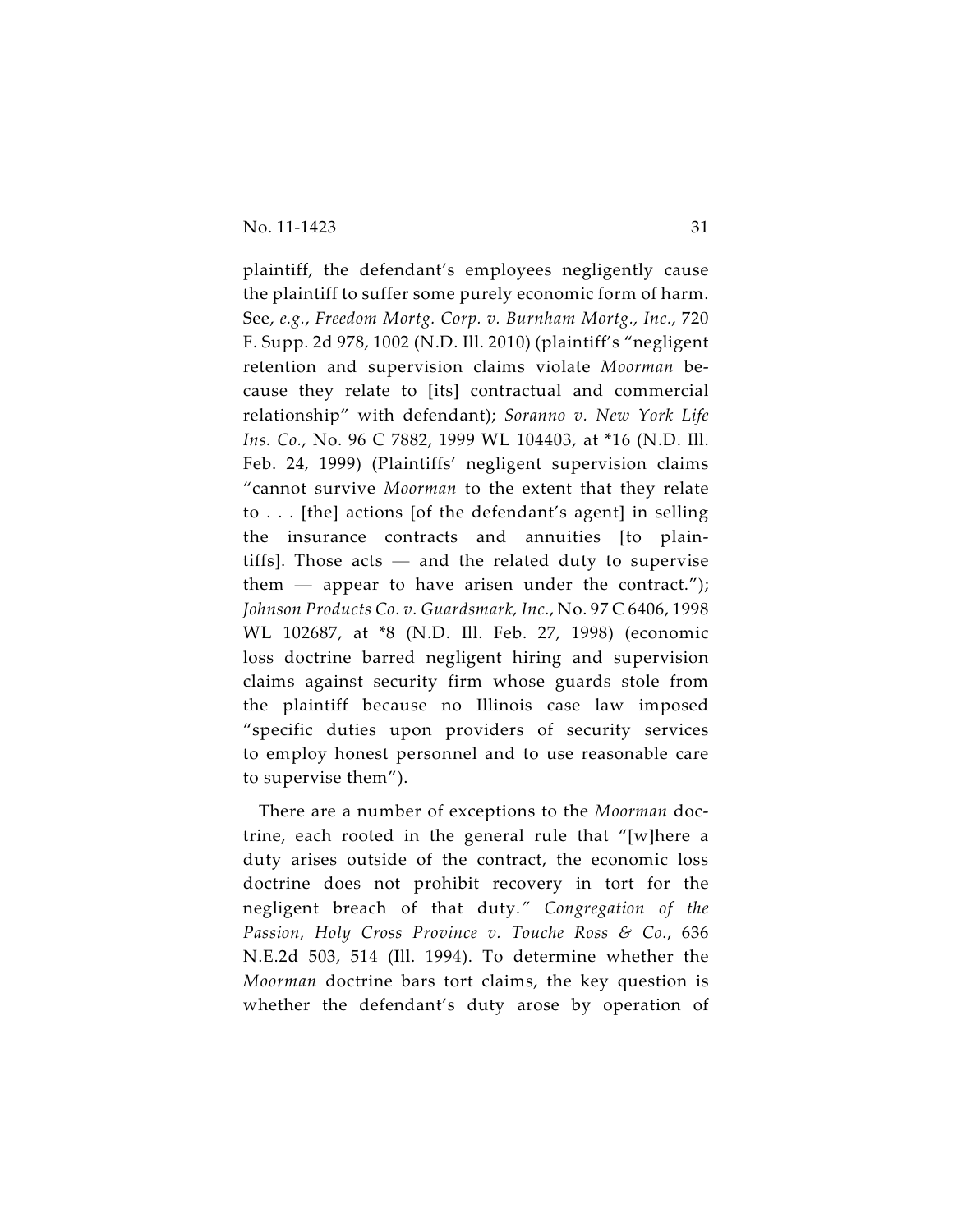plaintiff, the defendant's employees negligently cause the plaintiff to suffer some purely economic form of harm. See, *e.g.*, *Freedom Mortg. Corp. v. Burnham Mortg., Inc.*, 720 F. Supp. 2d 978, 1002 (N.D. Ill. 2010) (plaintiff's "negligent retention and supervision claims violate *Moorman* because they relate to [its] contractual and commercial relationship" with defendant); *Soranno v. New York Life Ins. Co.*, No. 96 C 7882, 1999 WL 104403, at *16 (N.D. Ill. Feb. 24, 1999) (Plaintiffs' negligent supervision claims "cannot survive *Moorman* to the extent that they relate to . . . [the] actions [of the defendant's agent] in selling the insurance contracts and annuities [to plaintiffs]. Those acts — and the related duty to supervise them — appear to have arisen under the contract."); *Johnson Products Co. v. Guardsmark, Inc.*, No. 97 C 6406, 1998 WL 102687, at *8 (N.D. Ill. Feb. 27, 1998) (economic loss doctrine barred negligent hiring and supervision claims against security firm whose guards stole from the plaintiff because no Illinois case law imposed "specific duties upon providers of security services to employ honest personnel and to use reasonable care to supervise them").

There are a number of exceptions to the *Moorman* doctrine, each rooted in the general rule that "[w]here a duty arises outside of the contract, the economic loss doctrine does not prohibit recovery in tort for the negligent breach of that duty." *Congregation of the Passion, Holy Cross Province v. Touche Ross & Co.*, 636 N.E.2d 503, 514 (Ill. 1994). To determine whether the *Moorman* doctrine bars tort claims, the key question is whether the defendant's duty arose by operation of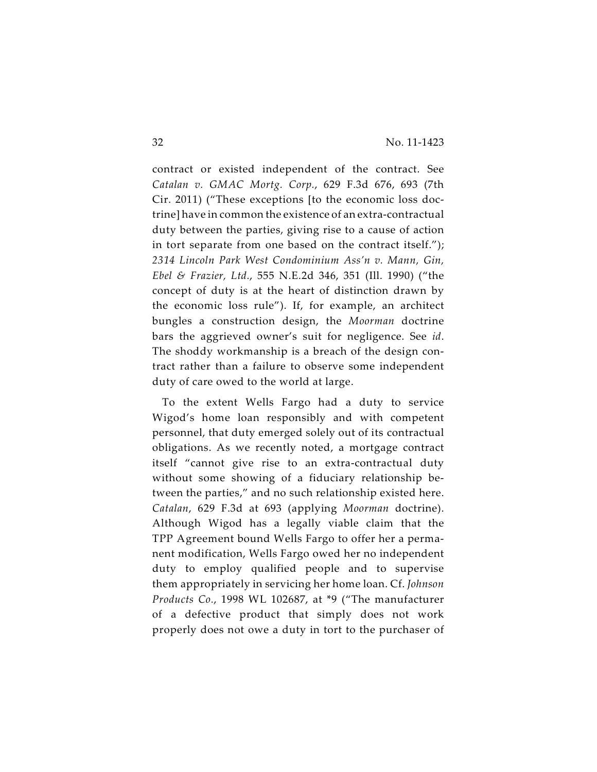contract or existed independent of the contract. See *Catalan v. GMAC Mortg. Corp.*, 629 F.3d 676, 693 (7th Cir. 2011) ("These exceptions [to the economic loss doctrine] have in common the existence of an extra-contractual duty between the parties, giving rise to a cause of action in tort separate from one based on the contract itself."); *2314 Lincoln Park West Condominium Ass'n v. Mann, Gin, Ebel & Frazier, Ltd.*, 555 N.E.2d 346, 351 (Ill. 1990) ("the concept of duty is at the heart of distinction drawn by the economic loss rule"). If, for example, an architect bungles a construction design, the *Moorman* doctrine bars the aggrieved owner's suit for negligence. See *id*. The shoddy workmanship is a breach of the design contract rather than a failure to observe some independent duty of care owed to the world at large.

To the extent Wells Fargo had a duty to service Wigod's home loan responsibly and with competent personnel, that duty emerged solely out of its contractual obligations. As we recently noted, a mortgage contract itself "cannot give rise to an extra-contractual duty without some showing of a fiduciary relationship between the parties," and no such relationship existed here. *Catalan*, 629 F.3d at 693 (applying *Moorman* doctrine). Although Wigod has a legally viable claim that the TPP Agreement bound Wells Fargo to offer her a permanent modification, Wells Fargo owed her no independent duty to employ qualified people and to supervise them appropriately in servicing her home loan. Cf. *Johnson Products Co.*, 1998 WL 102687, at *9 ("The manufacturer of a defective product that simply does not work properly does not owe a duty in tort to the purchaser of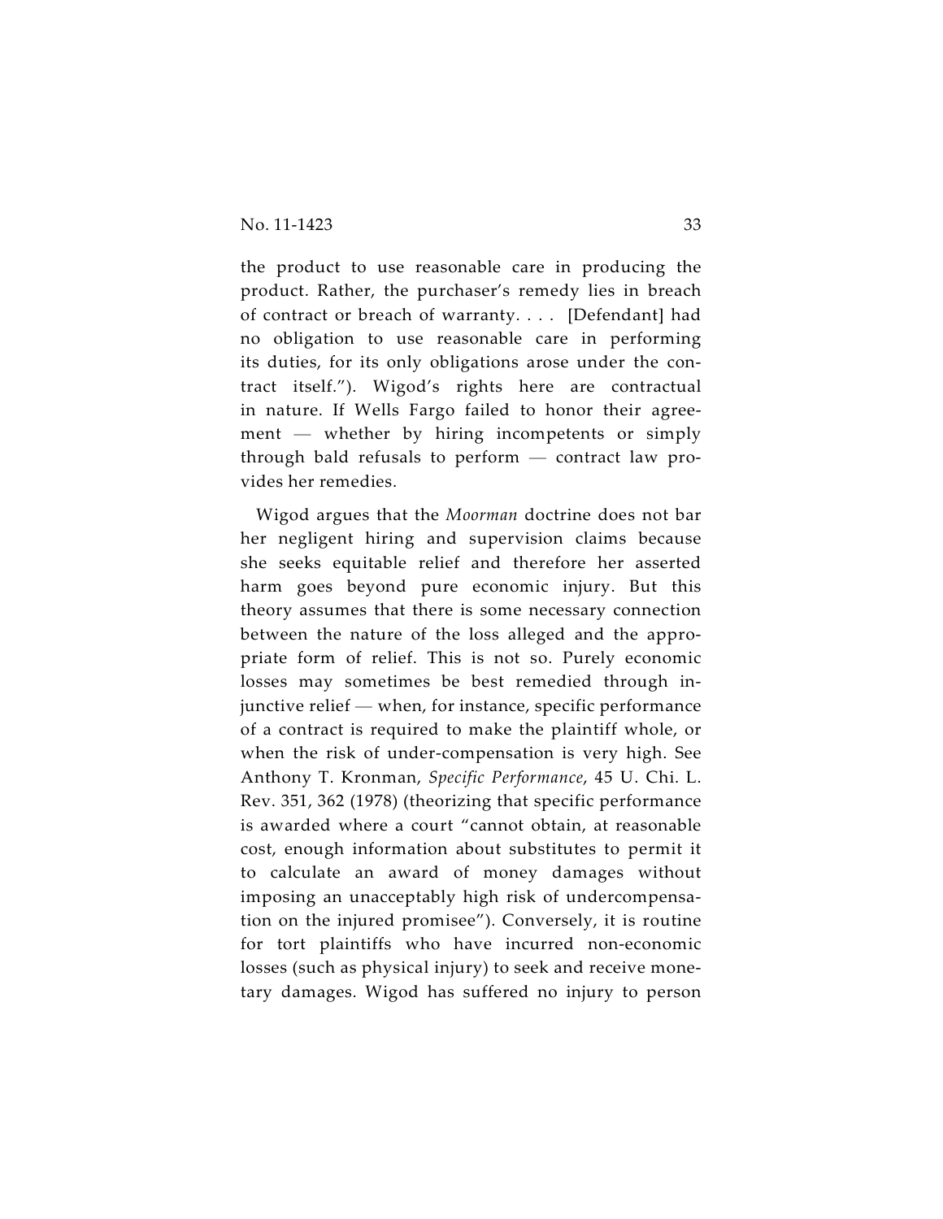the product to use reasonable care in producing the product. Rather, the purchaser's remedy lies in breach of contract or breach of warranty. . . . [Defendant] had no obligation to use reasonable care in performing its duties, for its only obligations arose under the contract itself."). Wigod's rights here are contractual in nature. If Wells Fargo failed to honor their agreement — whether by hiring incompetents or simply through bald refusals to perform — contract law provides her remedies.

Wigod argues that the *Moorman* doctrine does not bar her negligent hiring and supervision claims because she seeks equitable relief and therefore her asserted harm goes beyond pure economic injury. But this theory assumes that there is some necessary connection between the nature of the loss alleged and the appropriate form of relief. This is not so. Purely economic losses may sometimes be best remedied through injunctive relief — when, for instance, specific performance of a contract is required to make the plaintiff whole, or when the risk of under-compensation is very high. See Anthony T. Kronman, *Specific Performance*, 45 U. Chi. L. Rev. 351, 362 (1978) (theorizing that specific performance is awarded where a court "cannot obtain, at reasonable cost, enough information about substitutes to permit it to calculate an award of money damages without imposing an unacceptably high risk of undercompensation on the injured promisee"). Conversely, it is routine for tort plaintiffs who have incurred non-economic losses (such as physical injury) to seek and receive monetary damages. Wigod has suffered no injury to person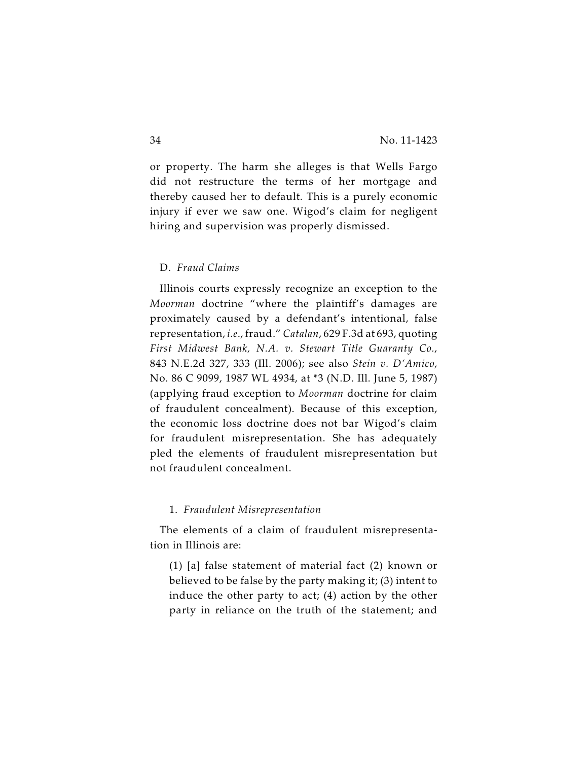or property. The harm she alleges is that Wells Fargo did not restructure the terms of her mortgage and thereby caused her to default. This is a purely economic injury if ever we saw one. Wigod's claim for negligent hiring and supervision was properly dismissed.

### D. *Fraud Claims*

Illinois courts expressly recognize an exception to the *Moorman* doctrine "where the plaintiff's damages are proximately caused by a defendant's intentional, false representation, *i.e.*, fraud." *Catalan*, 629 F.3d at 693, quoting *First Midwest Bank, N.A. v. Stewart Title Guaranty Co.*, 843 N.E.2d 327, 333 (Ill. 2006); see also *Stein v. D'Amico*, No. 86 C 9099, 1987 WL 4934, at *3 (N.D. Ill. June 5, 1987) (applying fraud exception to *Moorman* doctrine for claim of fraudulent concealment). Because of this exception, the economic loss doctrine does not bar Wigod's claim for fraudulent misrepresentation. She has adequately pled the elements of fraudulent misrepresentation but not fraudulent concealment.

#### 1. *Fraudulent Misrepresentation*

The elements of a claim of fraudulent misrepresentation in Illinois are:

> (1) [a] false statement of material fact (2) known or believed to be false by the party making it; (3) intent to induce the other party to act; (4) action by the other party in reliance on the truth of the statement; and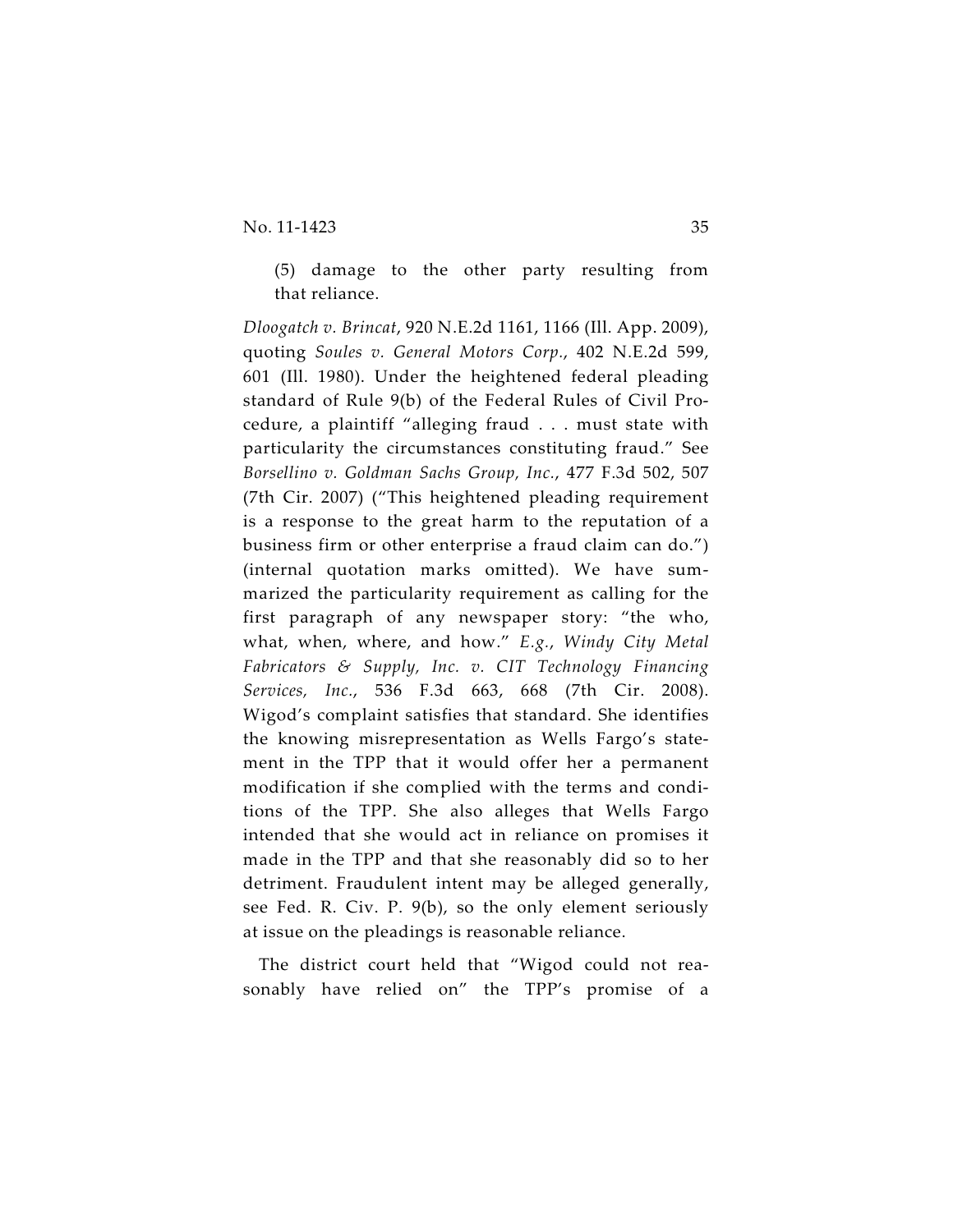(5) damage to the other party resulting from that reliance.

*Dloogatch v. Brincat*, 920 N.E.2d 1161, 1166 (Ill. App. 2009), quoting *Soules v. General Motors Corp.*, 402 N.E.2d 599, 601 (Ill. 1980). Under the heightened federal pleading standard of Rule 9(b) of the Federal Rules of Civil Procedure, a plaintiff "alleging fraud . . . must state with particularity the circumstances constituting fraud." See *Borsellino v. Goldman Sachs Group, Inc.*, 477 F.3d 502, 507 (7th Cir. 2007) ("This heightened pleading requirement is a response to the great harm to the reputation of a business firm or other enterprise a fraud claim can do.") (internal quotation marks omitted). We have summarized the particularity requirement as calling for the first paragraph of any newspaper story: "the who, what, when, where, and how." *E.g.*, *Windy City Metal Fabricators & Supply, Inc. v. CIT Technology Financing Services, Inc.*, 536 F.3d 663, 668 (7th Cir. 2008). Wigod's complaint satisfies that standard. She identifies the knowing misrepresentation as Wells Fargo's statement in the TPP that it would offer her a permanent modification if she complied with the terms and conditions of the TPP. She also alleges that Wells Fargo intended that she would act in reliance on promises it made in the TPP and that she reasonably did so to her detriment. Fraudulent intent may be alleged generally, see Fed. R. Civ. P. 9(b), so the only element seriously at issue on the pleadings is reasonable reliance.

The district court held that "Wigod could not reasonably have relied on" the TPP's promise of a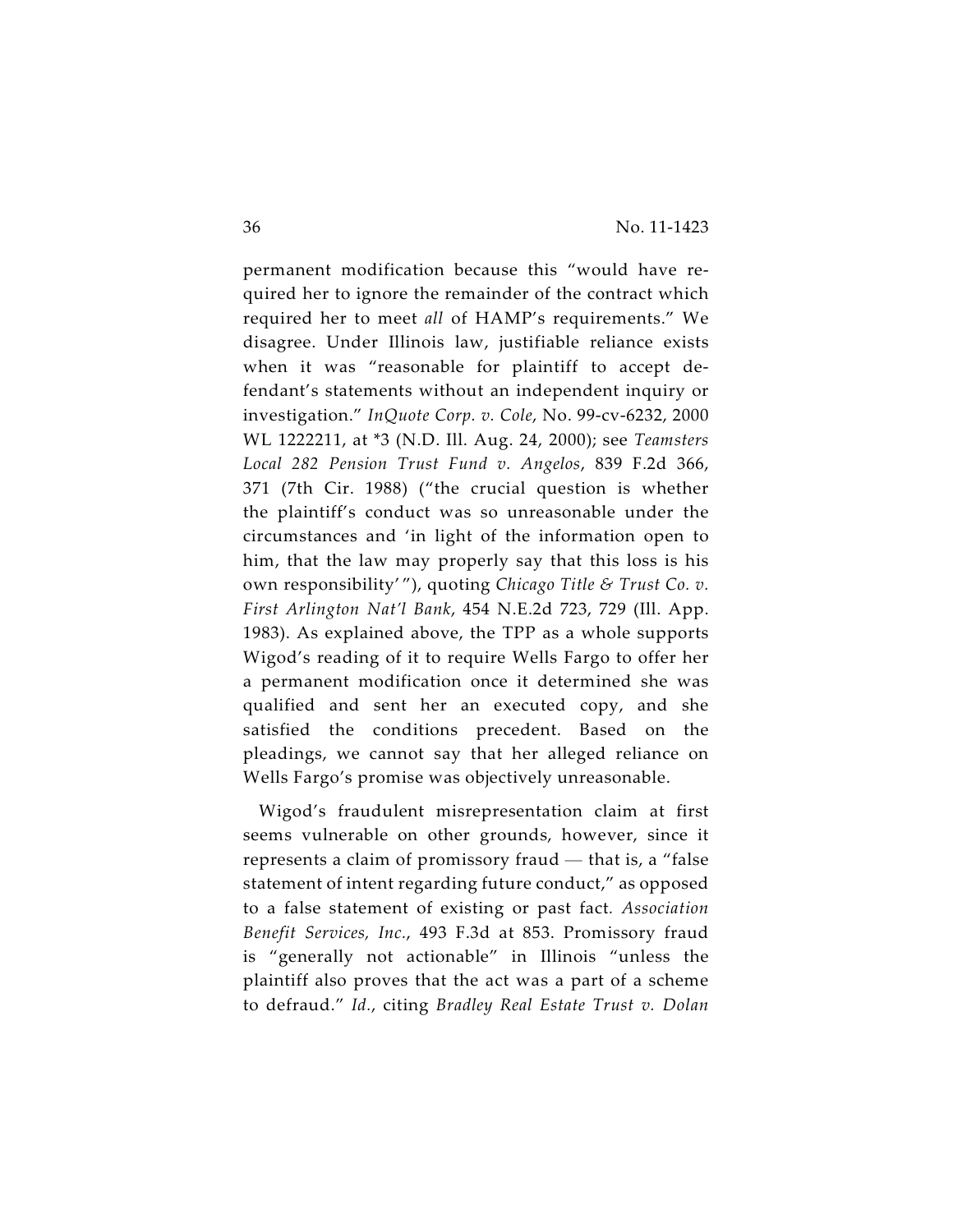permanent modification because this "would have required her to ignore the remainder of the contract which required her to meet *all* of HAMP's requirements." We disagree. Under Illinois law, justifiable reliance exists when it was "reasonable for plaintiff to accept defendant's statements without an independent inquiry or investigation." *InQuote Corp. v. Cole*, No. 99-cv-6232, 2000 WL 1222211, at *3 (N.D. Ill. Aug. 24, 2000); see *Teamsters Local 282 Pension Trust Fund v. Angelos*, 839 F.2d 366, 371 (7th Cir. 1988) ("the crucial question is whether the plaintiff's conduct was so unreasonable under the circumstances and 'in light of the information open to him, that the law may properly say that this loss is his own responsibility' "), quoting *Chicago Title & Trust Co. v. First Arlington Nat'l Bank*, 454 N.E.2d 723, 729 (Ill. App. 1983). As explained above, the TPP as a whole supports Wigod's reading of it to require Wells Fargo to offer her a permanent modification once it determined she was qualified and sent her an executed copy, and she satisfied the conditions precedent. Based on the pleadings, we cannot say that her alleged reliance on Wells Fargo's promise was objectively unreasonable.

Wigod's fraudulent misrepresentation claim at first seems vulnerable on other grounds, however, since it represents a claim of promissory fraud — that is, a "false statement of intent regarding future conduct," as opposed to a false statement of existing or past fact. *Association Benefit Services, Inc.*, 493 F.3d at 853. Promissory fraud is "generally not actionable" in Illinois "unless the plaintiff also proves that the act was a part of a scheme to defraud." *Id.*, citing *Bradley Real Estate Trust v. Dolan*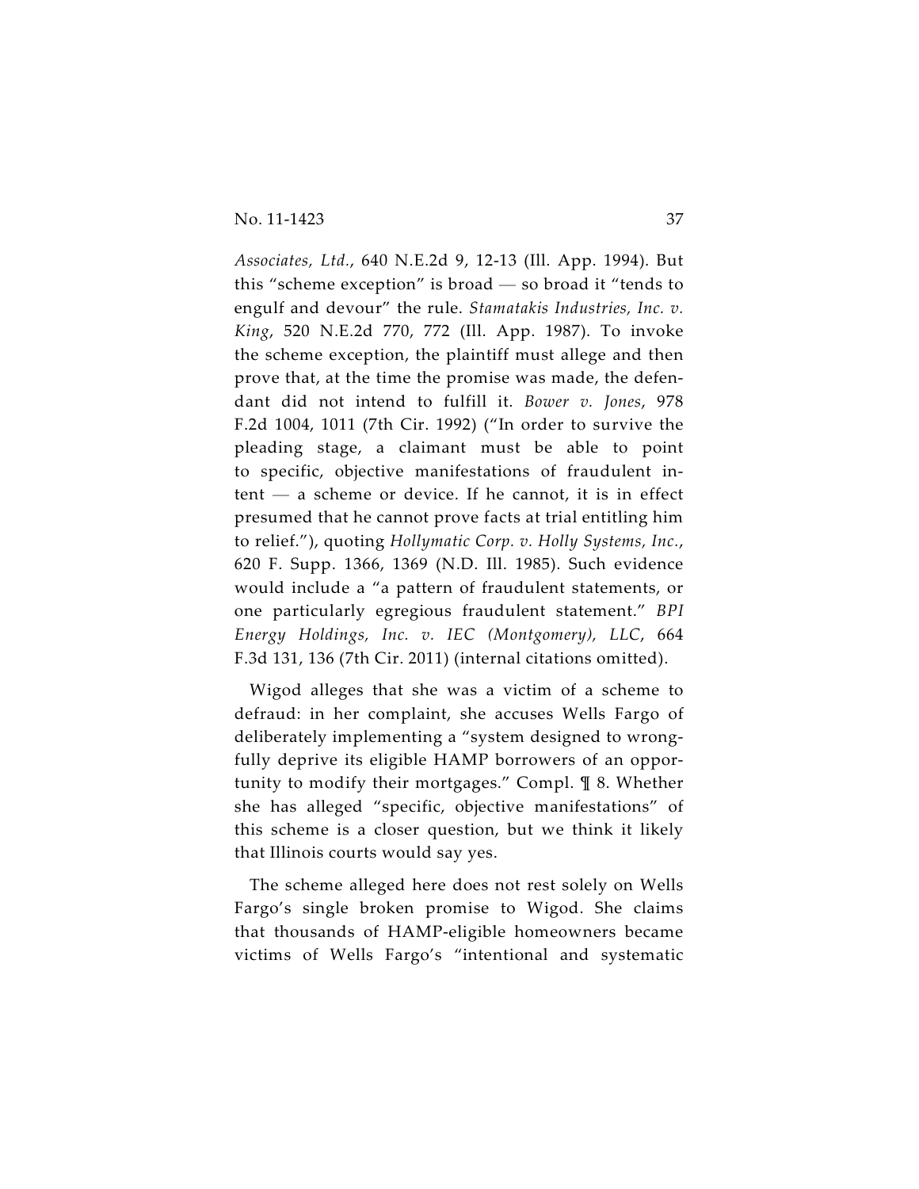*Associates, Ltd.*, 640 N.E.2d 9, 12-13 (Ill. App. 1994). But this "scheme exception" is broad — so broad it "tends to engulf and devour" the rule. *Stamatakis Industries, Inc. v. King*, 520 N.E.2d 770, 772 (Ill. App. 1987). To invoke the scheme exception, the plaintiff must allege and then prove that, at the time the promise was made, the defendant did not intend to fulfill it. *Bower v. Jones*, 978 F.2d 1004, 1011 (7th Cir. 1992) ("In order to survive the pleading stage, a claimant must be able to point to specific, objective manifestations of fraudulent intent — a scheme or device. If he cannot, it is in effect presumed that he cannot prove facts at trial entitling him to relief."), quoting *Hollymatic Corp. v. Holly Systems, Inc.*, 620 F. Supp. 1366, 1369 (N.D. Ill. 1985). Such evidence would include a "a pattern of fraudulent statements, or one particularly egregious fraudulent statement." *BPI Energy Holdings, Inc. v. IEC (Montgomery), LLC*, 664 F.3d 131, 136 (7th Cir. 2011) (internal citations omitted).

Wigod alleges that she was a victim of a scheme to defraud: in her complaint, she accuses Wells Fargo of deliberately implementing a "system designed to wrongfully deprive its eligible HAMP borrowers of an opportunity to modify their mortgages." Compl. ¶ 8. Whether she has alleged "specific, objective manifestations" of this scheme is a closer question, but we think it likely that Illinois courts would say yes.

The scheme alleged here does not rest solely on Wells Fargo's single broken promise to Wigod. She claims that thousands of HAMP-eligible homeowners became victims of Wells Fargo's "intentional and systematic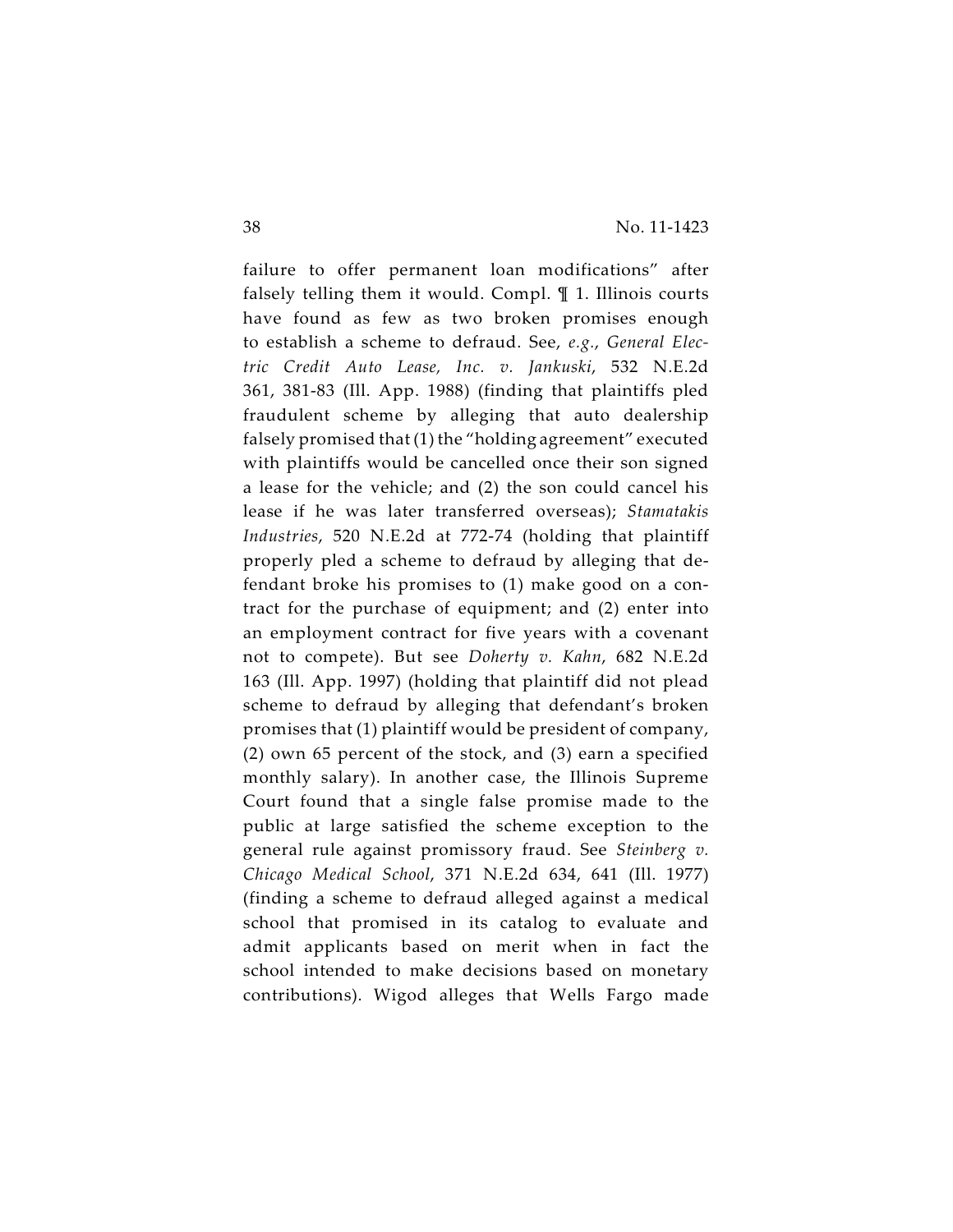failure to offer permanent loan modifications" after falsely telling them it would. Compl. ¶ 1. Illinois courts have found as few as two broken promises enough to establish a scheme to defraud. See, *e.g.*, *General Electric Credit Auto Lease, Inc. v. Jankuski*, 532 N.E.2d 361, 381-83 (Ill. App. 1988) (finding that plaintiffs pled fraudulent scheme by alleging that auto dealership falsely promised that (1) the "holding agreement" executed with plaintiffs would be cancelled once their son signed a lease for the vehicle; and (2) the son could cancel his lease if he was later transferred overseas); *Stamatakis Industries*, 520 N.E.2d at 772-74 (holding that plaintiff properly pled a scheme to defraud by alleging that defendant broke his promises to (1) make good on a contract for the purchase of equipment; and (2) enter into an employment contract for five years with a covenant not to compete). But see *Doherty v. Kahn*, 682 N.E.2d 163 (Ill. App. 1997) (holding that plaintiff did not plead scheme to defraud by alleging that defendant's broken promises that (1) plaintiff would be president of company, (2) own 65 percent of the stock, and (3) earn a specified monthly salary). In another case, the Illinois Supreme Court found that a single false promise made to the public at large satisfied the scheme exception to the general rule against promissory fraud. See *Steinberg v. Chicago Medical School*, 371 N.E.2d 634, 641 (Ill. 1977) (finding a scheme to defraud alleged against a medical school that promised in its catalog to evaluate and admit applicants based on merit when in fact the school intended to make decisions based on monetary contributions). Wigod alleges that Wells Fargo made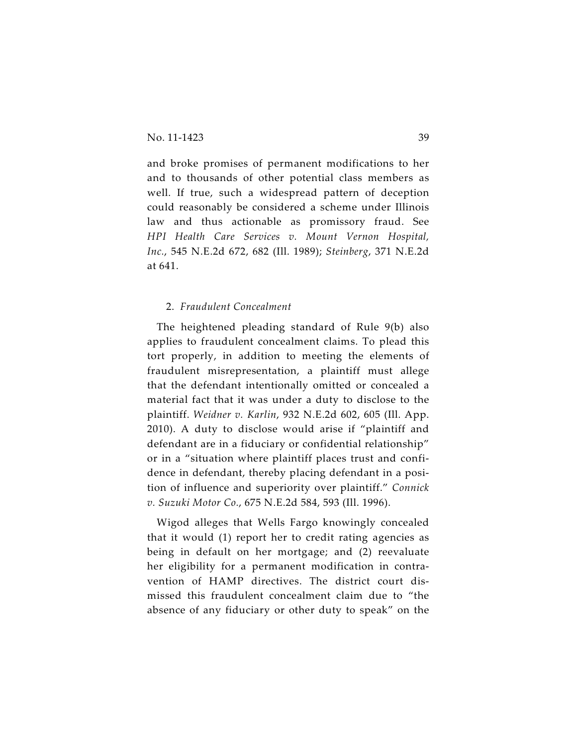and broke promises of permanent modifications to her and to thousands of other potential class members as well. If true, such a widespread pattern of deception could reasonably be considered a scheme under Illinois law and thus actionable as promissory fraud. See *HPI Health Care Services v. Mount Vernon Hospital, Inc.*, 545 N.E.2d 672, 682 (Ill. 1989); *Steinberg*, 371 N.E.2d at 641.

2. *Fraudulent Concealment*

The heightened pleading standard of Rule 9(b) also applies to fraudulent concealment claims. To plead this tort properly, in addition to meeting the elements of fraudulent misrepresentation, a plaintiff must allege that the defendant intentionally omitted or concealed a material fact that it was under a duty to disclose to the plaintiff. *Weidner v. Karlin*, 932 N.E.2d 602, 605 (Ill. App. 2010). A duty to disclose would arise if "plaintiff and defendant are in a fiduciary or confidential relationship" or in a "situation where plaintiff places trust and confidence in defendant, thereby placing defendant in a position of influence and superiority over plaintiff." *Connick v. Suzuki Motor Co.*, 675 N.E.2d 584, 593 (Ill. 1996).

Wigod alleges that Wells Fargo knowingly concealed that it would (1) report her to credit rating agencies as being in default on her mortgage; and (2) reevaluate her eligibility for a permanent modification in contravention of HAMP directives. The district court dismissed this fraudulent concealment claim due to "the absence of any fiduciary or other duty to speak" on the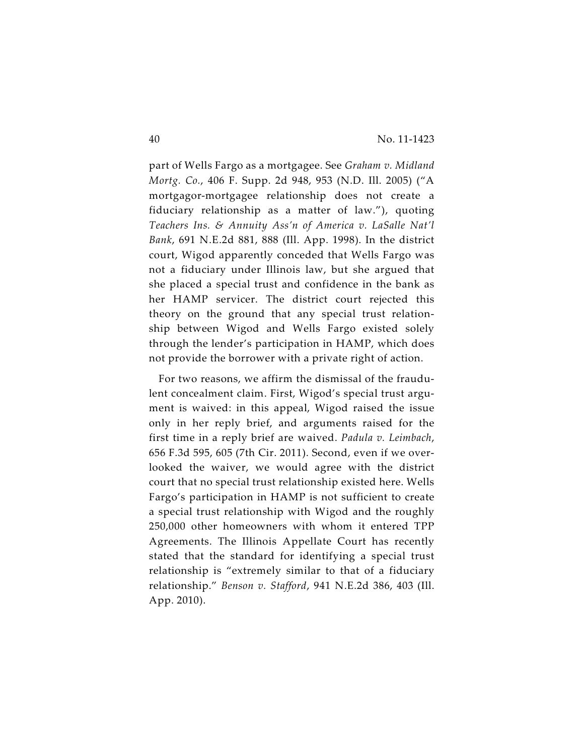part of Wells Fargo as a mortgagee. See *Graham v. Midland Mortg. Co.*, 406 F. Supp. 2d 948, 953 (N.D. Ill. 2005) ("A mortgagor-mortgagee relationship does not create a fiduciary relationship as a matter of law."), quoting *Teachers Ins. & Annuity Ass'n of America v. LaSalle Nat'l Bank*, 691 N.E.2d 881, 888 (Ill. App. 1998). In the district court, Wigod apparently conceded that Wells Fargo was not a fiduciary under Illinois law, but she argued that she placed a special trust and confidence in the bank as her HAMP servicer. The district court rejected this theory on the ground that any special trust relationship between Wigod and Wells Fargo existed solely through the lender's participation in HAMP, which does not provide the borrower with a private right of action.

For two reasons, we affirm the dismissal of the fraudulent concealment claim. First, Wigod's special trust argument is waived: in this appeal, Wigod raised the issue only in her reply brief, and arguments raised for the first time in a reply brief are waived. *Padula v. Leimbach*, 656 F.3d 595, 605 (7th Cir. 2011). Second, even if we overlooked the waiver, we would agree with the district court that no special trust relationship existed here. Wells Fargo's participation in HAMP is not sufficient to create a special trust relationship with Wigod and the roughly 250,000 other homeowners with whom it entered TPP Agreements. The Illinois Appellate Court has recently stated that the standard for identifying a special trust relationship is "extremely similar to that of a fiduciary relationship." *Benson v. Stafford*, 941 N.E.2d 386, 403 (Ill. App. 2010).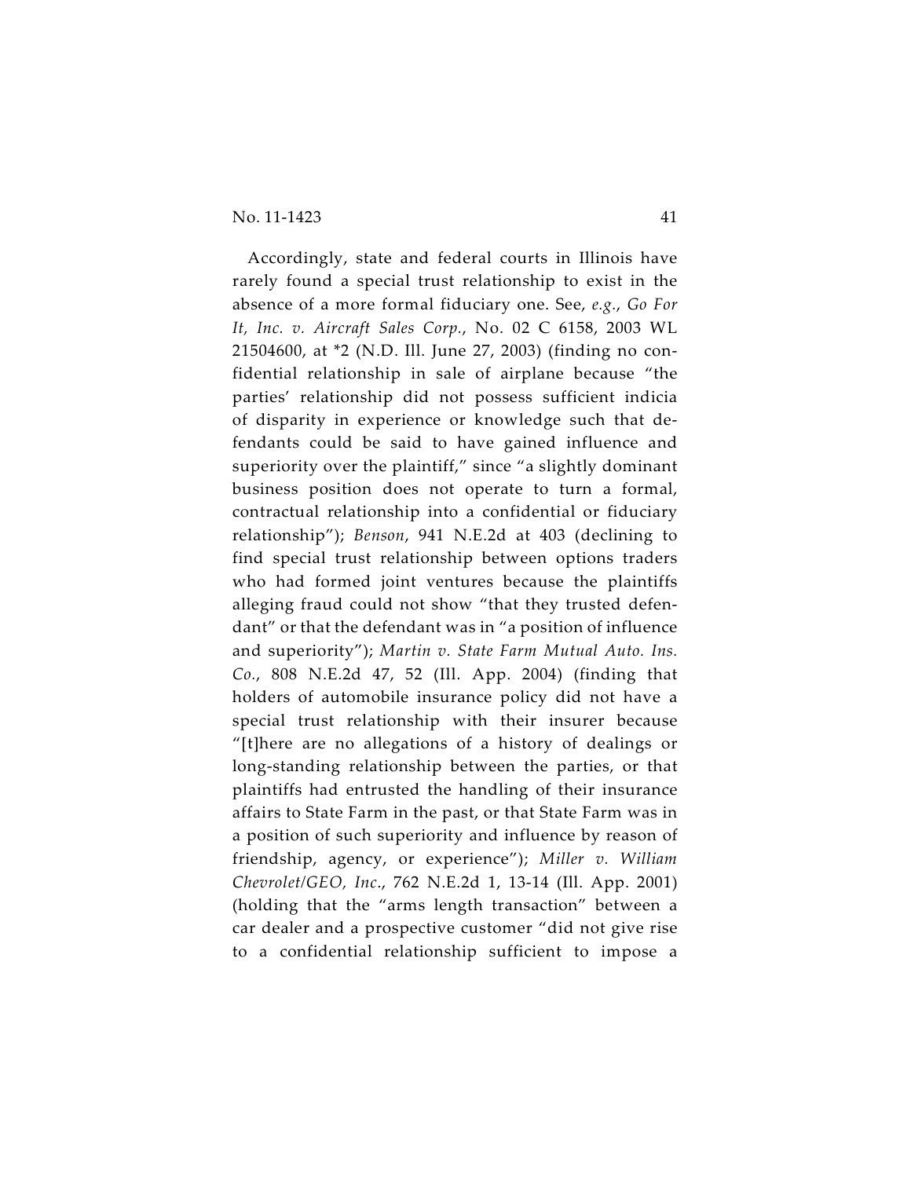Accordingly, state and federal courts in Illinois have rarely found a special trust relationship to exist in the absence of a more formal fiduciary one. See, *e.g.*, *Go For It, Inc. v. Aircraft Sales Corp.*, No. 02 C 6158, 2003 WL 21504600, at *2 (N.D. Ill. June 27, 2003) (finding no confidential relationship in sale of airplane because "the parties' relationship did not possess sufficient indicia of disparity in experience or knowledge such that defendants could be said to have gained influence and superiority over the plaintiff," since "a slightly dominant business position does not operate to turn a formal, contractual relationship into a confidential or fiduciary relationship"); *Benson*, 941 N.E.2d at 403 (declining to find special trust relationship between options traders who had formed joint ventures because the plaintiffs alleging fraud could not show "that they trusted defendant" or that the defendant was in "a position of influence and superiority"); *Martin v. State Farm Mutual Auto. Ins. Co.*, 808 N.E.2d 47, 52 (Ill. App. 2004) (finding that holders of automobile insurance policy did not have a special trust relationship with their insurer because "[t]here are no allegations of a history of dealings or long-standing relationship between the parties, or that plaintiffs had entrusted the handling of their insurance affairs to State Farm in the past, or that State Farm was in a position of such superiority and influence by reason of friendship, agency, or experience"); *Miller v. William Chevrolet/GEO, Inc.*, 762 N.E.2d 1, 13-14 (Ill. App. 2001) (holding that the "arms length transaction" between a car dealer and a prospective customer "did not give rise to a confidential relationship sufficient to impose a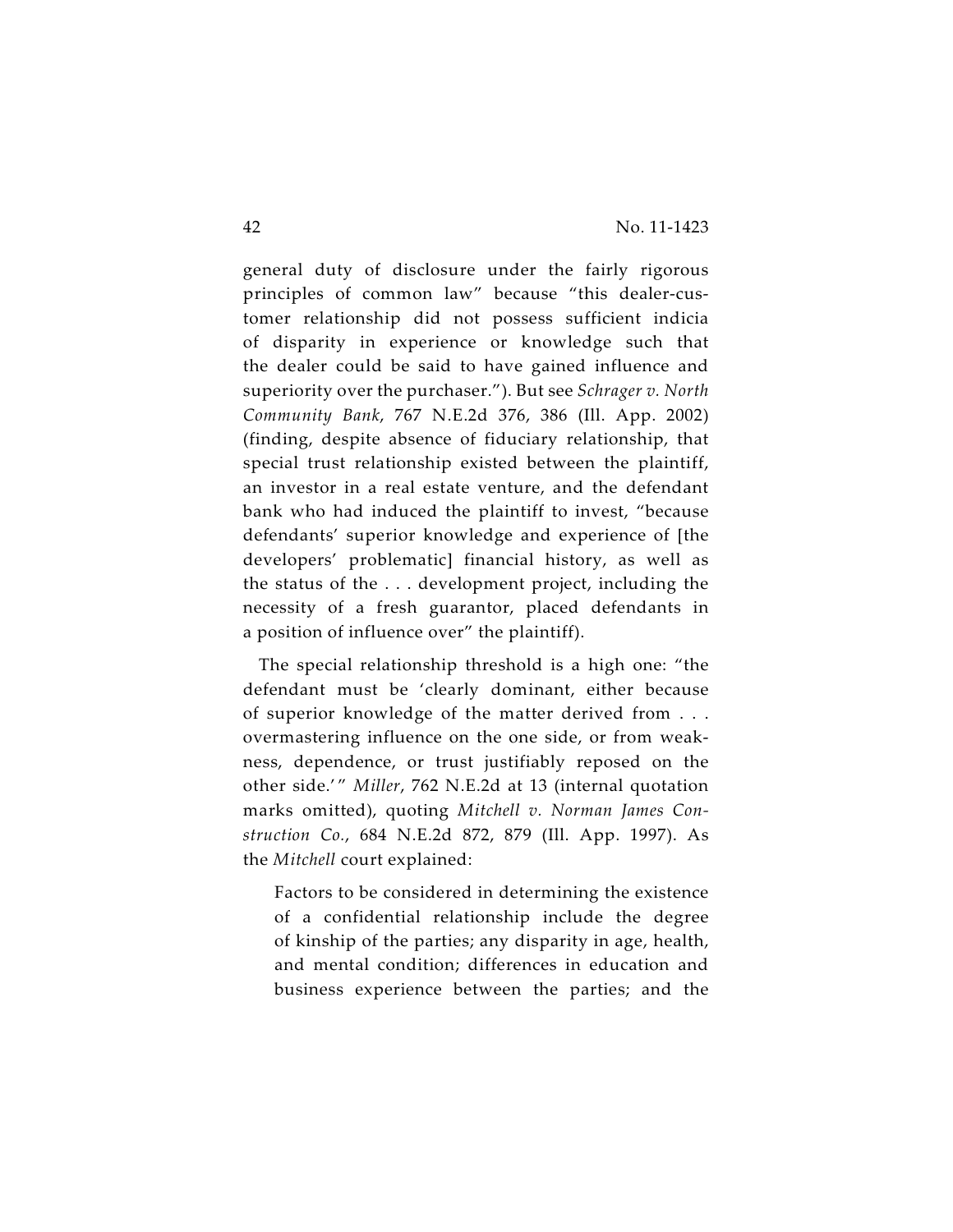general duty of disclosure under the fairly rigorous principles of common law" because "this dealer-customer relationship did not possess sufficient indicia of disparity in experience or knowledge such that the dealer could be said to have gained influence and superiority over the purchaser."). But see *Schrager v. North Community Bank*, 767 N.E.2d 376, 386 (Ill. App. 2002) (finding, despite absence of fiduciary relationship, that special trust relationship existed between the plaintiff, an investor in a real estate venture, and the defendant bank who had induced the plaintiff to invest, "because defendants' superior knowledge and experience of [the developers' problematic] financial history, as well as the status of the . . . development project, including the necessity of a fresh guarantor, placed defendants in a position of influence over" the plaintiff).

The special relationship threshold is a high one: "the defendant must be 'clearly dominant, either because of superior knowledge of the matter derived from . . . overmastering influence on the one side, or from weakness, dependence, or trust justifiably reposed on the other side.'" *Miller*, 762 N.E.2d at 13 (internal quotation marks omitted), quoting *Mitchell v. Norman James Construction Co.*, 684 N.E.2d 872, 879 (Ill. App. 1997). As the *Mitchell* court explained:

> Factors to be considered in determining the existence of a confidential relationship include the degree of kinship of the parties; any disparity in age, health, and mental condition; differences in education and business experience between the parties; and the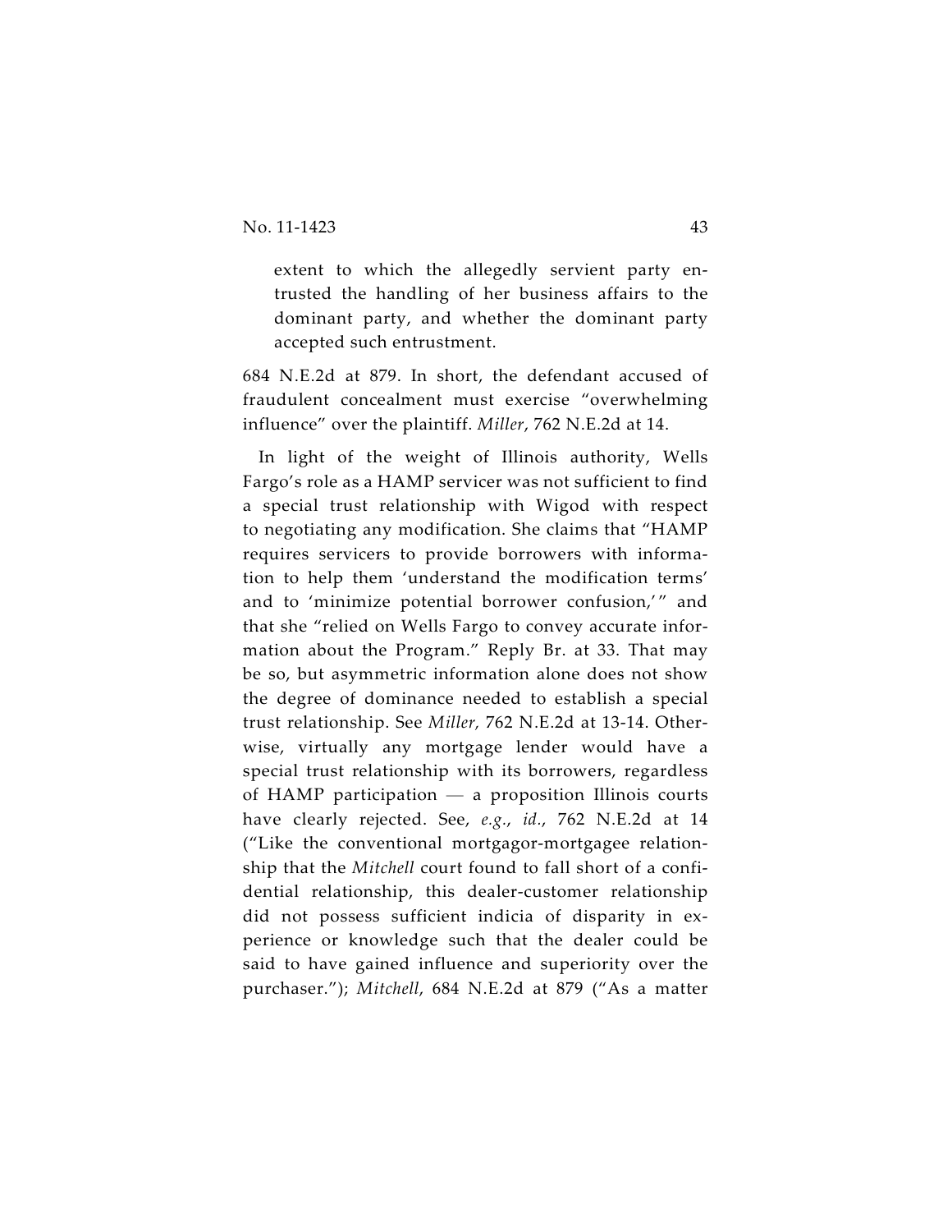> extent to which the allegedly servient party entrusted the handling of her business affairs to the dominant party, and whether the dominant party accepted such entrustment.

684 N.E.2d at 879. In short, the defendant accused of fraudulent concealment must exercise "overwhelming influence" over the plaintiff. *Miller*, 762 N.E.2d at 14.

In light of the weight of Illinois authority, Wells Fargo's role as a HAMP servicer was not sufficient to find a special trust relationship with Wigod with respect to negotiating any modification. She claims that "HAMP requires servicers to provide borrowers with information to help them 'understand the modification terms' and to 'minimize potential borrower confusion,'" and that she "relied on Wells Fargo to convey accurate information about the Program." Reply Br. at 33. That may be so, but asymmetric information alone does not show the degree of dominance needed to establish a special trust relationship. See *Miller,* 762 N.E.2d at 13-14. Otherwise, virtually any mortgage lender would have a special trust relationship with its borrowers, regardless of HAMP participation — a proposition Illinois courts have clearly rejected. See, *e.g.*, *id.*, 762 N.E.2d at 14 ("Like the conventional mortgagor-mortgagee relationship that the *Mitchell* court found to fall short of a confidential relationship, this dealer-customer relationship did not possess sufficient indicia of disparity in experience or knowledge such that the dealer could be said to have gained influence and superiority over the purchaser."); *Mitchell*, 684 N.E.2d at 879 ("As a matter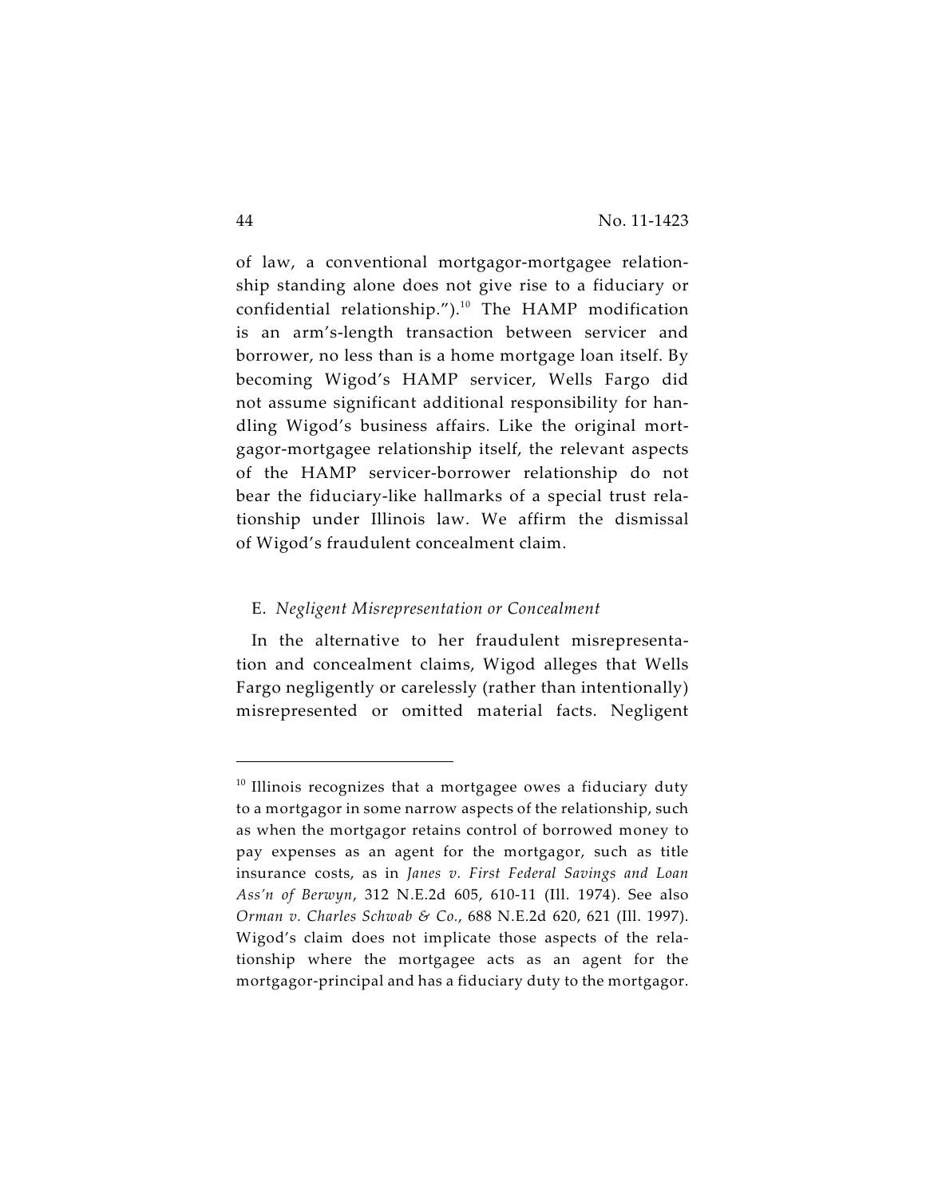of law, a conventional mortgagor-mortgagee relationship standing alone does not give rise to a fiduciary or confidential relationship.").[10] The HAMP modification is an arm's-length transaction between servicer and borrower, no less than is a home mortgage loan itself. By becoming Wigod's HAMP servicer, Wells Fargo did not assume significant additional responsibility for handling Wigod's business affairs. Like the original mortgagor-mortgagee relationship itself, the relevant aspects of the HAMP servicer-borrower relationship do not bear the fiduciary-like hallmarks of a special trust relationship under Illinois law. We affirm the dismissal of Wigod's fraudulent concealment claim.

### E. *Negligent Misrepresentation or Concealment*

In the alternative to her fraudulent misrepresentation and concealment claims, Wigod alleges that Wells Fargo negligently or carelessly (rather than intentionally) misrepresented or omitted material facts. Negligent

---

[10] Illinois recognizes that a mortgagee owes a fiduciary duty to a mortgagor in some narrow aspects of the relationship, such as when the mortgagor retains control of borrowed money to pay expenses as an agent for the mortgagor, such as title insurance costs, as in *Janes v. First Federal Savings and Loan Ass'n of Berwyn*, 312 N.E.2d 605, 610-11 (Ill. 1974). See also *Orman v. Charles Schwab & Co.*, 688 N.E.2d 620, 621 (Ill. 1997). Wigod's claim does not implicate those aspects of the relationship where the mortgagee acts as an agent for the mortgagor-principal and has a fiduciary duty to the mortgagor.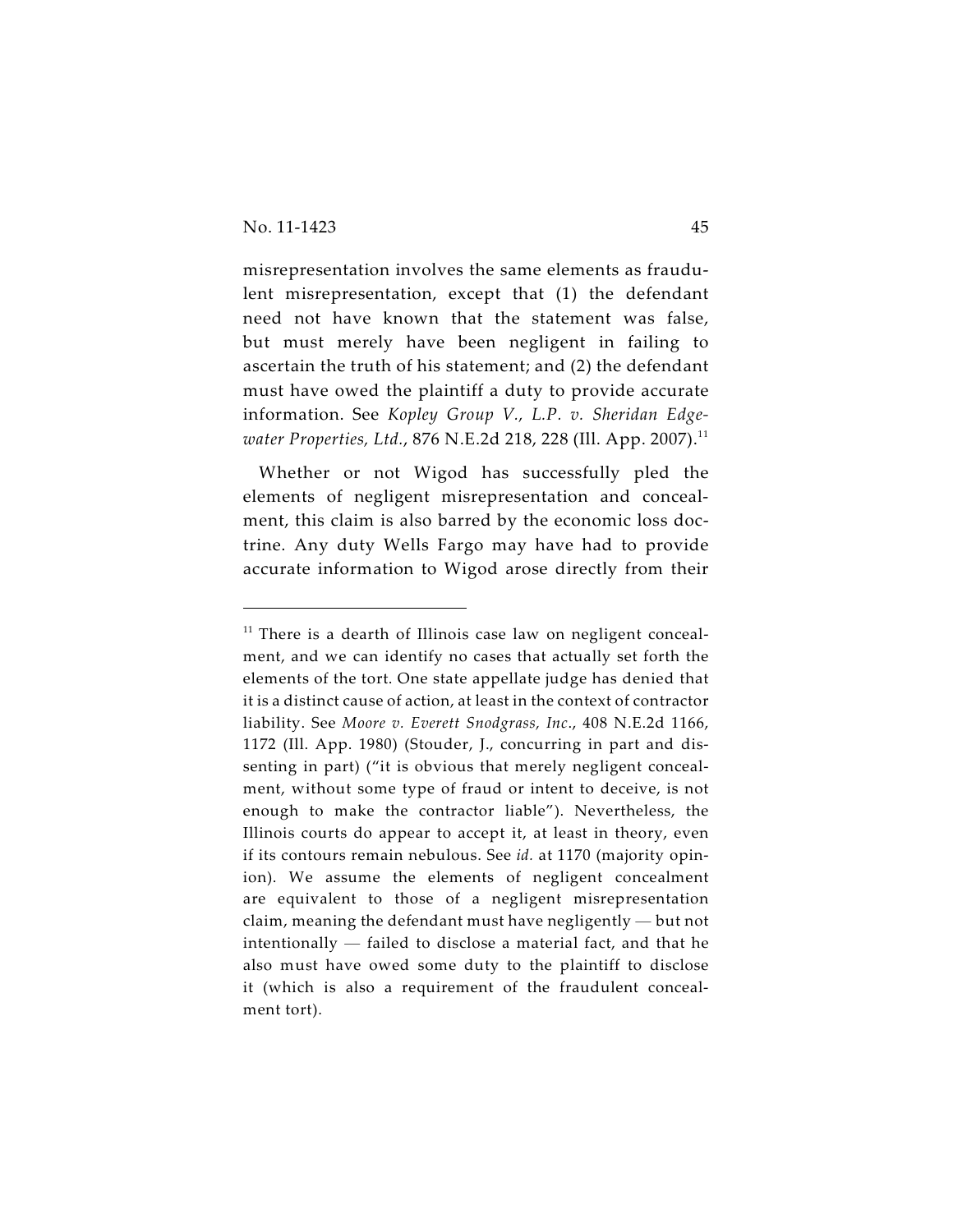misrepresentation involves the same elements as fraudulent misrepresentation, except that (1) the defendant need not have known that the statement was false, but must merely have been negligent in failing to ascertain the truth of his statement; and (2) the defendant must have owed the plaintiff a duty to provide accurate information. See *Kopley Group V., L.P. v. Sheridan Edgewater Properties, Ltd.*, 876 N.E.2d 218, 228 (Ill. App. 2007).[11]

Whether or not Wigod has successfully pled the elements of negligent misrepresentation and concealment, this claim is also barred by the economic loss doctrine. Any duty Wells Fargo may have had to provide accurate information to Wigod arose directly from their

---

[11] There is a dearth of Illinois case law on negligent concealment, and we can identify no cases that actually set forth the elements of the tort. One state appellate judge has denied that it is a distinct cause of action, at least in the context of contractor liability. See *Moore v. Everett Snodgrass, Inc.*, 408 N.E.2d 1166, 1172 (Ill. App. 1980) (Stouder, J., concurring in part and dissenting in part) ("it is obvious that merely negligent concealment, without some type of fraud or intent to deceive, is not enough to make the contractor liable"). Nevertheless, the Illinois courts do appear to accept it, at least in theory, even if its contours remain nebulous. See *id.* at 1170 (majority opinion). We assume the elements of negligent concealment are equivalent to those of a negligent misrepresentation claim, meaning the defendant must have negligently — but not intentionally — failed to disclose a material fact, and that he also must have owed some duty to the plaintiff to disclose it (which is also a requirement of the fraudulent concealment tort).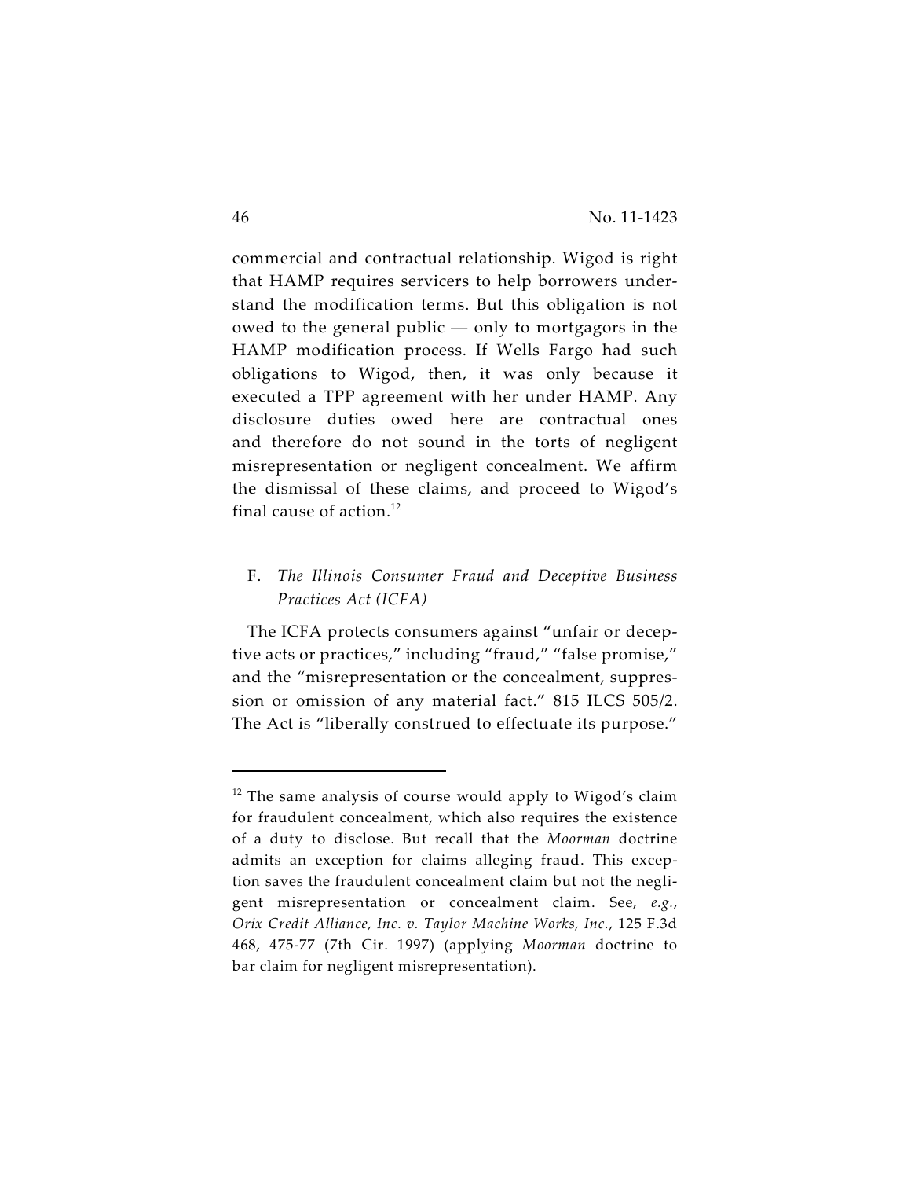commercial and contractual relationship. Wigod is right that HAMP requires servicers to help borrowers understand the modification terms. But this obligation is not owed to the general public — only to mortgagors in the HAMP modification process. If Wells Fargo had such obligations to Wigod, then, it was only because it executed a TPP agreement with her under HAMP. Any disclosure duties owed here are contractual ones and therefore do not sound in the torts of negligent misrepresentation or negligent concealment. We affirm the dismissal of these claims, and proceed to Wigod's final cause of action.[12]

## F. *The Illinois Consumer Fraud and Deceptive Business Practices Act (ICFA)*

The ICFA protects consumers against "unfair or deceptive acts or practices," including "fraud," "false promise," and the "misrepresentation or the concealment, suppression or omission of any material fact." 815 ILCS 505/2. The Act is "liberally construed to effectuate its purpose."

---

[12] The same analysis of course would apply to Wigod's claim for fraudulent concealment, which also requires the existence of a duty to disclose. But recall that the *Moorman* doctrine admits an exception for claims alleging fraud. This exception saves the fraudulent concealment claim but not the negligent misrepresentation or concealment claim. See, *e.g.*, *Orix Credit Alliance, Inc. v. Taylor Machine Works, Inc.*, 125 F.3d 468, 475-77 (7th Cir. 1997) (applying *Moorman* doctrine to bar claim for negligent misrepresentation).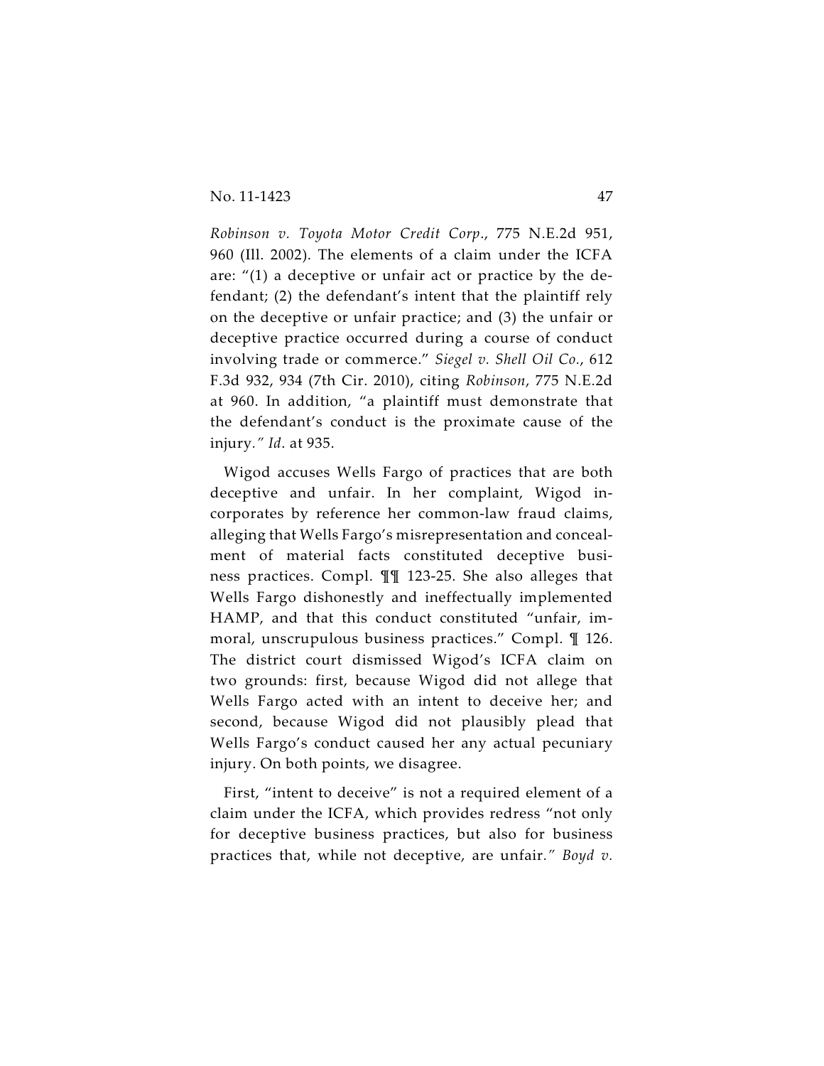*Robinson v. Toyota Motor Credit Corp.*, 775 N.E.2d 951, 960 (Ill. 2002). The elements of a claim under the ICFA are: "(1) a deceptive or unfair act or practice by the defendant; (2) the defendant's intent that the plaintiff rely on the deceptive or unfair practice; and (3) the unfair or deceptive practice occurred during a course of conduct involving trade or commerce." *Siegel v. Shell Oil Co.*, 612 F.3d 932, 934 (7th Cir. 2010), citing *Robinson*, 775 N.E.2d at 960. In addition, "a plaintiff must demonstrate that the defendant's conduct is the proximate cause of the injury*." Id.* at 935.

Wigod accuses Wells Fargo of practices that are both deceptive and unfair. In her complaint, Wigod incorporates by reference her common-law fraud claims, alleging that Wells Fargo's misrepresentation and concealment of material facts constituted deceptive business practices. Compl. ¶¶ 123-25. She also alleges that Wells Fargo dishonestly and ineffectually implemented HAMP, and that this conduct constituted "unfair, immoral, unscrupulous business practices." Compl. ¶ 126. The district court dismissed Wigod's ICFA claim on two grounds: first, because Wigod did not allege that Wells Fargo acted with an intent to deceive her; and second, because Wigod did not plausibly plead that Wells Fargo's conduct caused her any actual pecuniary injury. On both points, we disagree.

First, "intent to deceive" is not a required element of a claim under the ICFA, which provides redress "not only for deceptive business practices, but also for business practices that, while not deceptive, are unfair*." Boyd v.*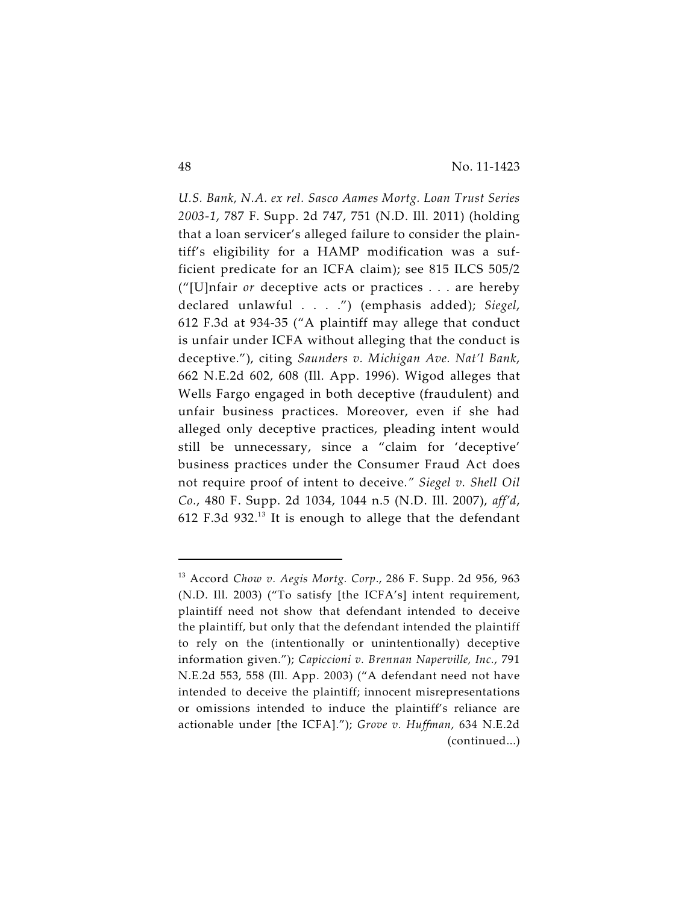*U.S. Bank, N.A. ex rel. Sasco Aames Mortg. Loan Trust Series 2003-1*, 787 F. Supp. 2d 747, 751 (N.D. Ill. 2011) (holding that a loan servicer's alleged failure to consider the plaintiff's eligibility for a HAMP modification was a sufficient predicate for an ICFA claim); see 815 ILCS 505/2 ("[U]nfair *or* deceptive acts or practices . . . are hereby declared unlawful . . . .") (emphasis added); *Siegel*, 612 F.3d at 934-35 ("A plaintiff may allege that conduct is unfair under ICFA without alleging that the conduct is deceptive."), citing *Saunders v. Michigan Ave. Nat'l Bank*, 662 N.E.2d 602, 608 (Ill. App. 1996). Wigod alleges that Wells Fargo engaged in both deceptive (fraudulent) and unfair business practices. Moreover, even if she had alleged only deceptive practices, pleading intent would still be unnecessary, since a "claim for 'deceptive' business practices under the Consumer Fraud Act does not require proof of intent to deceive." *Siegel v. Shell Oil Co.*, 480 F. Supp. 2d 1034, 1044 n.5 (N.D. Ill. 2007), *aff'd*, 612 F.3d 932.[13] It is enough to allege that the defendant

---

[13] Accord *Chow v. Aegis Mortg. Corp.*, 286 F. Supp. 2d 956, 963 (N.D. Ill. 2003) ("To satisfy [the ICFA's] intent requirement, plaintiff need not show that defendant intended to deceive the plaintiff, but only that the defendant intended the plaintiff to rely on the (intentionally or unintentionally) deceptive information given."); *Capiccioni v. Brennan Naperville, Inc.*, 791 N.E.2d 553, 558 (Ill. App. 2003) ("A defendant need not have intended to deceive the plaintiff; innocent misrepresentations or omissions intended to induce the plaintiff's reliance are actionable under [the ICFA]."); *Grove v. Huffman*, 634 N.E.2d (continued...)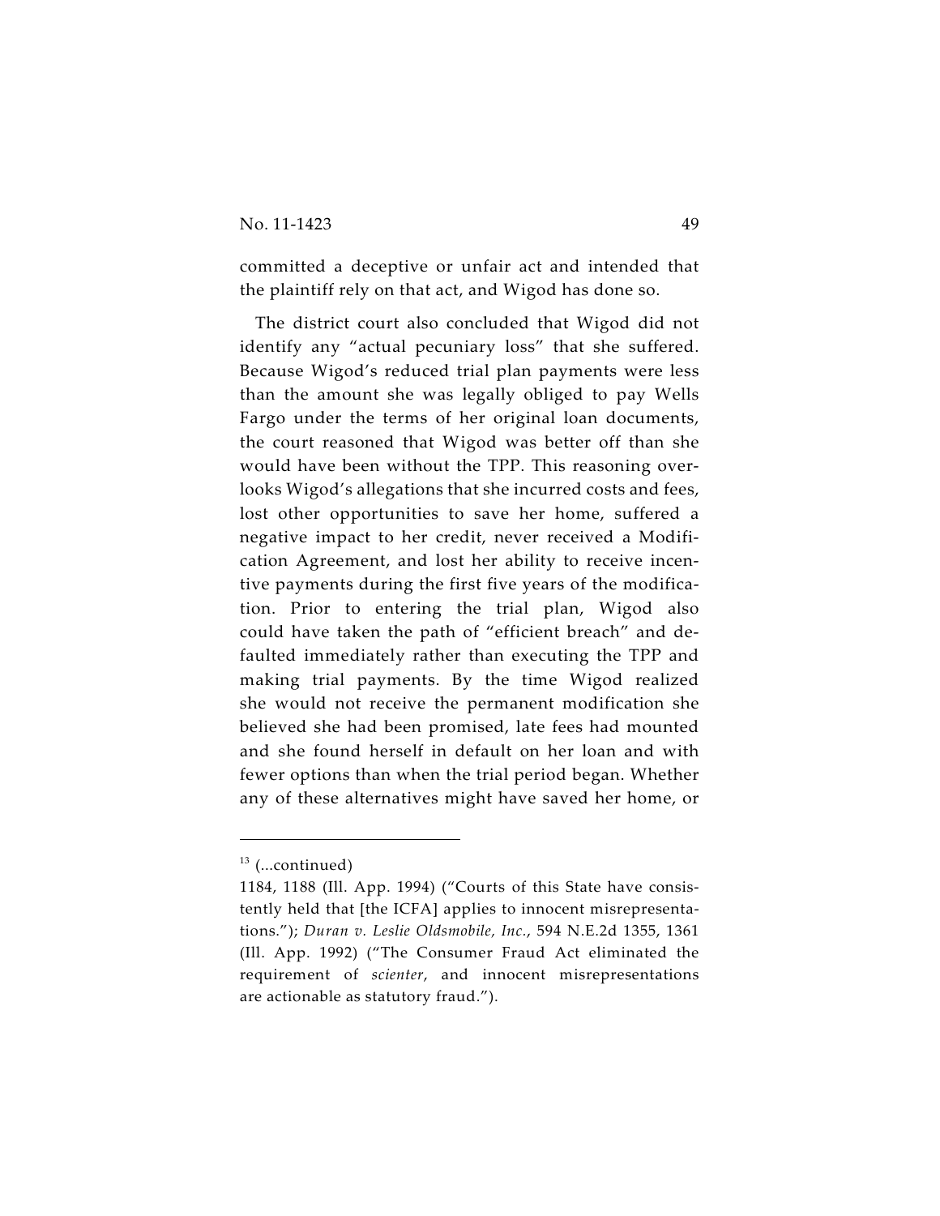committed a deceptive or unfair act and intended that the plaintiff rely on that act, and Wigod has done so.

The district court also concluded that Wigod did not identify any "actual pecuniary loss" that she suffered. Because Wigod's reduced trial plan payments were less than the amount she was legally obliged to pay Wells Fargo under the terms of her original loan documents, the court reasoned that Wigod was better off than she would have been without the TPP. This reasoning overlooks Wigod's allegations that she incurred costs and fees, lost other opportunities to save her home, suffered a negative impact to her credit, never received a Modification Agreement, and lost her ability to receive incentive payments during the first five years of the modification. Prior to entering the trial plan, Wigod also could have taken the path of "efficient breach" and defaulted immediately rather than executing the TPP and making trial payments. By the time Wigod realized she would not receive the permanent modification she believed she had been promised, late fees had mounted and she found herself in default on her loan and with fewer options than when the trial period began. Whether any of these alternatives might have saved her home, or

---

[13] (...continued)
1184, 1188 (Ill. App. 1994) ("Courts of this State have consistently held that [the ICFA] applies to innocent misrepresentations."); *Duran v. Leslie Oldsmobile, Inc.*, 594 N.E.2d 1355, 1361 (Ill. App. 1992) ("The Consumer Fraud Act eliminated the requirement of *scienter*, and innocent misrepresentations are actionable as statutory fraud.").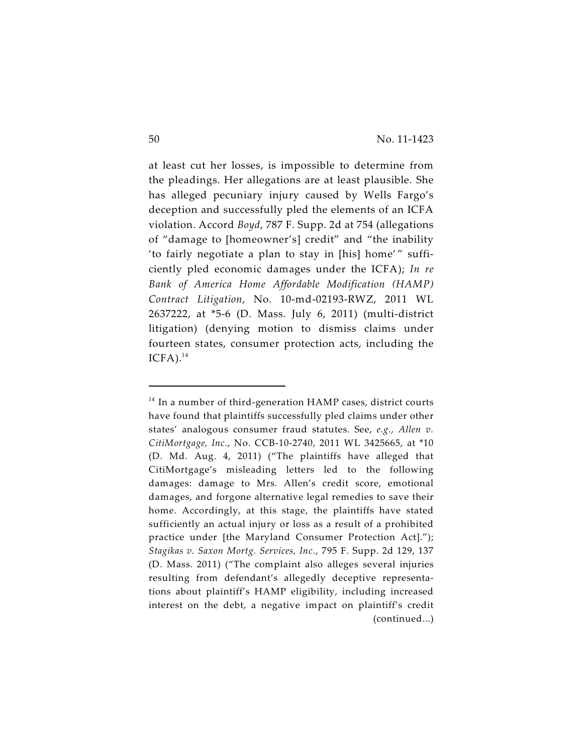at least cut her losses, is impossible to determine from the pleadings. Her allegations are at least plausible. She has alleged pecuniary injury caused by Wells Fargo's deception and successfully pled the elements of an ICFA violation. Accord *Boyd*, 787 F. Supp. 2d at 754 (allegations of "damage to [homeowner's] credit" and "the inability 'to fairly negotiate a plan to stay in [his] home'" sufficiently pled economic damages under the ICFA); *In re Bank of America Home Affordable Modification (HAMP) Contract Litigation*, No. 10-md-02193-RWZ, 2011 WL 2637222, at *5-6 (D. Mass. July 6, 2011) (multi-district litigation) (denying motion to dismiss claims under fourteen states, consumer protection acts, including the ICFA).[14]

---

[14] In a number of third-generation HAMP cases, district courts have found that plaintiffs successfully pled claims under other states' analogous consumer fraud statutes. See, *e.g.*, *Allen v. CitiMortgage, Inc.*, No. CCB-10-2740, 2011 WL 3425665, at *10 (D. Md. Aug. 4, 2011) ("The plaintiffs have alleged that CitiMortgage's misleading letters led to the following damages: damage to Mrs. Allen's credit score, emotional damages, and forgone alternative legal remedies to save their home. Accordingly, at this stage, the plaintiffs have stated sufficiently an actual injury or loss as a result of a prohibited practice under [the Maryland Consumer Protection Act]."); *Stagikas v. Saxon Mortg. Services, Inc.*, 795 F. Supp. 2d 129, 137 (D. Mass. 2011) ("The complaint also alleges several injuries resulting from defendant's allegedly deceptive representations about plaintiff's HAMP eligibility, including increased interest on the debt, a negative impact on plaintiff's credit (continued...)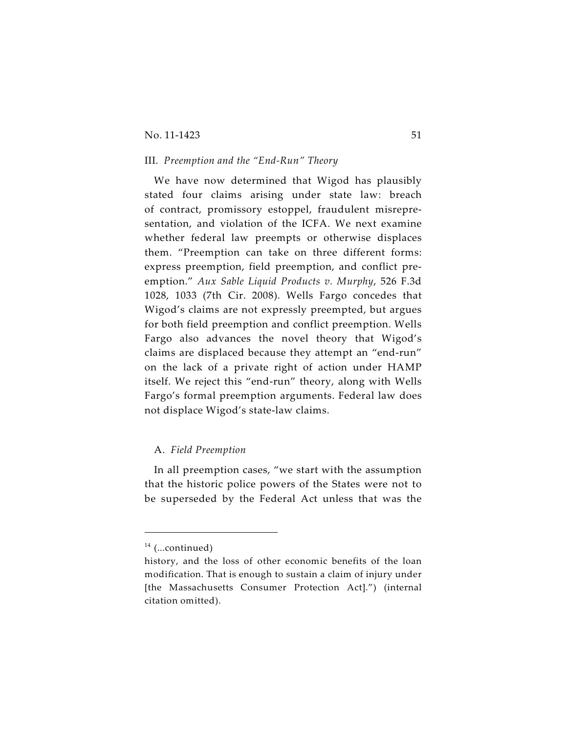### III. *Preemption and the "End-Run" Theory*

We have now determined that Wigod has plausibly stated four claims arising under state law: breach of contract, promissory estoppel, fraudulent misrepresentation, and violation of the ICFA. We next examine whether federal law preempts or otherwise displaces them. "Preemption can take on three different forms: express preemption, field preemption, and conflict preemption." *Aux Sable Liquid Products v. Murphy*, 526 F.3d 1028, 1033 (7th Cir. 2008). Wells Fargo concedes that Wigod's claims are not expressly preempted, but argues for both field preemption and conflict preemption. Wells Fargo also advances the novel theory that Wigod's claims are displaced because they attempt an "end-run" on the lack of a private right of action under HAMP itself. We reject this "end-run" theory, along with Wells Fargo's formal preemption arguments. Federal law does not displace Wigod's state-law claims.

#### A. *Field Preemption*

In all preemption cases, "we start with the assumption that the historic police powers of the States were not to be superseded by the Federal Act unless that was the

---

[14] (...continued)
history, and the loss of other economic benefits of the loan modification. That is enough to sustain a claim of injury under [the Massachusetts Consumer Protection Act].") (internal citation omitted).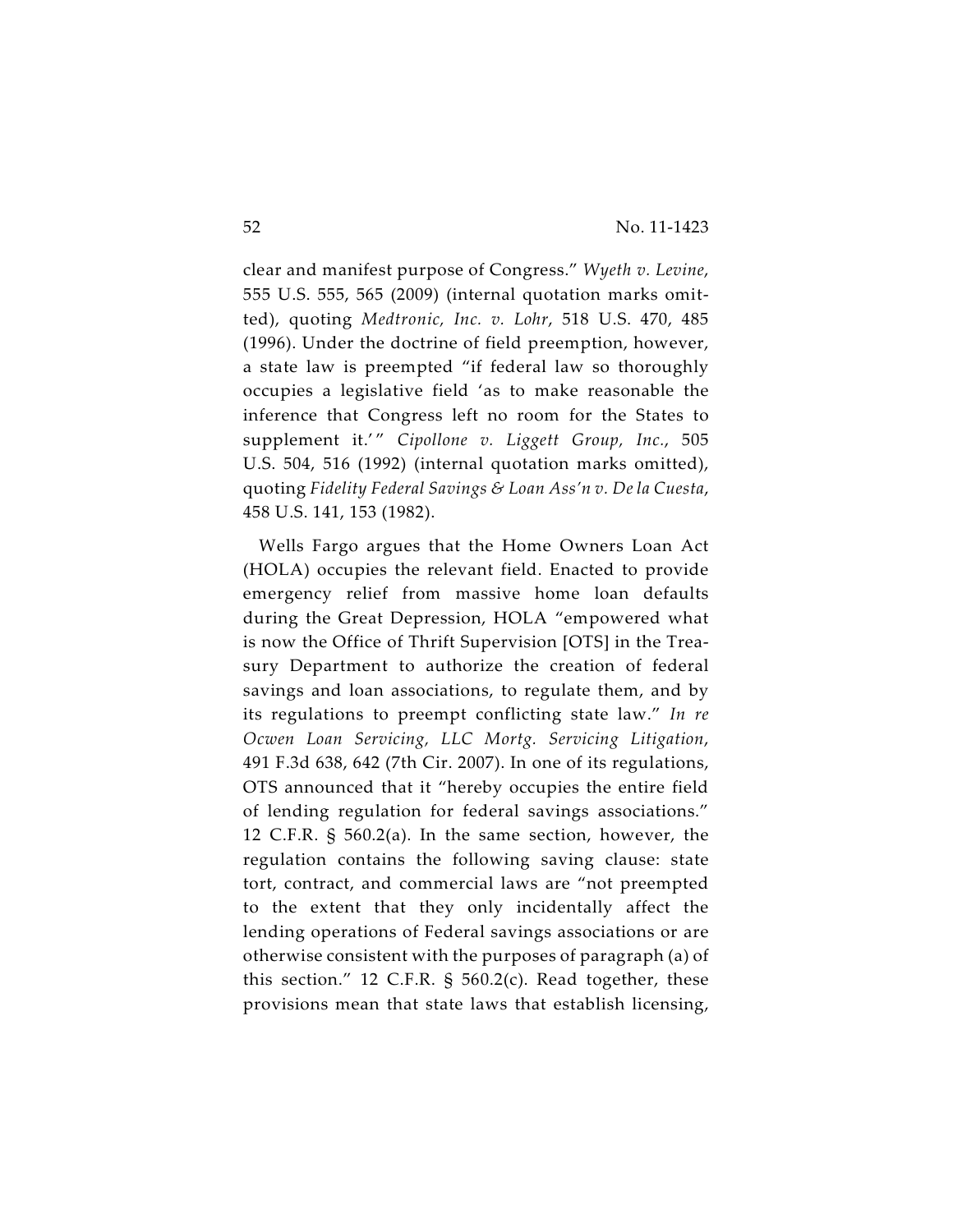clear and manifest purpose of Congress." *Wyeth v. Levine*, 555 U.S. 555, 565 (2009) (internal quotation marks omitted), quoting *Medtronic, Inc. v. Lohr*, 518 U.S. 470, 485 (1996). Under the doctrine of field preemption, however, a state law is preempted "if federal law so thoroughly occupies a legislative field 'as to make reasonable the inference that Congress left no room for the States to supplement it.'" *Cipollone v. Liggett Group, Inc.*, 505 U.S. 504, 516 (1992) (internal quotation marks omitted), quoting *Fidelity Federal Savings & Loan Ass'n v. De la Cuesta*, 458 U.S. 141, 153 (1982).

Wells Fargo argues that the Home Owners Loan Act (HOLA) occupies the relevant field. Enacted to provide emergency relief from massive home loan defaults during the Great Depression, HOLA "empowered what is now the Office of Thrift Supervision [OTS] in the Treasury Department to authorize the creation of federal savings and loan associations, to regulate them, and by its regulations to preempt conflicting state law." *In re Ocwen Loan Servicing, LLC Mortg. Servicing Litigation*, 491 F.3d 638, 642 (7th Cir. 2007). In one of its regulations, OTS announced that it "hereby occupies the entire field of lending regulation for federal savings associations." 12 C.F.R. § 560.2(a). In the same section, however, the regulation contains the following saving clause: state tort, contract, and commercial laws are "not preempted to the extent that they only incidentally affect the lending operations of Federal savings associations or are otherwise consistent with the purposes of paragraph (a) of this section." 12 C.F.R. § 560.2(c). Read together, these provisions mean that state laws that establish licensing,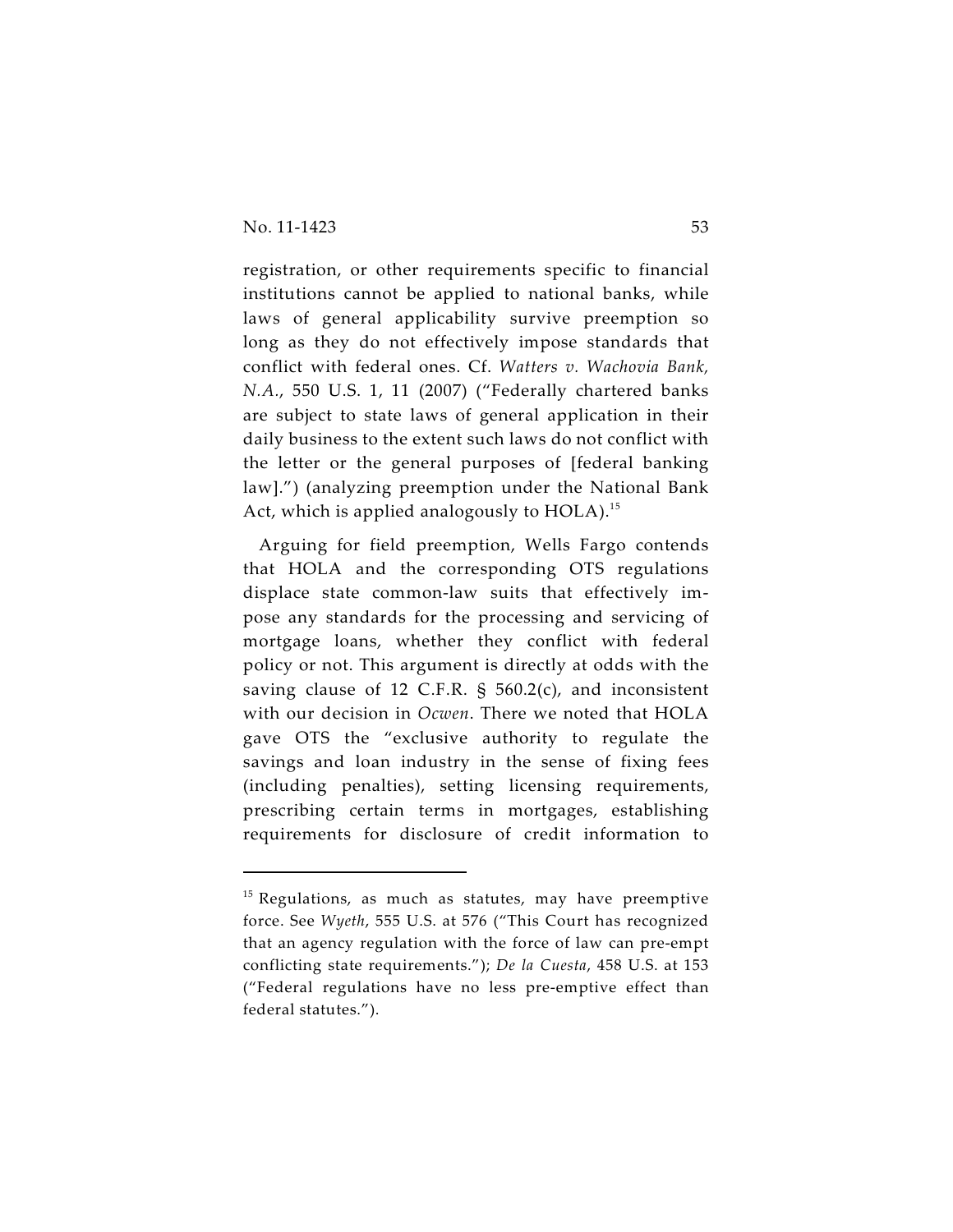registration, or other requirements specific to financial institutions cannot be applied to national banks, while laws of general applicability survive preemption so long as they do not effectively impose standards that conflict with federal ones. Cf. *Watters v. Wachovia Bank, N.A.*, 550 U.S. 1, 11 (2007) ("Federally chartered banks are subject to state laws of general application in their daily business to the extent such laws do not conflict with the letter or the general purposes of [federal banking law].") (analyzing preemption under the National Bank Act, which is applied analogously to HOLA).[15]

Arguing for field preemption, Wells Fargo contends that HOLA and the corresponding OTS regulations displace state common-law suits that effectively impose any standards for the processing and servicing of mortgage loans, whether they conflict with federal policy or not. This argument is directly at odds with the saving clause of 12 C.F.R. § 560.2(c), and inconsistent with our decision in *Ocwen*. There we noted that HOLA gave OTS the "exclusive authority to regulate the savings and loan industry in the sense of fixing fees (including penalties), setting licensing requirements, prescribing certain terms in mortgages, establishing requirements for disclosure of credit information to

---

[15] Regulations, as much as statutes, may have preemptive force. See *Wyeth*, 555 U.S. at 576 ("This Court has recognized that an agency regulation with the force of law can pre-empt conflicting state requirements."); *De la Cuesta*, 458 U.S. at 153 ("Federal regulations have no less pre-emptive effect than federal statutes.").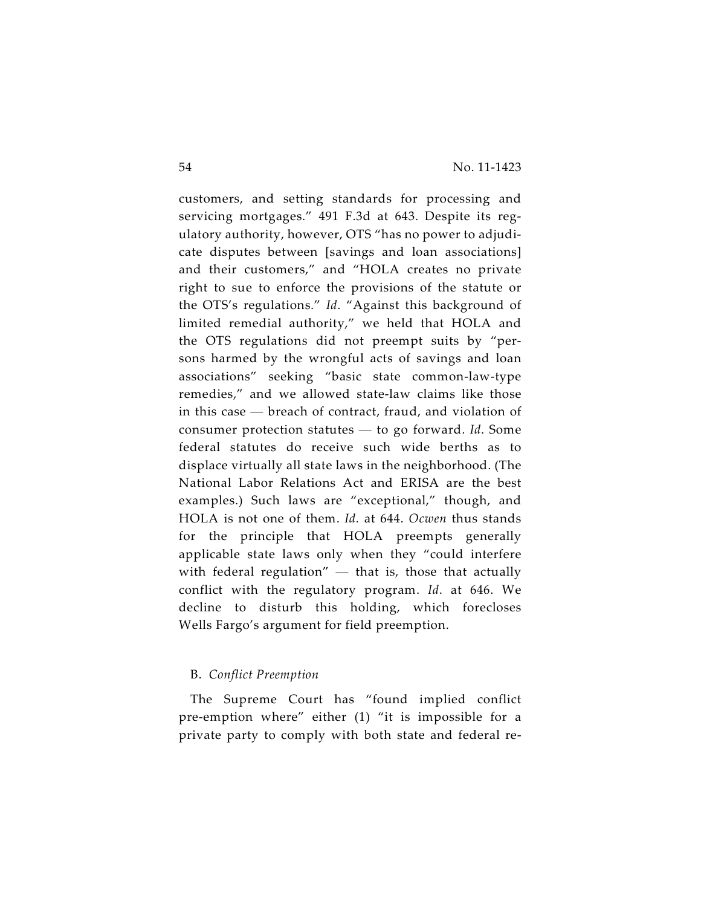customers, and setting standards for processing and servicing mortgages." 491 F.3d at 643. Despite its regulatory authority, however, OTS "has no power to adjudicate disputes between [savings and loan associations] and their customers," and "HOLA creates no private right to sue to enforce the provisions of the statute or the OTS's regulations." *Id*. "Against this background of limited remedial authority," we held that HOLA and the OTS regulations did not preempt suits by "persons harmed by the wrongful acts of savings and loan associations" seeking "basic state common-law-type remedies," and we allowed state-law claims like those in this case — breach of contract, fraud, and violation of consumer protection statutes — to go forward. *Id*. Some federal statutes do receive such wide berths as to displace virtually all state laws in the neighborhood. (The National Labor Relations Act and ERISA are the best examples.) Such laws are "exceptional," though, and HOLA is not one of them. *Id.* at 644. *Ocwen* thus stands for the principle that HOLA preempts generally applicable state laws only when they "could interfere with federal regulation" — that is, those that actually conflict with the regulatory program. *Id*. at 646. We decline to disturb this holding, which forecloses Wells Fargo's argument for field preemption.

B. *Conflict Preemption*

The Supreme Court has "found implied conflict pre-emption where" either (1) "it is impossible for a private party to comply with both state and federal re-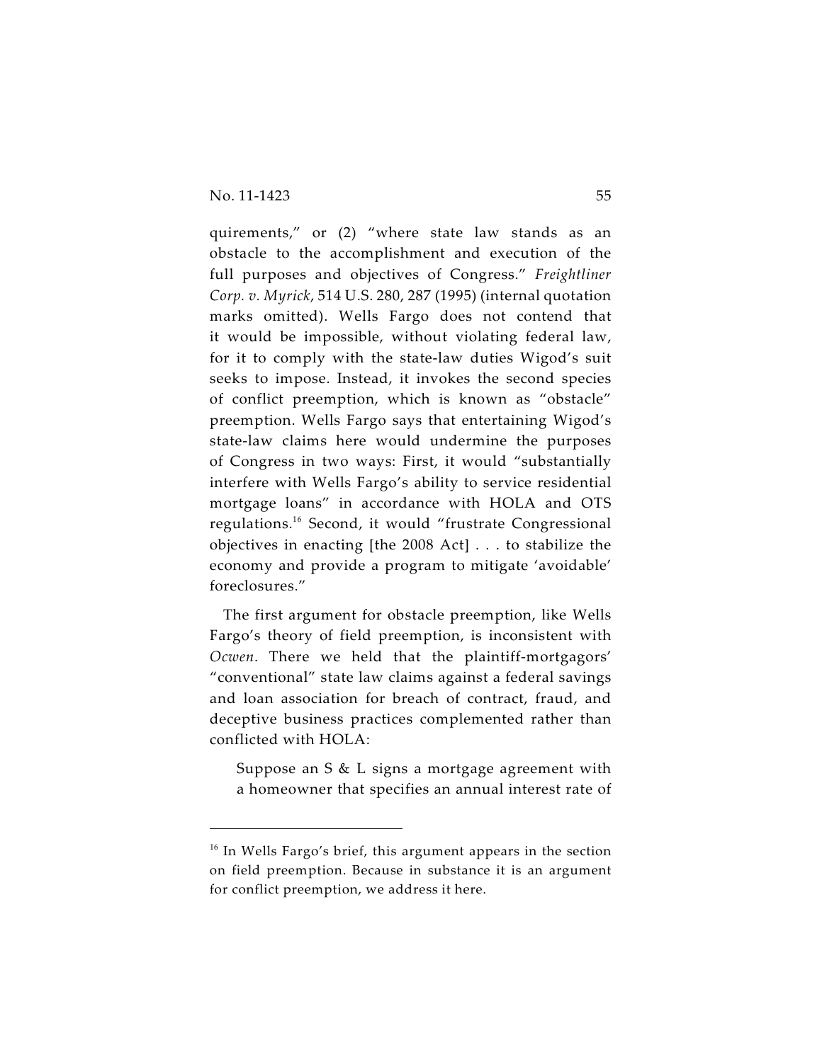quirements," or (2) "where state law stands as an obstacle to the accomplishment and execution of the full purposes and objectives of Congress." *Freightliner Corp. v. Myrick*, 514 U.S. 280, 287 (1995) (internal quotation marks omitted). Wells Fargo does not contend that it would be impossible, without violating federal law, for it to comply with the state-law duties Wigod's suit seeks to impose. Instead, it invokes the second species of conflict preemption, which is known as "obstacle" preemption. Wells Fargo says that entertaining Wigod's state-law claims here would undermine the purposes of Congress in two ways: First, it would "substantially interfere with Wells Fargo's ability to service residential mortgage loans" in accordance with HOLA and OTS regulations.[16] Second, it would "frustrate Congressional objectives in enacting [the 2008 Act] . . . to stabilize the economy and provide a program to mitigate 'avoidable' foreclosures."

The first argument for obstacle preemption, like Wells Fargo's theory of field preemption, is inconsistent with *Ocwen*. There we held that the plaintiff-mortgagors' "conventional" state law claims against a federal savings and loan association for breach of contract, fraud, and deceptive business practices complemented rather than conflicted with HOLA:

> Suppose an S & L signs a mortgage agreement with a homeowner that specifies an annual interest rate of

[16] In Wells Fargo's brief, this argument appears in the section on field preemption. Because in substance it is an argument for conflict preemption, we address it here.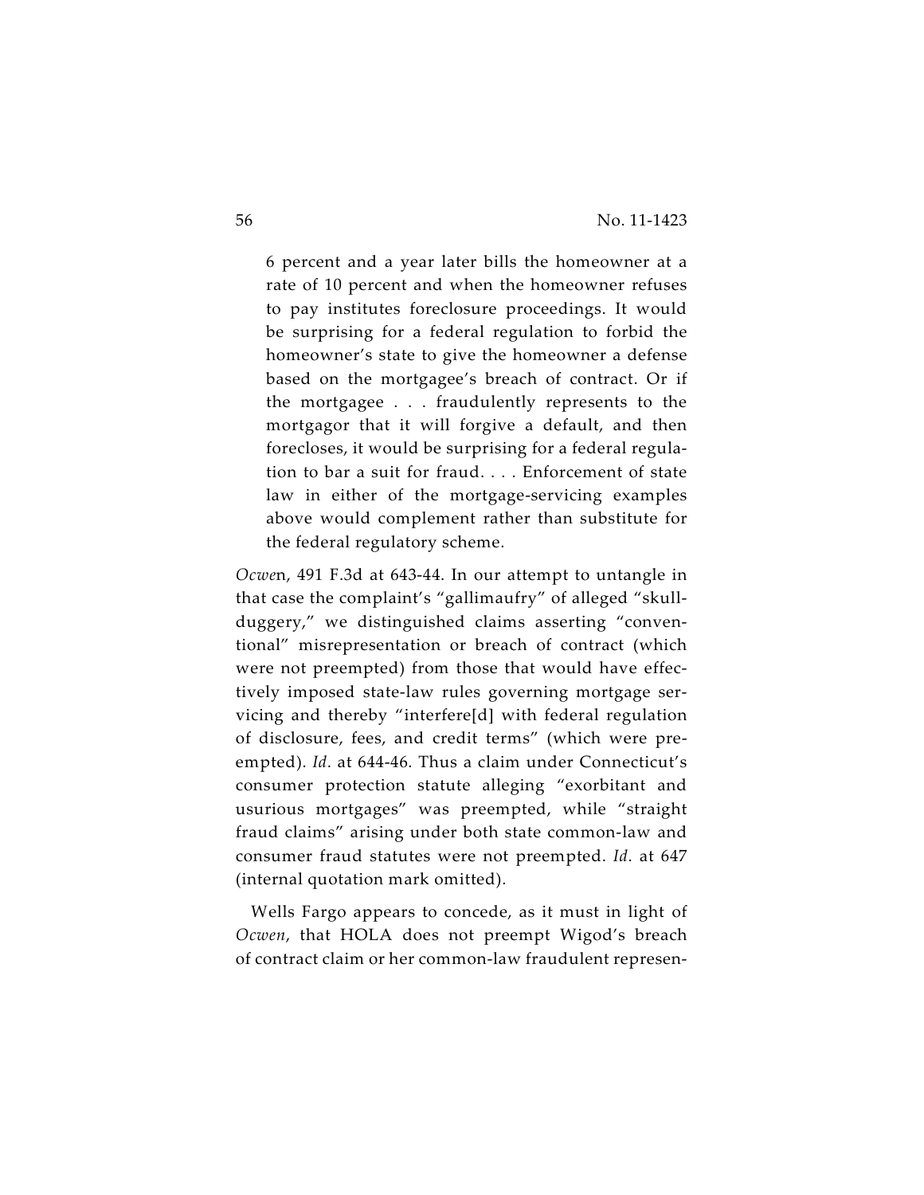> 6 percent and a year later bills the homeowner at a rate of 10 percent and when the homeowner refuses to pay institutes foreclosure proceedings. It would be surprising for a federal regulation to forbid the homeowner's state to give the homeowner a defense based on the mortgagee's breach of contract. Or if the mortgagee . . . fraudulently represents to the mortgagor that it will forgive a default, and then forecloses, it would be surprising for a federal regulation to bar a suit for fraud. . . . Enforcement of state law in either of the mortgage-servicing examples above would complement rather than substitute for the federal regulatory scheme.

*Ocwen*, 491 F.3d at 643-44. In our attempt to untangle in that case the complaint's "gallimaufry" of alleged "skullduggery," we distinguished claims asserting "conventional" misrepresentation or breach of contract (which were not preempted) from those that would have effectively imposed state-law rules governing mortgage servicing and thereby "interfere[d] with federal regulation of disclosure, fees, and credit terms" (which were preempted). *Id.* at 644-46. Thus a claim under Connecticut's consumer protection statute alleging "exorbitant and usurious mortgages" was preempted, while "straight fraud claims" arising under both state common-law and consumer fraud statutes were not preempted. *Id.* at 647 (internal quotation mark omitted).

Wells Fargo appears to concede, as it must in light of *Ocwen*, that HOLA does not preempt Wigod's breach of contract claim or her common-law fraudulent represen-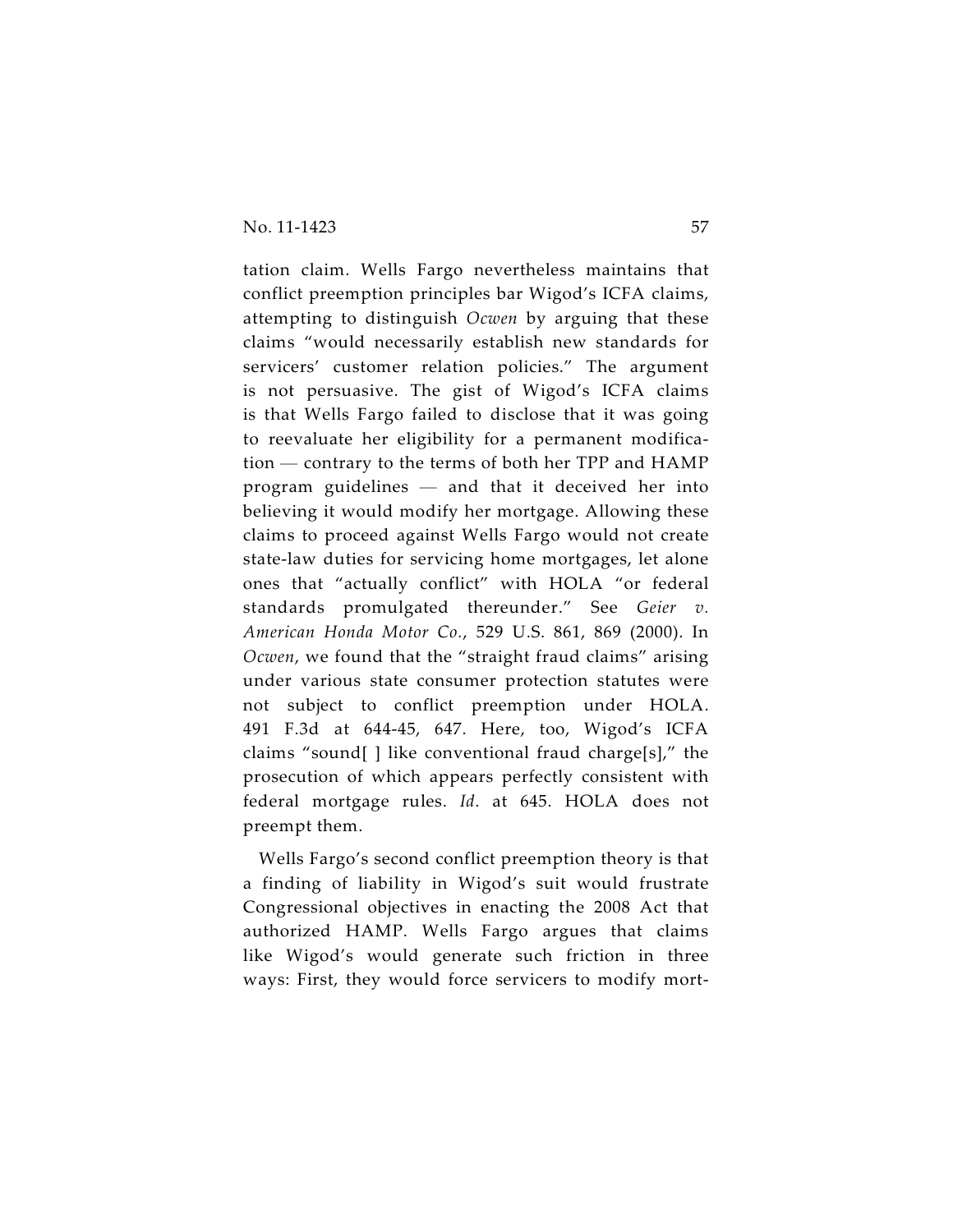tation claim. Wells Fargo nevertheless maintains that conflict preemption principles bar Wigod's ICFA claims, attempting to distinguish *Ocwen* by arguing that these claims "would necessarily establish new standards for servicers' customer relation policies." The argument is not persuasive. The gist of Wigod's ICFA claims is that Wells Fargo failed to disclose that it was going to reevaluate her eligibility for a permanent modification — contrary to the terms of both her TPP and HAMP program guidelines — and that it deceived her into believing it would modify her mortgage. Allowing these claims to proceed against Wells Fargo would not create state-law duties for servicing home mortgages, let alone ones that "actually conflict" with HOLA "or federal standards promulgated thereunder." See *Geier v. American Honda Motor Co.*, 529 U.S. 861, 869 (2000). In *Ocwen*, we found that the "straight fraud claims" arising under various state consumer protection statutes were not subject to conflict preemption under HOLA. 491 F.3d at 644-45, 647. Here, too, Wigod's ICFA claims "sound[ ] like conventional fraud charge[s]," the prosecution of which appears perfectly consistent with federal mortgage rules. *Id.* at 645. HOLA does not preempt them.

Wells Fargo's second conflict preemption theory is that a finding of liability in Wigod's suit would frustrate Congressional objectives in enacting the 2008 Act that authorized HAMP. Wells Fargo argues that claims like Wigod's would generate such friction in three ways: First, they would force servicers to modify mort-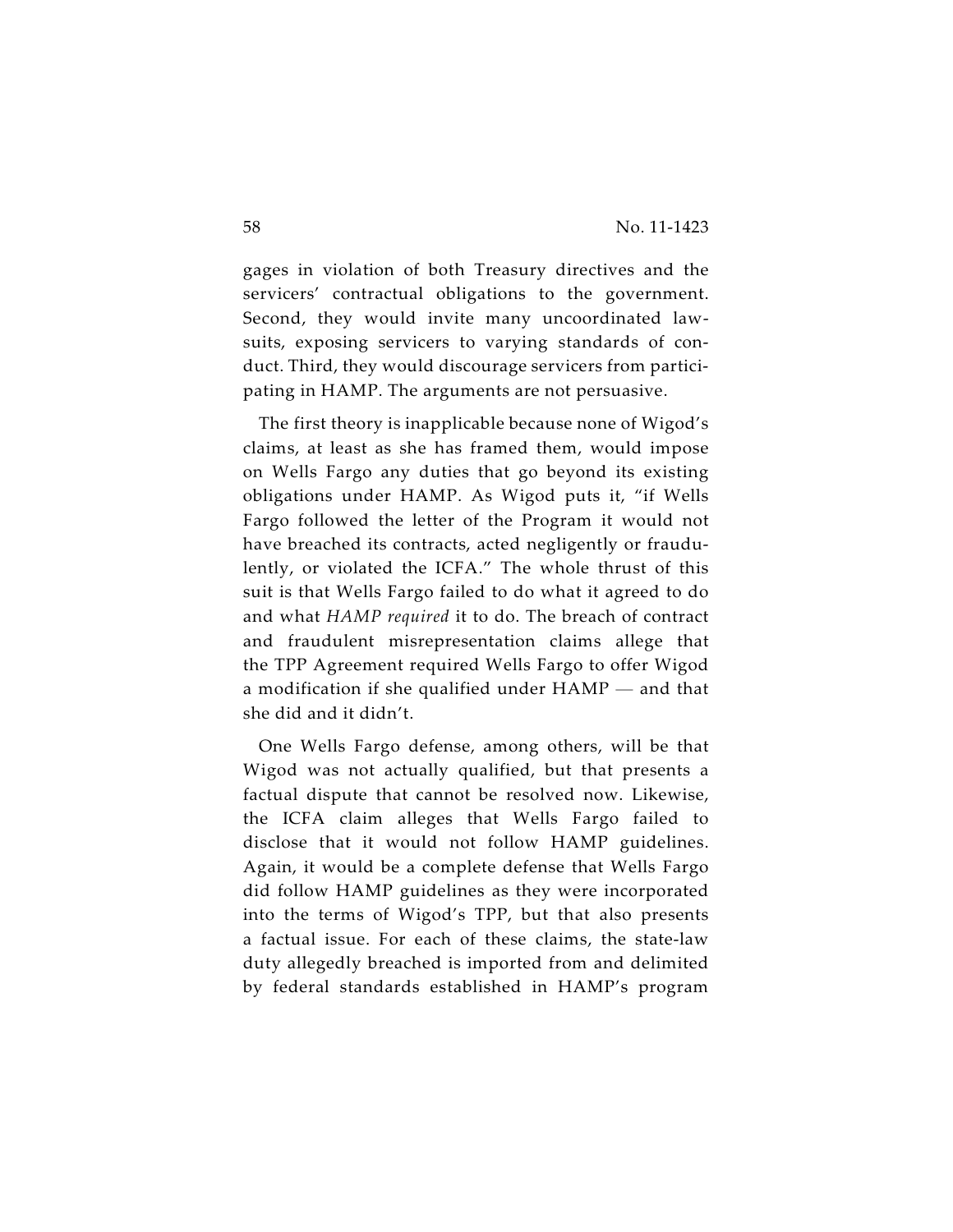gages in violation of both Treasury directives and the servicers' contractual obligations to the government. Second, they would invite many uncoordinated lawsuits, exposing servicers to varying standards of conduct. Third, they would discourage servicers from participating in HAMP. The arguments are not persuasive.

The first theory is inapplicable because none of Wigod's claims, at least as she has framed them, would impose on Wells Fargo any duties that go beyond its existing obligations under HAMP. As Wigod puts it, "if Wells Fargo followed the letter of the Program it would not have breached its contracts, acted negligently or fraudulently, or violated the ICFA." The whole thrust of this suit is that Wells Fargo failed to do what it agreed to do and what *HAMP required* it to do. The breach of contract and fraudulent misrepresentation claims allege that the TPP Agreement required Wells Fargo to offer Wigod a modification if she qualified under HAMP — and that she did and it didn't.

One Wells Fargo defense, among others, will be that Wigod was not actually qualified, but that presents a factual dispute that cannot be resolved now. Likewise, the ICFA claim alleges that Wells Fargo failed to disclose that it would not follow HAMP guidelines. Again, it would be a complete defense that Wells Fargo did follow HAMP guidelines as they were incorporated into the terms of Wigod's TPP, but that also presents a factual issue. For each of these claims, the state-law duty allegedly breached is imported from and delimited by federal standards established in HAMP's program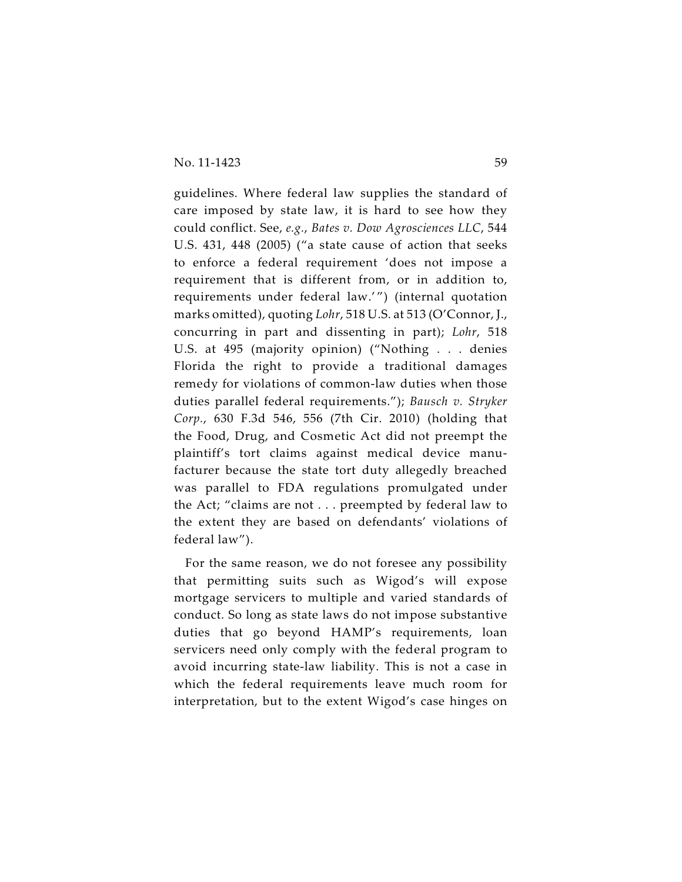guidelines. Where federal law supplies the standard of care imposed by state law, it is hard to see how they could conflict. See, *e.g.*, *Bates v. Dow Agrosciences LLC*, 544 U.S. 431, 448 (2005) ("a state cause of action that seeks to enforce a federal requirement 'does not impose a requirement that is different from, or in addition to, requirements under federal law.'") (internal quotation marks omitted), quoting *Lohr*, 518 U.S. at 513 (O'Connor, J., concurring in part and dissenting in part); *Lohr*, 518 U.S. at 495 (majority opinion) ("Nothing . . . denies Florida the right to provide a traditional damages remedy for violations of common-law duties when those duties parallel federal requirements."); *Bausch v. Stryker Corp.*, 630 F.3d 546, 556 (7th Cir. 2010) (holding that the Food, Drug, and Cosmetic Act did not preempt the plaintiff's tort claims against medical device manufacturer because the state tort duty allegedly breached was parallel to FDA regulations promulgated under the Act; "claims are not . . . preempted by federal law to the extent they are based on defendants' violations of federal law").

For the same reason, we do not foresee any possibility that permitting suits such as Wigod's will expose mortgage servicers to multiple and varied standards of conduct. So long as state laws do not impose substantive duties that go beyond HAMP's requirements, loan servicers need only comply with the federal program to avoid incurring state-law liability. This is not a case in which the federal requirements leave much room for interpretation, but to the extent Wigod's case hinges on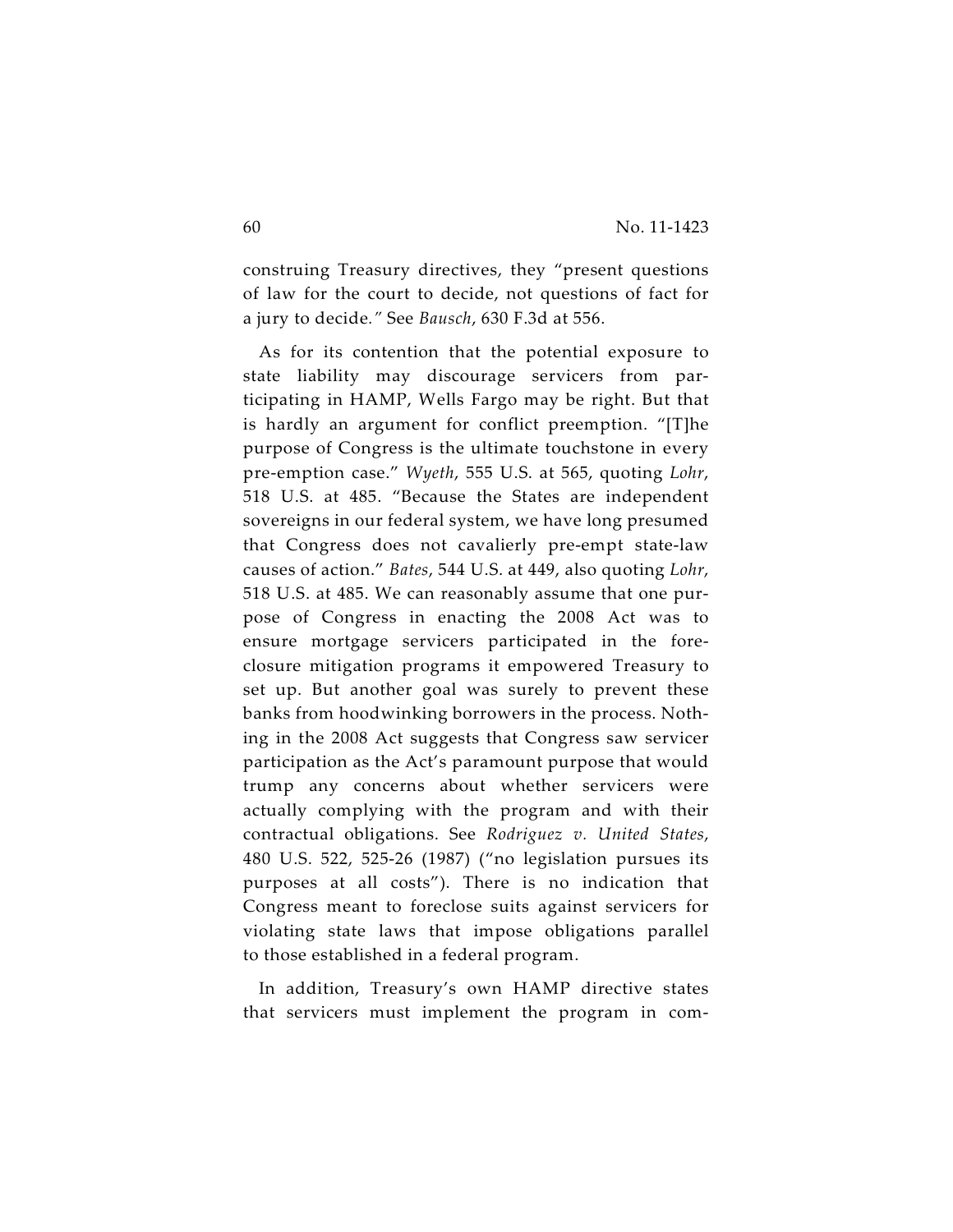construing Treasury directives, they "present questions of law for the court to decide, not questions of fact for a jury to decide." See *Bausch*, 630 F.3d at 556.

As for its contention that the potential exposure to state liability may discourage servicers from participating in HAMP, Wells Fargo may be right. But that is hardly an argument for conflict preemption. "[T]he purpose of Congress is the ultimate touchstone in every pre-emption case." *Wyeth*, 555 U.S. at 565, quoting *Lohr*, 518 U.S. at 485. "Because the States are independent sovereigns in our federal system, we have long presumed that Congress does not cavalierly pre-empt state-law causes of action." *Bates*, 544 U.S. at 449, also quoting *Lohr*, 518 U.S. at 485. We can reasonably assume that one purpose of Congress in enacting the 2008 Act was to ensure mortgage servicers participated in the foreclosure mitigation programs it empowered Treasury to set up. But another goal was surely to prevent these banks from hoodwinking borrowers in the process. Nothing in the 2008 Act suggests that Congress saw servicer participation as the Act's paramount purpose that would trump any concerns about whether servicers were actually complying with the program and with their contractual obligations. See *Rodriguez v. United States*, 480 U.S. 522, 525-26 (1987) ("no legislation pursues its purposes at all costs"). There is no indication that Congress meant to foreclose suits against servicers for violating state laws that impose obligations parallel to those established in a federal program.

In addition, Treasury's own HAMP directive states that servicers must implement the program in com-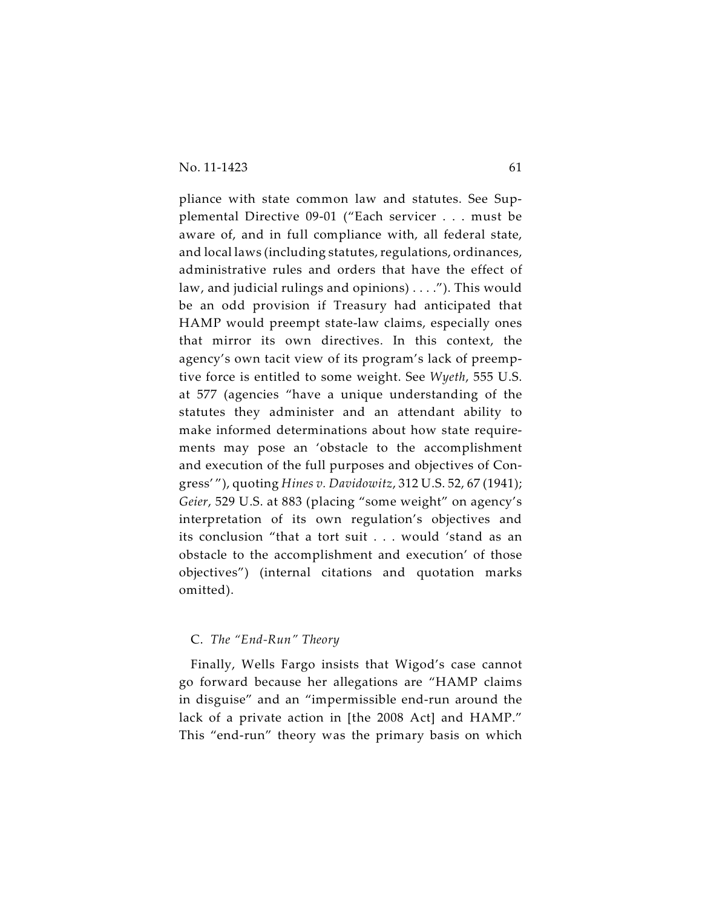pliance with state common law and statutes. See Supplemental Directive 09-01 ("Each servicer . . . must be aware of, and in full compliance with, all federal state, and local laws (including statutes, regulations, ordinances, administrative rules and orders that have the effect of law, and judicial rulings and opinions) . . . ."). This would be an odd provision if Treasury had anticipated that HAMP would preempt state-law claims, especially ones that mirror its own directives. In this context, the agency's own tacit view of its program's lack of preemptive force is entitled to some weight. See *Wyeth*, 555 U.S. at 577 (agencies "have a unique understanding of the statutes they administer and an attendant ability to make informed determinations about how state requirements may pose an 'obstacle to the accomplishment and execution of the full purposes and objectives of Congress'"), quoting *Hines v. Davidowitz*, 312 U.S. 52, 67 (1941); *Geier*, 529 U.S. at 883 (placing "some weight" on agency's interpretation of its own regulation's objectives and its conclusion "that a tort suit . . . would 'stand as an obstacle to the accomplishment and execution' of those objectives") (internal citations and quotation marks omitted).

### C. *The "End-Run" Theory*

Finally, Wells Fargo insists that Wigod's case cannot go forward because her allegations are "HAMP claims in disguise" and an "impermissible end-run around the lack of a private action in [the 2008 Act] and HAMP." This "end-run" theory was the primary basis on which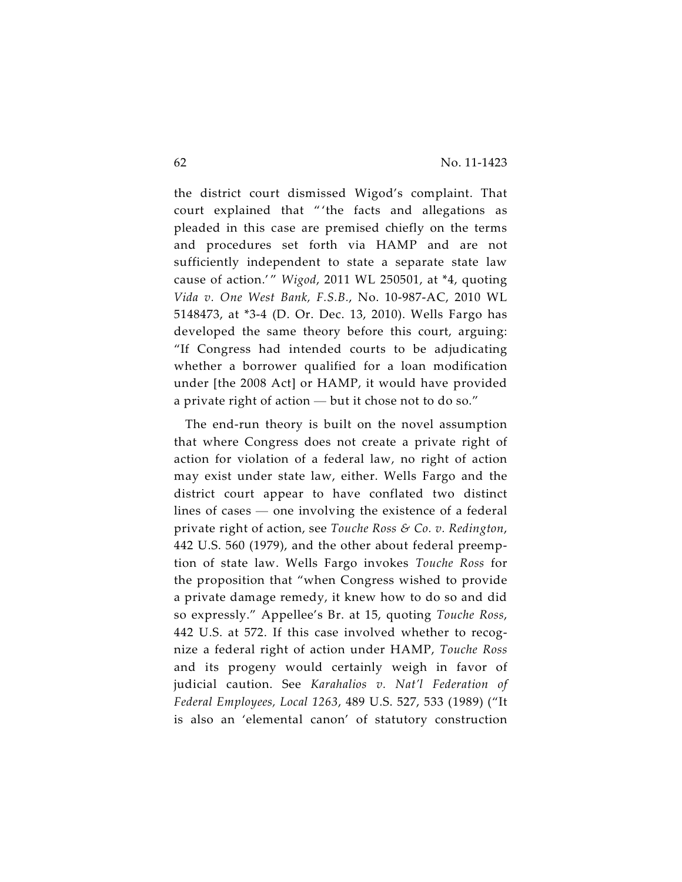the district court dismissed Wigod's complaint. That court explained that "'the facts and allegations as pleaded in this case are premised chiefly on the terms and procedures set forth via HAMP and are not sufficiently independent to state a separate state law cause of action.'" *Wigod*, 2011 WL 250501, at *4, quoting *Vida v. One West Bank, F.S.B.*, No. 10-987-AC, 2010 WL 5148473, at *3-4 (D. Or. Dec. 13, 2010). Wells Fargo has developed the same theory before this court, arguing: "If Congress had intended courts to be adjudicating whether a borrower qualified for a loan modification under [the 2008 Act] or HAMP, it would have provided a private right of action — but it chose not to do so."

The end-run theory is built on the novel assumption that where Congress does not create a private right of action for violation of a federal law, no right of action may exist under state law, either. Wells Fargo and the district court appear to have conflated two distinct lines of cases — one involving the existence of a federal private right of action, see *Touche Ross & Co. v. Redington*, 442 U.S. 560 (1979), and the other about federal preemption of state law. Wells Fargo invokes *Touche Ross* for the proposition that "when Congress wished to provide a private damage remedy, it knew how to do so and did so expressly." Appellee's Br. at 15, quoting *Touche Ross*, 442 U.S. at 572. If this case involved whether to recognize a federal right of action under HAMP, *Touche Ross* and its progeny would certainly weigh in favor of judicial caution. See *Karahalios v. Nat'l Federation of Federal Employees, Local 1263*, 489 U.S. 527, 533 (1989) ("It is also an 'elemental canon' of statutory construction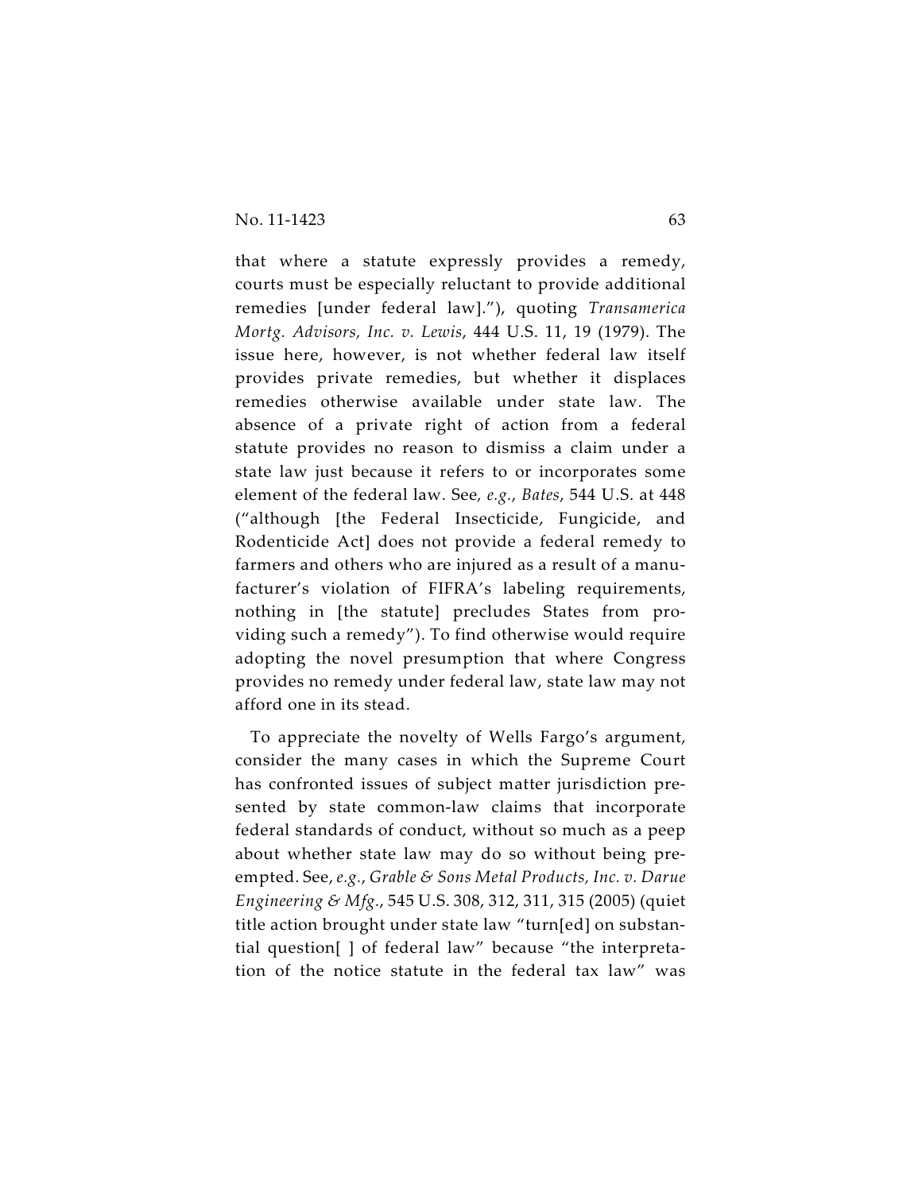that where a statute expressly provides a remedy, courts must be especially reluctant to provide additional remedies [under federal law]."), quoting *Transamerica Mortg. Advisors, Inc. v. Lewis*, 444 U.S. 11, 19 (1979). The issue here, however, is not whether federal law itself provides private remedies, but whether it displaces remedies otherwise available under state law. The absence of a private right of action from a federal statute provides no reason to dismiss a claim under a state law just because it refers to or incorporates some element of the federal law. See, *e.g.*, *Bates*, 544 U.S. at 448 ("although [the Federal Insecticide, Fungicide, and Rodenticide Act] does not provide a federal remedy to farmers and others who are injured as a result of a manufacturer's violation of FIFRA's labeling requirements, nothing in [the statute] precludes States from providing such a remedy"). To find otherwise would require adopting the novel presumption that where Congress provides no remedy under federal law, state law may not afford one in its stead.

To appreciate the novelty of Wells Fargo's argument, consider the many cases in which the Supreme Court has confronted issues of subject matter jurisdiction presented by state common-law claims that incorporate federal standards of conduct, without so much as a peep about whether state law may do so without being preempted. See, *e.g.*, *Grable & Sons Metal Products, Inc. v. Darue Engineering & Mfg.*, 545 U.S. 308, 312, 311, 315 (2005) (quiet title action brought under state law "turn[ed] on substantial question[ ] of federal law" because "the interpretation of the notice statute in the federal tax law" was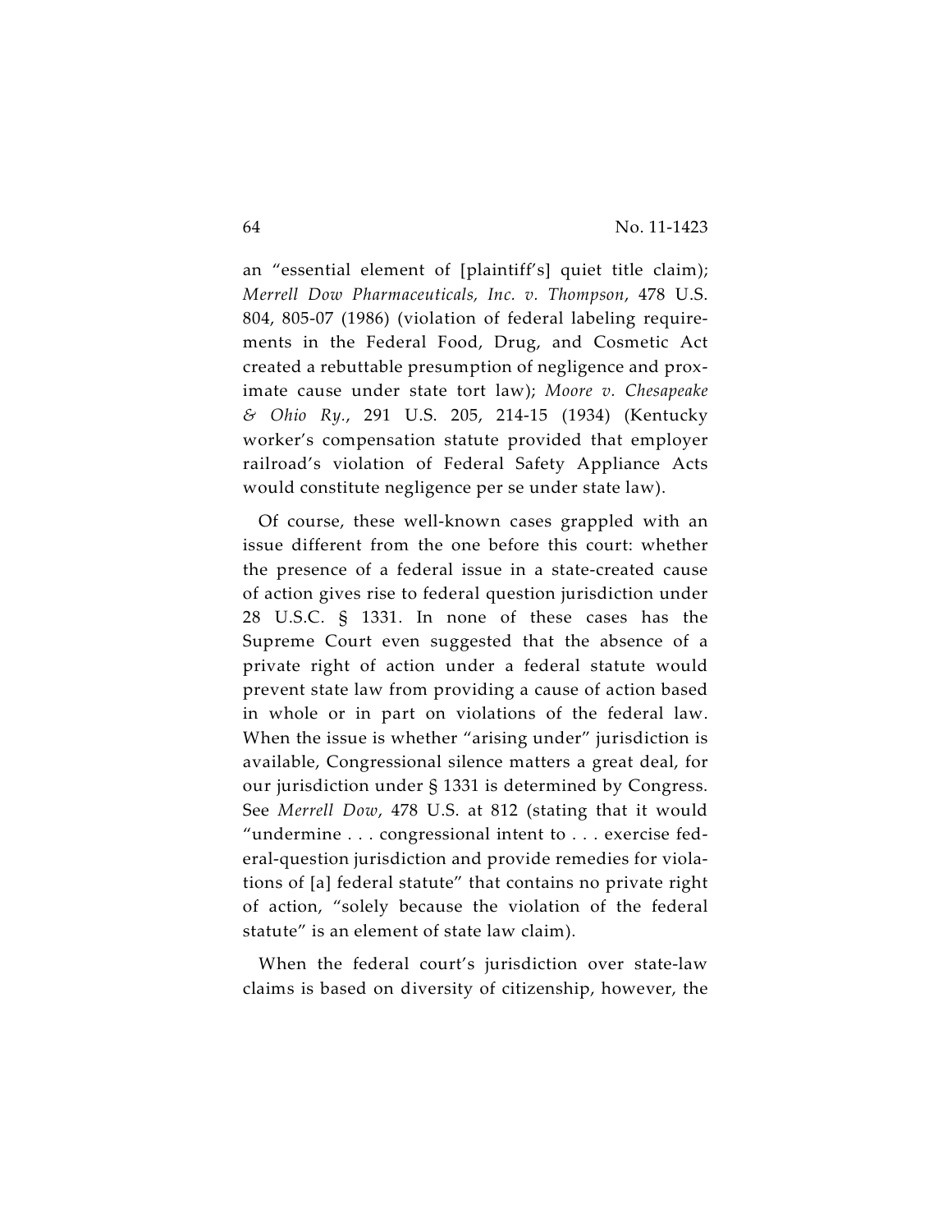an "essential element of [plaintiff's] quiet title claim); *Merrell Dow Pharmaceuticals, Inc. v. Thompson*, 478 U.S. 804, 805-07 (1986) (violation of federal labeling requirements in the Federal Food, Drug, and Cosmetic Act created a rebuttable presumption of negligence and proximate cause under state tort law); *Moore v. Chesapeake & Ohio Ry.*, 291 U.S. 205, 214-15 (1934) (Kentucky worker's compensation statute provided that employer railroad's violation of Federal Safety Appliance Acts would constitute negligence per se under state law).

Of course, these well-known cases grappled with an issue different from the one before this court: whether the presence of a federal issue in a state-created cause of action gives rise to federal question jurisdiction under 28 U.S.C. § 1331. In none of these cases has the Supreme Court even suggested that the absence of a private right of action under a federal statute would prevent state law from providing a cause of action based in whole or in part on violations of the federal law. When the issue is whether "arising under" jurisdiction is available, Congressional silence matters a great deal, for our jurisdiction under § 1331 is determined by Congress. See *Merrell Dow*, 478 U.S. at 812 (stating that it would "undermine . . . congressional intent to . . . exercise federal-question jurisdiction and provide remedies for violations of [a] federal statute" that contains no private right of action, "solely because the violation of the federal statute" is an element of state law claim).

When the federal court's jurisdiction over state-law claims is based on diversity of citizenship, however, the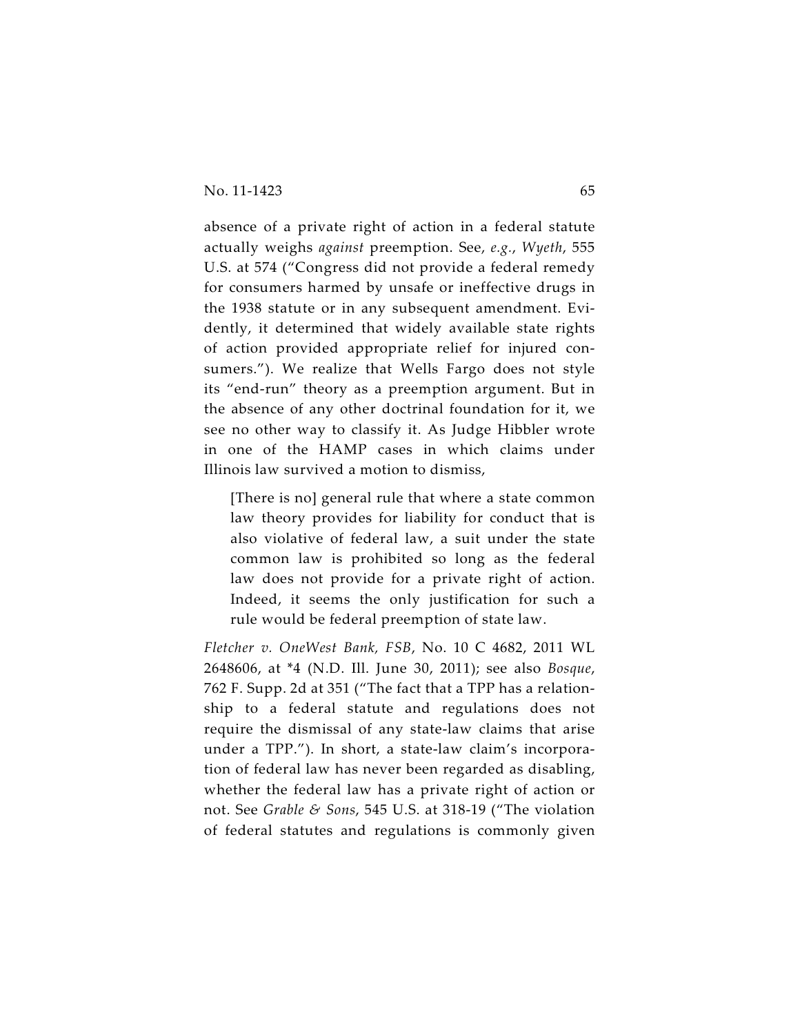absence of a private right of action in a federal statute actually weighs *against* preemption. See, *e.g.*, *Wyeth*, 555 U.S. at 574 ("Congress did not provide a federal remedy for consumers harmed by unsafe or ineffective drugs in the 1938 statute or in any subsequent amendment. Evidently, it determined that widely available state rights of action provided appropriate relief for injured consumers."). We realize that Wells Fargo does not style its "end-run" theory as a preemption argument. But in the absence of any other doctrinal foundation for it, we see no other way to classify it. As Judge Hibbler wrote in one of the HAMP cases in which claims under Illinois law survived a motion to dismiss,

> [There is no] general rule that where a state common law theory provides for liability for conduct that is also violative of federal law, a suit under the state common law is prohibited so long as the federal law does not provide for a private right of action. Indeed, it seems the only justification for such a rule would be federal preemption of state law.

*Fletcher v. OneWest Bank, FSB*, No. 10 C 4682, 2011 WL 2648606, at *4 (N.D. Ill. June 30, 2011); see also *Bosque*, 762 F. Supp. 2d at 351 ("The fact that a TPP has a relationship to a federal statute and regulations does not require the dismissal of any state-law claims that arise under a TPP."). In short, a state-law claim's incorporation of federal law has never been regarded as disabling, whether the federal law has a private right of action or not. See *Grable & Sons*, 545 U.S. at 318-19 ("The violation of federal statutes and regulations is commonly given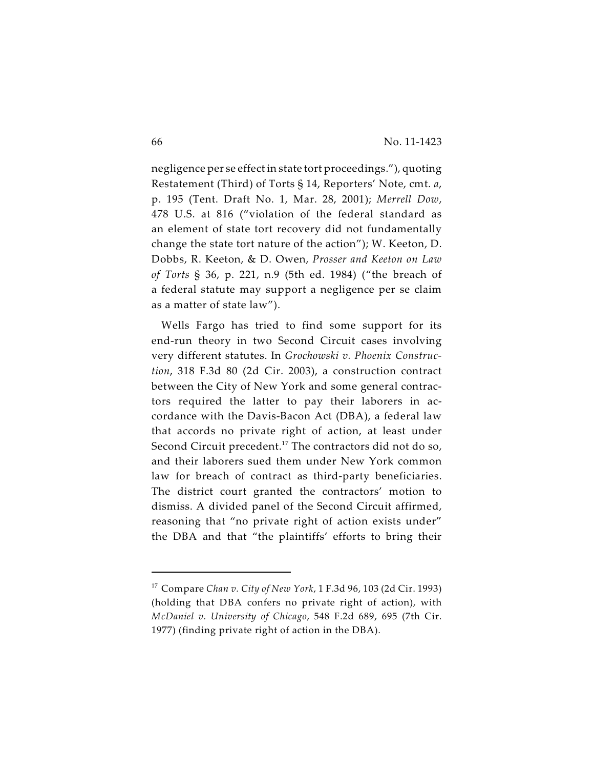negligence per se effect in state tort proceedings."), quoting Restatement (Third) of Torts § 14, Reporters' Note, cmt. *a*, p. 195 (Tent. Draft No. 1, Mar. 28, 2001); *Merrell Dow*, 478 U.S. at 816 ("violation of the federal standard as an element of state tort recovery did not fundamentally change the state tort nature of the action"); W. Keeton, D. Dobbs, R. Keeton, & D. Owen, *Prosser and Keeton on Law of Torts* § 36, p. 221, n.9 (5th ed. 1984) ("the breach of a federal statute may support a negligence per se claim as a matter of state law").

Wells Fargo has tried to find some support for its end-run theory in two Second Circuit cases involving very different statutes. In *Grochowski v. Phoenix Construction*, 318 F.3d 80 (2d Cir. 2003), a construction contract between the City of New York and some general contractors required the latter to pay their laborers in accordance with the Davis-Bacon Act (DBA), a federal law that accords no private right of action, at least under Second Circuit precedent.[17] The contractors did not do so, and their laborers sued them under New York common law for breach of contract as third-party beneficiaries. The district court granted the contractors' motion to dismiss. A divided panel of the Second Circuit affirmed, reasoning that "no private right of action exists under" the DBA and that "the plaintiffs' efforts to bring their

---

[17] Compare *Chan v. City of New York*, 1 F.3d 96, 103 (2d Cir. 1993) (holding that DBA confers no private right of action), with *McDaniel v. University of Chicago*, 548 F.2d 689, 695 (7th Cir. 1977) (finding private right of action in the DBA).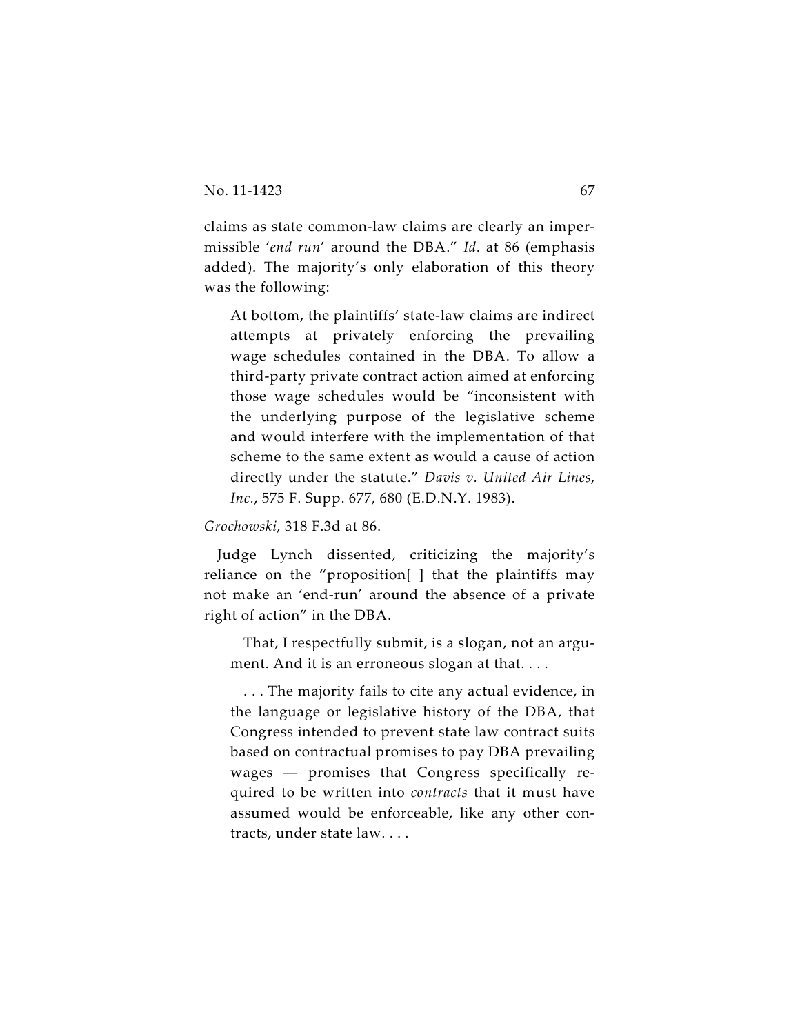claims as state common-law claims are clearly an impermissible '*end run*' around the DBA." *Id*. at 86 (emphasis added). The majority's only elaboration of this theory was the following:

> At bottom, the plaintiffs' state-law claims are indirect attempts at privately enforcing the prevailing wage schedules contained in the DBA. To allow a third-party private contract action aimed at enforcing those wage schedules would be "inconsistent with the underlying purpose of the legislative scheme and would interfere with the implementation of that scheme to the same extent as would a cause of action directly under the statute." *Davis v. United Air Lines, Inc.*, 575 F. Supp. 677, 680 (E.D.N.Y. 1983).

*Grochowski*, 318 F.3d at 86.

Judge Lynch dissented, criticizing the majority's reliance on the "proposition[ ] that the plaintiffs may not make an 'end-run' around the absence of a private right of action" in the DBA.

> That, I respectfully submit, is a slogan, not an argument. And it is an erroneous slogan at that. . . .
>
> . . . The majority fails to cite any actual evidence, in the language or legislative history of the DBA, that Congress intended to prevent state law contract suits based on contractual promises to pay DBA prevailing wages — promises that Congress specifically required to be written into *contracts* that it must have assumed would be enforceable, like any other contracts, under state law. . . .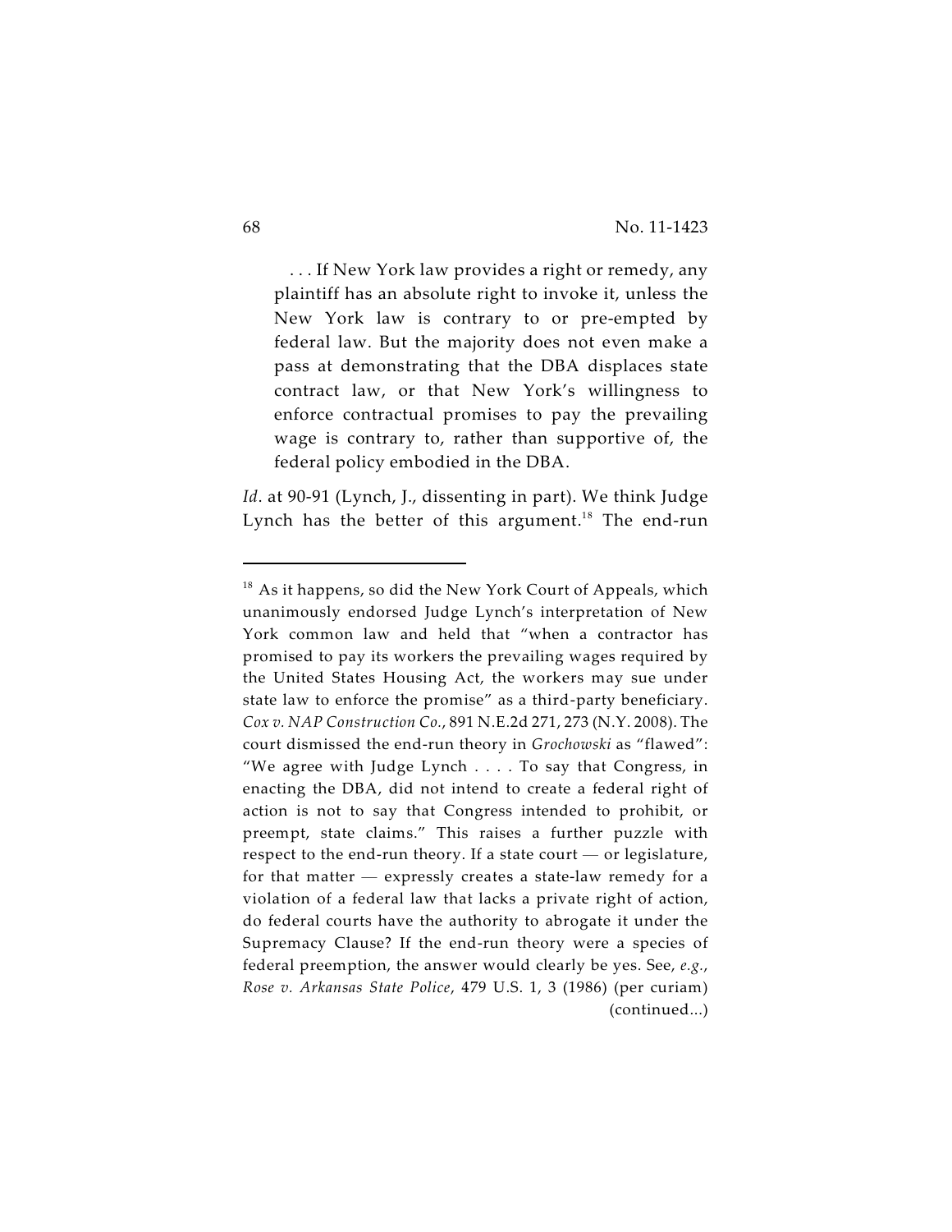> . . . If New York law provides a right or remedy, any plaintiff has an absolute right to invoke it, unless the New York law is contrary to or pre-empted by federal law. But the majority does not even make a pass at demonstrating that the DBA displaces state contract law, or that New York's willingness to enforce contractual promises to pay the prevailing wage is contrary to, rather than supportive of, the federal policy embodied in the DBA.

*Id*. at 90-91 (Lynch, J., dissenting in part). We think Judge Lynch has the better of this argument.[18] The end-run

---

[18] As it happens, so did the New York Court of Appeals, which unanimously endorsed Judge Lynch's interpretation of New York common law and held that "when a contractor has promised to pay its workers the prevailing wages required by the United States Housing Act, the workers may sue under state law to enforce the promise" as a third-party beneficiary. *Cox v. NAP Construction Co.*, 891 N.E.2d 271, 273 (N.Y. 2008). The court dismissed the end-run theory in *Grochowski* as "flawed": "We agree with Judge Lynch . . . . To say that Congress, in enacting the DBA, did not intend to create a federal right of action is not to say that Congress intended to prohibit, or preempt, state claims." This raises a further puzzle with respect to the end-run theory. If a state court — or legislature, for that matter — expressly creates a state-law remedy for a violation of a federal law that lacks a private right of action, do federal courts have the authority to abrogate it under the Supremacy Clause? If the end-run theory were a species of federal preemption, the answer would clearly be yes. See, *e.g.*, *Rose v. Arkansas State Police*, 479 U.S. 1, 3 (1986) (per curiam) (continued...)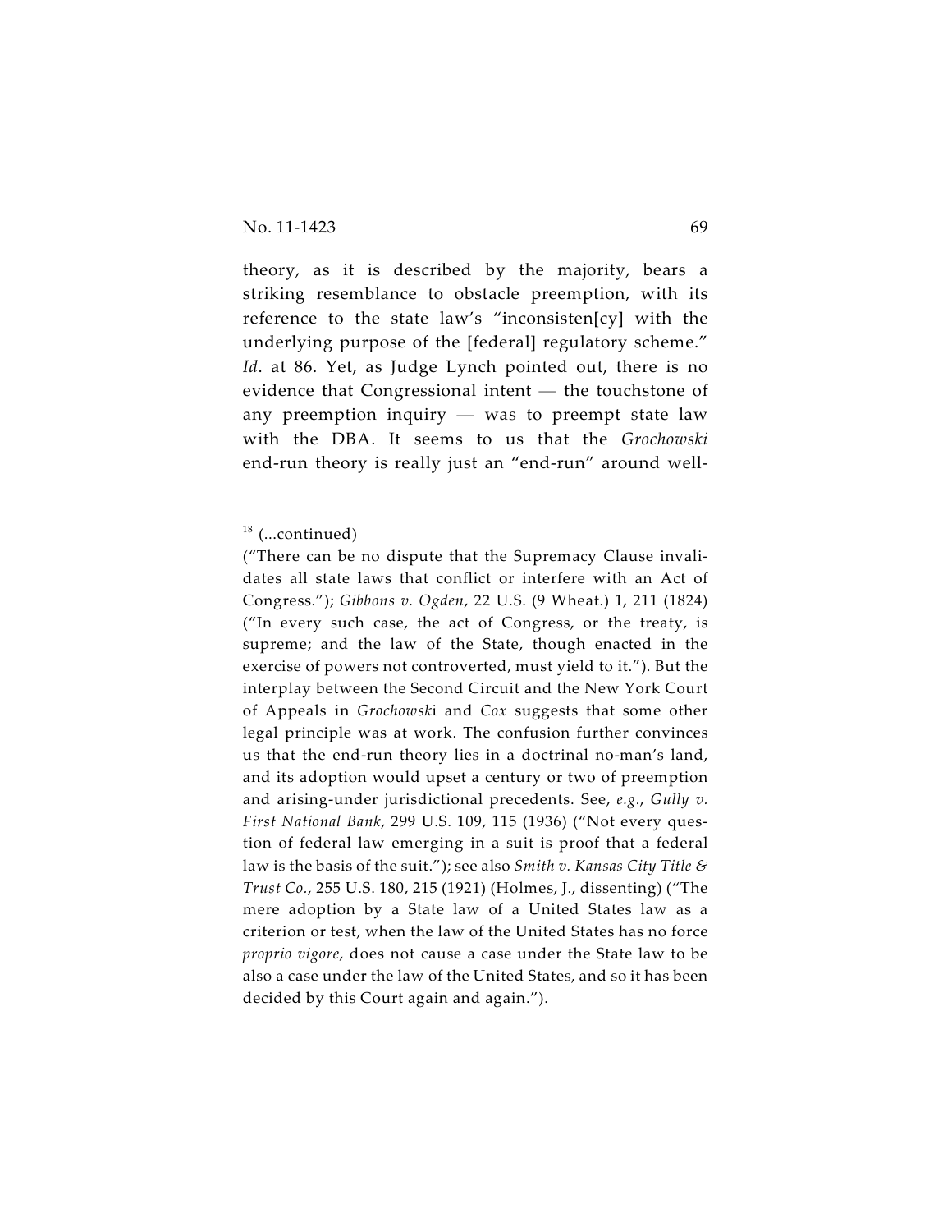theory, as it is described by the majority, bears a striking resemblance to obstacle preemption, with its reference to the state law's "inconsisten[cy] with the underlying purpose of the [federal] regulatory scheme." *Id*. at 86. Yet, as Judge Lynch pointed out, there is no evidence that Congressional intent — the touchstone of any preemption inquiry — was to preempt state law with the DBA. It seems to us that the *Grochowski* end-run theory is really just an "end-run" around well-

---

[18] (...continued)

("There can be no dispute that the Supremacy Clause invalidates all state laws that conflict or interfere with an Act of Congress."); *Gibbons v. Ogden*, 22 U.S. (9 Wheat.) 1, 211 (1824) ("In every such case, the act of Congress, or the treaty, is supreme; and the law of the State, though enacted in the exercise of powers not controverted, must yield to it."). But the interplay between the Second Circuit and the New York Court of Appeals in *Grochowski* and *Cox* suggests that some other legal principle was at work. The confusion further convinces us that the end-run theory lies in a doctrinal no-man's land, and its adoption would upset a century or two of preemption and arising-under jurisdictional precedents. See, *e.g.*, *Gully v. First National Bank*, 299 U.S. 109, 115 (1936) ("Not every question of federal law emerging in a suit is proof that a federal law is the basis of the suit."); see also *Smith v. Kansas City Title & Trust Co.*, 255 U.S. 180, 215 (1921) (Holmes, J., dissenting) ("The mere adoption by a State law of a United States law as a criterion or test, when the law of the United States has no force *proprio vigore*, does not cause a case under the State law to be also a case under the law of the United States, and so it has been decided by this Court again and again.").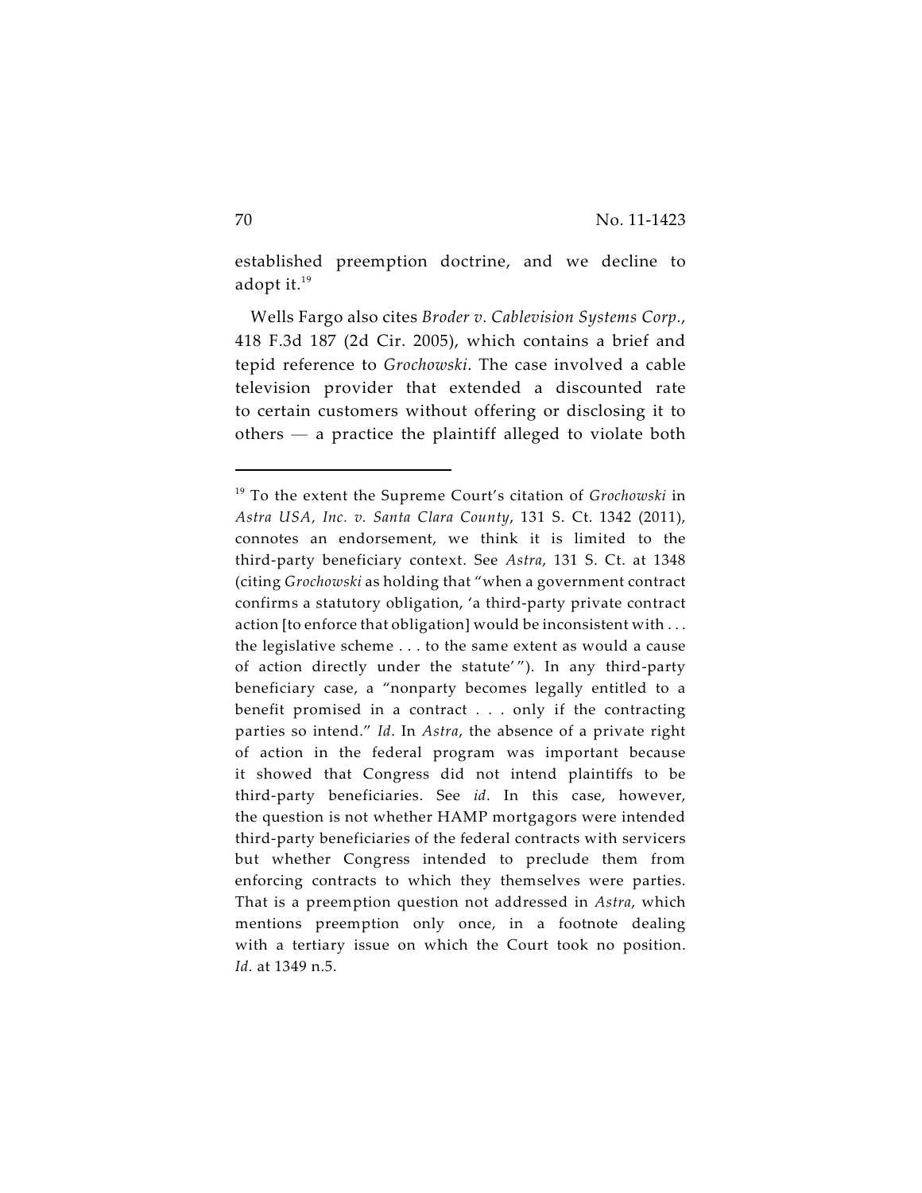established preemption doctrine, and we decline to adopt it.[19]

Wells Fargo also cites *Broder v. Cablevision Systems Corp.*, 418 F.3d 187 (2d Cir. 2005), which contains a brief and tepid reference to *Grochowski*. The case involved a cable television provider that extended a discounted rate to certain customers without offering or disclosing it to others — a practice the plaintiff alleged to violate both

---

[19] To the extent the Supreme Court's citation of *Grochowski* in *Astra USA, Inc. v. Santa Clara County*, 131 S. Ct. 1342 (2011), connotes an endorsement, we think it is limited to the third-party beneficiary context. See *Astra*, 131 S. Ct. at 1348 (citing *Grochowski* as holding that "when a government contract confirms a statutory obligation, 'a third-party private contract action [to enforce that obligation] would be inconsistent with . . . the legislative scheme . . . to the same extent as would a cause of action directly under the statute'"). In any third-party beneficiary case, a "nonparty becomes legally entitled to a benefit promised in a contract . . . only if the contracting parties so intend." *Id*. In *Astra*, the absence of a private right of action in the federal program was important because it showed that Congress did not intend plaintiffs to be third-party beneficiaries. See *id*. In this case, however, the question is not whether HAMP mortgagors were intended third-party beneficiaries of the federal contracts with servicers but whether Congress intended to preclude them from enforcing contracts to which they themselves were parties. That is a preemption question not addressed in *Astra*, which mentions preemption only once, in a footnote dealing with a tertiary issue on which the Court took no position. *Id*. at 1349 n.5.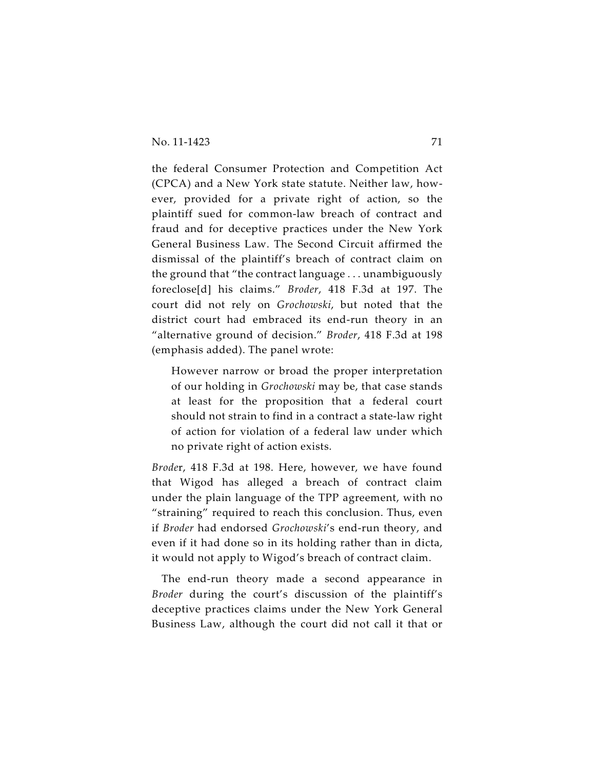the federal Consumer Protection and Competition Act (CPCA) and a New York state statute. Neither law, however, provided for a private right of action, so the plaintiff sued for common-law breach of contract and fraud and for deceptive practices under the New York General Business Law. The Second Circuit affirmed the dismissal of the plaintiff's breach of contract claim on the ground that "the contract language . . . unambiguously foreclose[d] his claims." *Broder*, 418 F.3d at 197. The court did not rely on *Grochowski*, but noted that the district court had embraced its end-run theory in an "alternative ground of decision." *Broder*, 418 F.3d at 198 (emphasis added). The panel wrote:

> However narrow or broad the proper interpretation of our holding in *Grochowski* may be, that case stands at least for the proposition that a federal court should not strain to find in a contract a state-law right of action for violation of a federal law under which no private right of action exists.

*Broder*, 418 F.3d at 198. Here, however, we have found that Wigod has alleged a breach of contract claim under the plain language of the TPP agreement, with no "straining" required to reach this conclusion. Thus, even if *Broder* had endorsed *Grochowski*'s end-run theory, and even if it had done so in its holding rather than in dicta, it would not apply to Wigod's breach of contract claim.

The end-run theory made a second appearance in *Broder* during the court's discussion of the plaintiff's deceptive practices claims under the New York General Business Law, although the court did not call it that or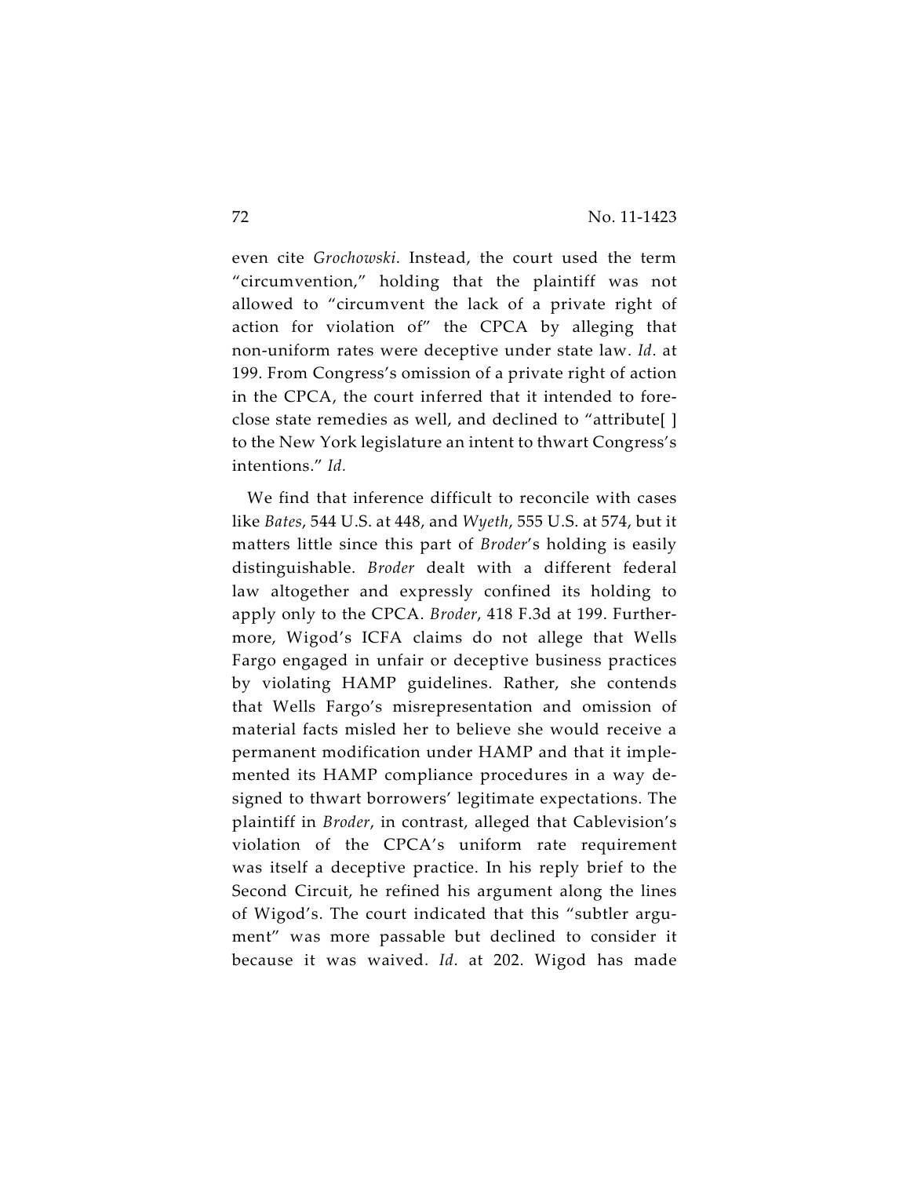even cite *Grochowski*. Instead, the court used the term "circumvention," holding that the plaintiff was not allowed to "circumvent the lack of a private right of action for violation of" the CPCA by alleging that non-uniform rates were deceptive under state law. *Id*. at 199. From Congress's omission of a private right of action in the CPCA, the court inferred that it intended to foreclose state remedies as well, and declined to "attribute[ ] to the New York legislature an intent to thwart Congress's intentions." *Id.*

We find that inference difficult to reconcile with cases like *Bates*, 544 U.S. at 448, and *Wyeth*, 555 U.S. at 574, but it matters little since this part of *Broder*'s holding is easily distinguishable. *Broder* dealt with a different federal law altogether and expressly confined its holding to apply only to the CPCA. *Broder*, 418 F.3d at 199. Furthermore, Wigod's ICFA claims do not allege that Wells Fargo engaged in unfair or deceptive business practices by violating HAMP guidelines. Rather, she contends that Wells Fargo's misrepresentation and omission of material facts misled her to believe she would receive a permanent modification under HAMP and that it implemented its HAMP compliance procedures in a way designed to thwart borrowers' legitimate expectations. The plaintiff in *Broder*, in contrast, alleged that Cablevision's violation of the CPCA's uniform rate requirement was itself a deceptive practice. In his reply brief to the Second Circuit, he refined his argument along the lines of Wigod's. The court indicated that this "subtler argument" was more passable but declined to consider it because it was waived. *Id*. at 202. Wigod has made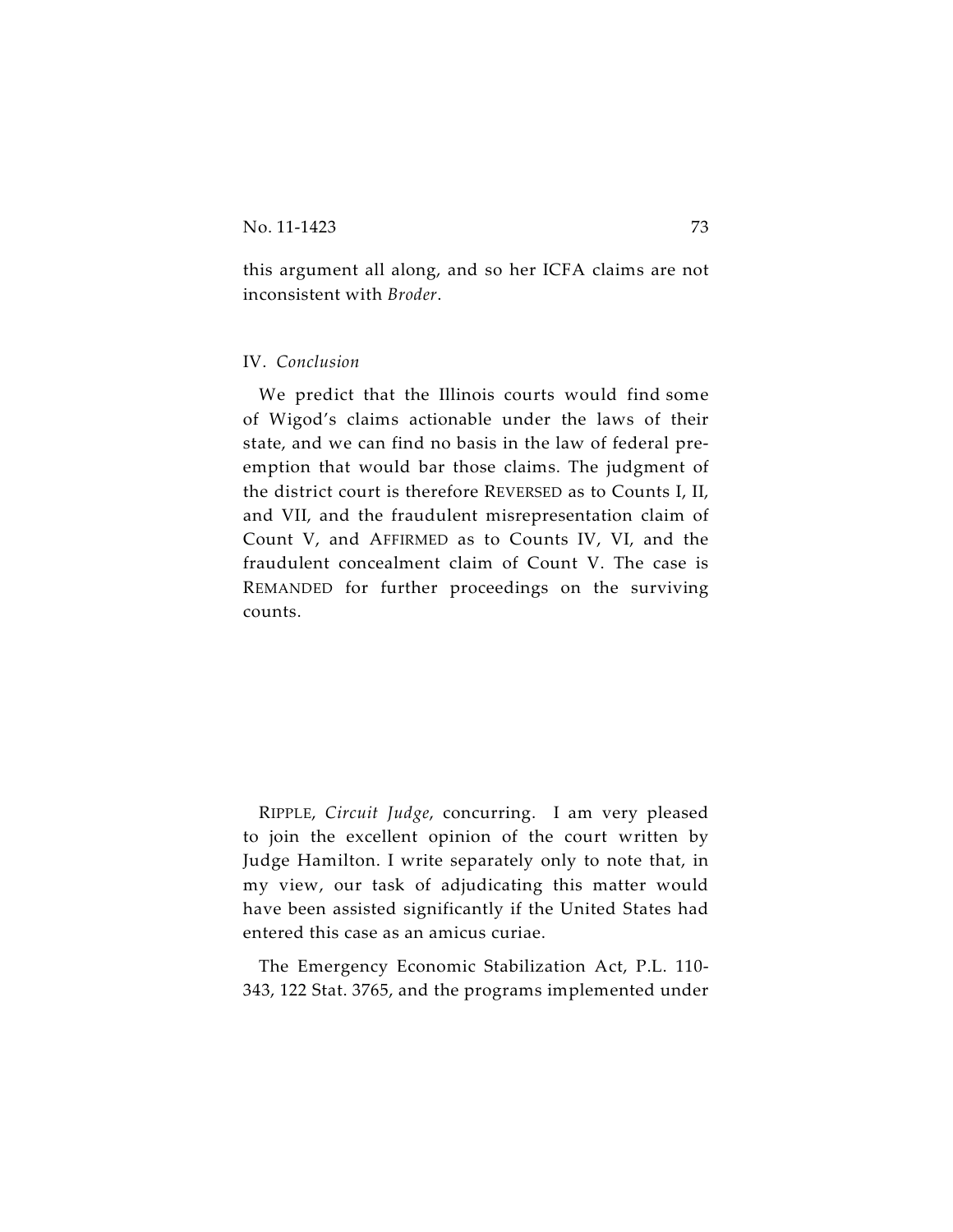this argument all along, and so her ICFA claims are not inconsistent with *Broder*.

## IV. *Conclusion*

We predict that the Illinois courts would find some of Wigod's claims actionable under the laws of their state, and we can find no basis in the law of federal preemption that would bar those claims. The judgment of the district court is therefore REVERSED as to Counts I, II, and VII, and the fraudulent misrepresentation claim of Count V, and AFFIRMED as to Counts IV, VI, and the fraudulent concealment claim of Count V. The case is REMANDED for further proceedings on the surviving counts.

RIPPLE, *Circuit Judge*, concurring. I am very pleased to join the excellent opinion of the court written by Judge Hamilton. I write separately only to note that, in my view, our task of adjudicating this matter would have been assisted significantly if the United States had entered this case as an amicus curiae.

The Emergency Economic Stabilization Act, P.L. 110-343, 122 Stat. 3765, and the programs implemented under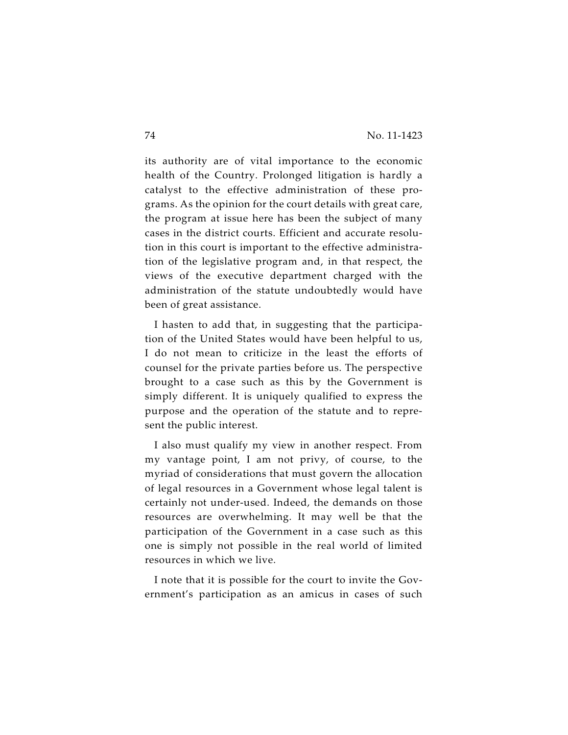its authority are of vital importance to the economic health of the Country. Prolonged litigation is hardly a catalyst to the effective administration of these programs. As the opinion for the court details with great care, the program at issue here has been the subject of many cases in the district courts. Efficient and accurate resolution in this court is important to the effective administration of the legislative program and, in that respect, the views of the executive department charged with the administration of the statute undoubtedly would have been of great assistance.

I hasten to add that, in suggesting that the participation of the United States would have been helpful to us, I do not mean to criticize in the least the efforts of counsel for the private parties before us. The perspective brought to a case such as this by the Government is simply different. It is uniquely qualified to express the purpose and the operation of the statute and to represent the public interest.

I also must qualify my view in another respect. From my vantage point, I am not privy, of course, to the myriad of considerations that must govern the allocation of legal resources in a Government whose legal talent is certainly not under-used. Indeed, the demands on those resources are overwhelming. It may well be that the participation of the Government in a case such as this one is simply not possible in the real world of limited resources in which we live.

I note that it is possible for the court to invite the Government's participation as an amicus in cases of such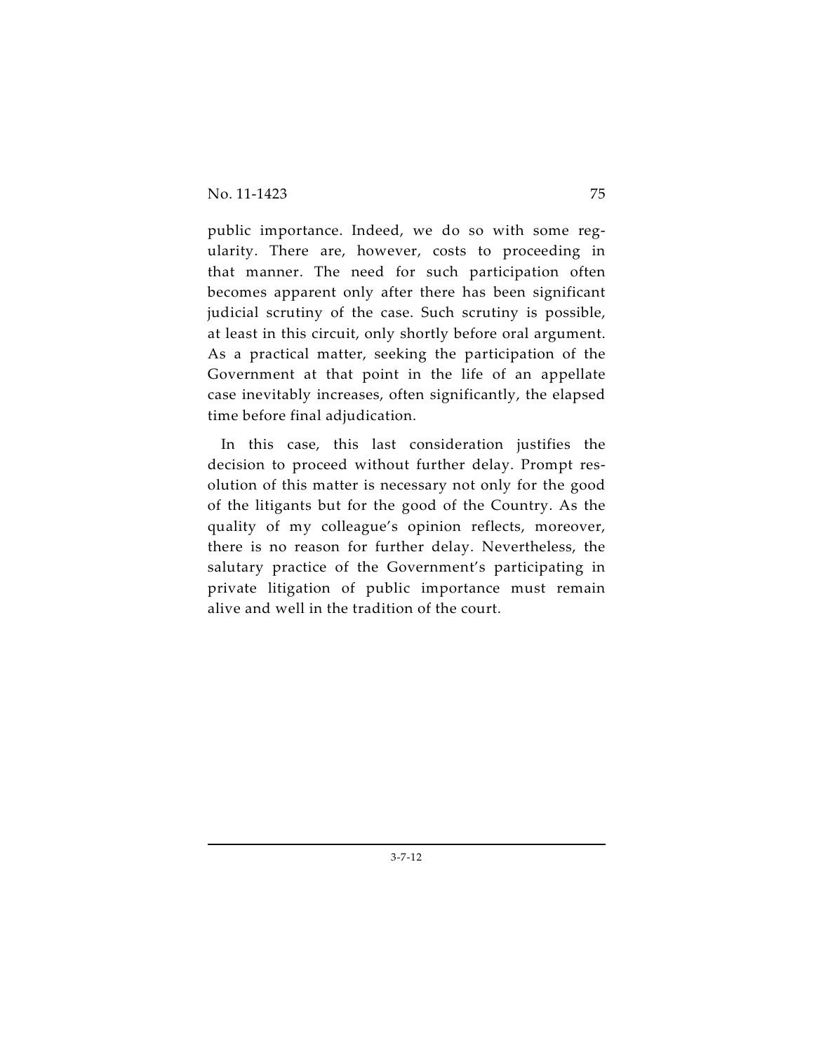public importance. Indeed, we do so with some regularity. There are, however, costs to proceeding in that manner. The need for such participation often becomes apparent only after there has been significant judicial scrutiny of the case. Such scrutiny is possible, at least in this circuit, only shortly before oral argument. As a practical matter, seeking the participation of the Government at that point in the life of an appellate case inevitably increases, often significantly, the elapsed time before final adjudication.

In this case, this last consideration justifies the decision to proceed without further delay. Prompt resolution of this matter is necessary not only for the good of the litigants but for the good of the Country. As the quality of my colleague's opinion reflects, moreover, there is no reason for further delay. Nevertheless, the salutary practice of the Government's participating in private litigation of public importance must remain alive and well in the tradition of the court.

---

3-7-12